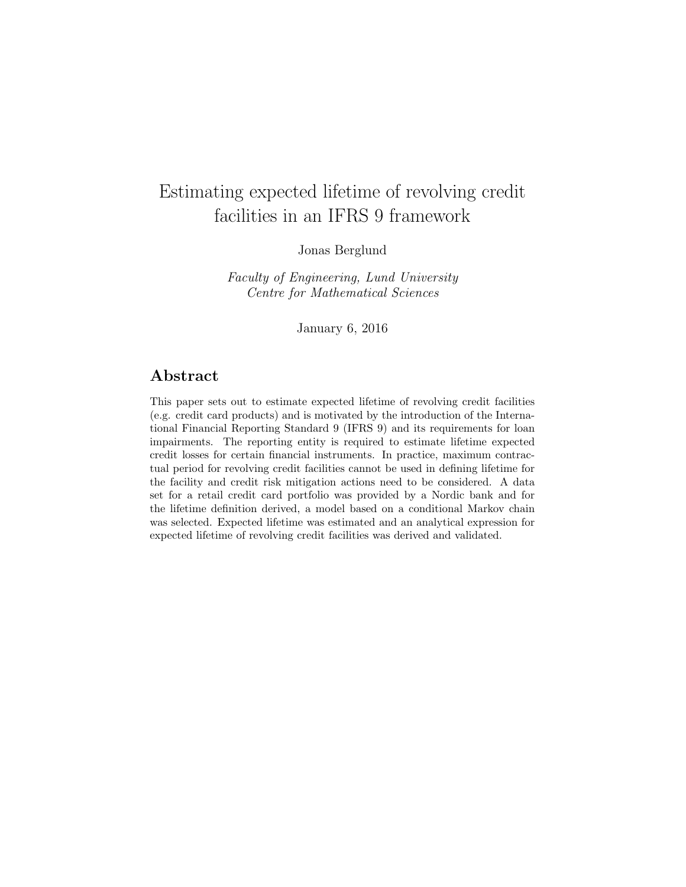# Estimating expected lifetime of revolving credit facilities in an IFRS 9 framework

Jonas Berglund

*Faculty of Engineering, Lund University*
*Centre for Mathematical Sciences*

January 6, 2016

## Abstract

This paper sets out to estimate expected lifetime of revolving credit facilities (e.g. credit card products) and is motivated by the introduction of the International Financial Reporting Standard 9 (IFRS 9) and its requirements for loan impairments. The reporting entity is required to estimate lifetime expected credit losses for certain financial instruments. In practice, maximum contractual period for revolving credit facilities cannot be used in defining lifetime for the facility and credit risk mitigation actions need to be considered. A data set for a retail credit card portfolio was provided by a Nordic bank and for the lifetime definition derived, a model based on a conditional Markov chain was selected. Expected lifetime was estimated and an analytical expression for expected lifetime of revolving credit facilities was derived and validated.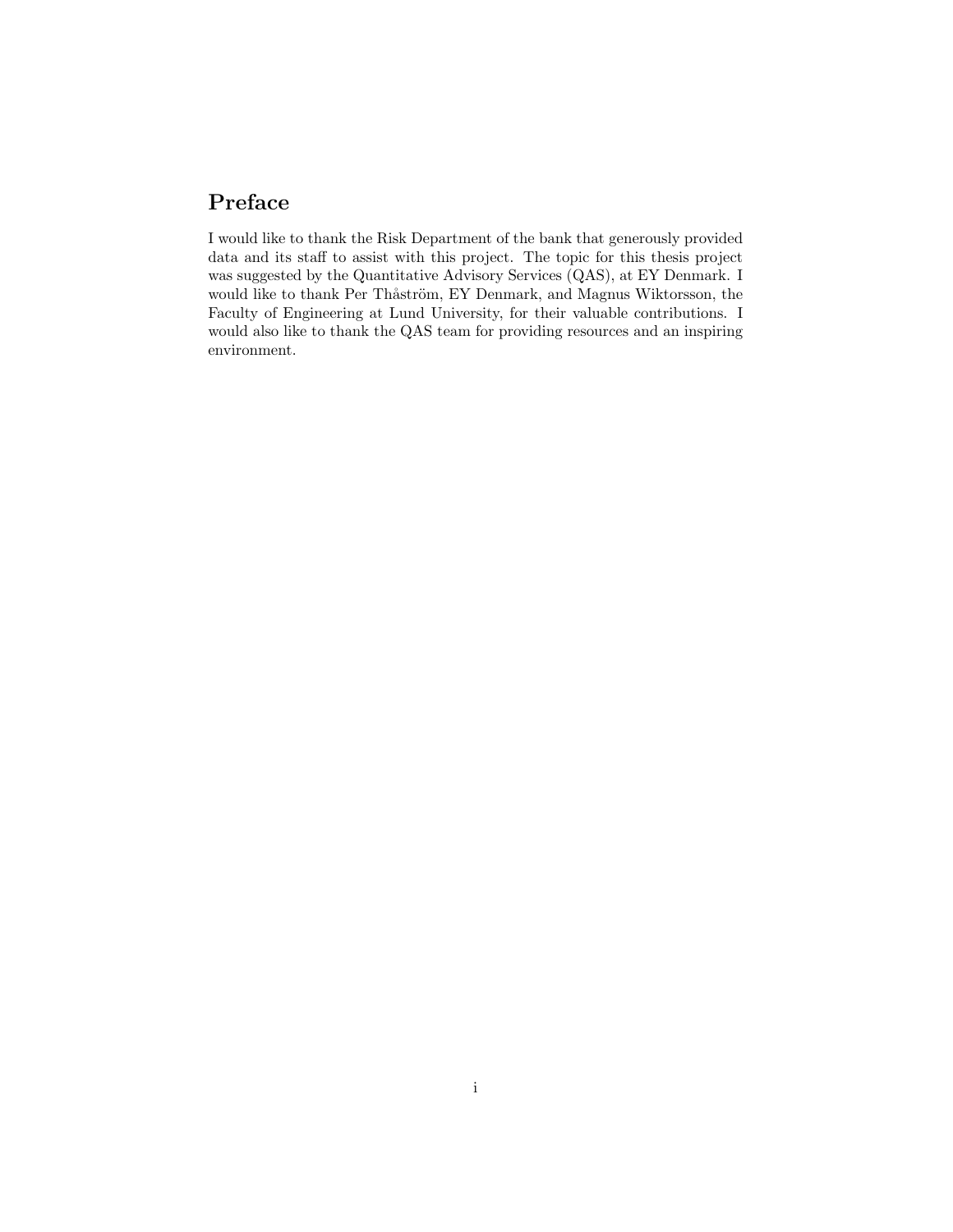## Preface

I would like to thank the Risk Department of the bank that generously provided data and its staff to assist with this project. The topic for this thesis project was suggested by the Quantitative Advisory Services (QAS), at EY Denmark. I would like to thank Per Thåström, EY Denmark, and Magnus Wiktorsson, the Faculty of Engineering at Lund University, for their valuable contributions. I would also like to thank the QAS team for providing resources and an inspiring environment.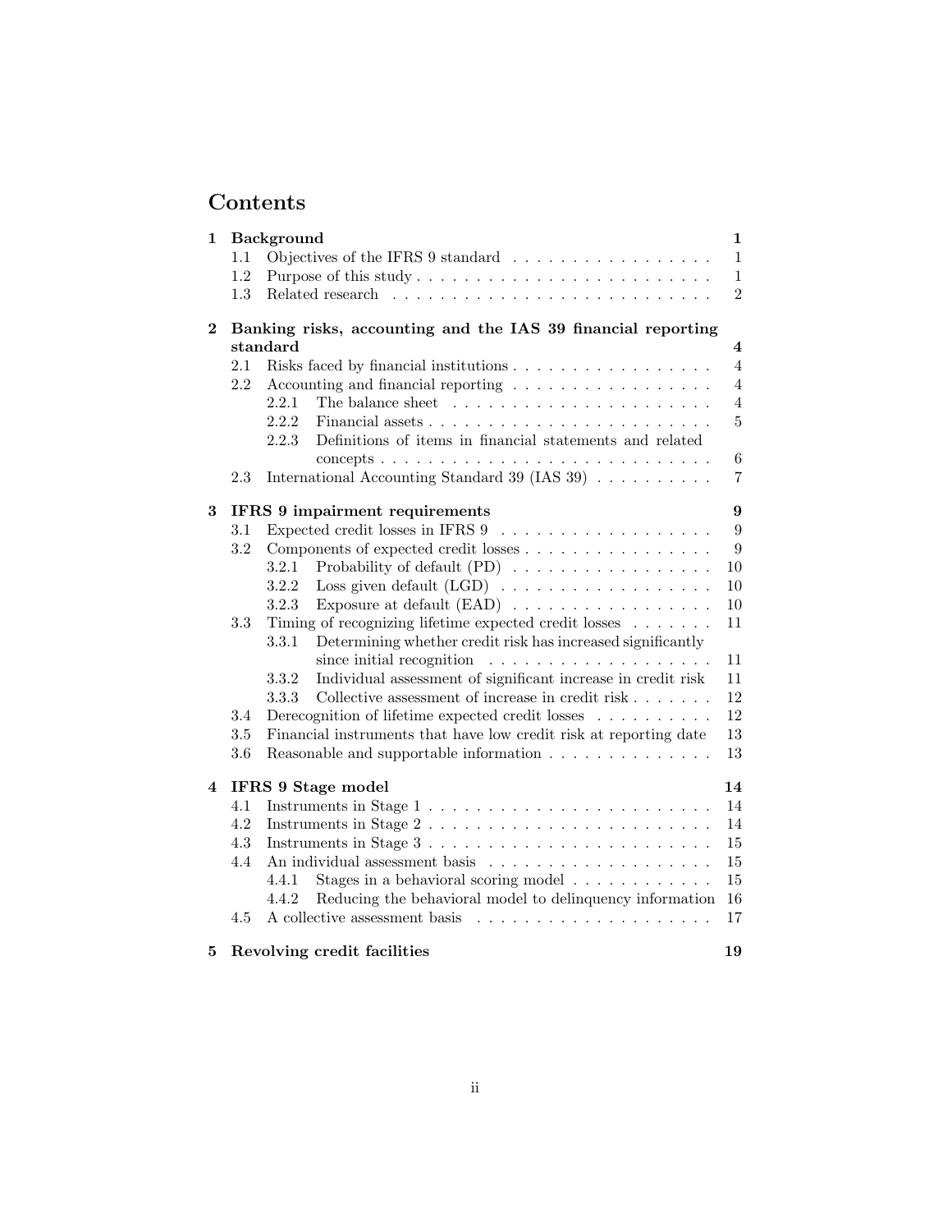# Contents

**1 Background** **1**

- 1.1 Objectives of the IFRS 9 standard . . . . . . . . . . . . . . . . . 1
- 1.2 Purpose of this study . . . . . . . . . . . . . . . . . . . . . . . . . 1
- 1.3 Related research . . . . . . . . . . . . . . . . . . . . . . . . . . . 2

**2 Banking risks, accounting and the IAS 39 financial reporting standard** **4**

- 2.1 Risks faced by financial institutions . . . . . . . . . . . . . . . . . 4
- 2.2 Accounting and financial reporting . . . . . . . . . . . . . . . . . 4
  - 2.2.1 The balance sheet . . . . . . . . . . . . . . . . . . . . . . 4
  - 2.2.2 Financial assets . . . . . . . . . . . . . . . . . . . . . . . . 5
  - 2.2.3 Definitions of items in financial statements and related concepts . . . . . . . . . . . . . . . . . . . . . . . . . . . 6
- 2.3 International Accounting Standard 39 (IAS 39) . . . . . . . . . . 7

**3 IFRS 9 impairment requirements** **9**

- 3.1 Expected credit losses in IFRS 9 . . . . . . . . . . . . . . . . . . 9
- 3.2 Components of expected credit losses . . . . . . . . . . . . . . . . 9
  - 3.2.1 Probability of default (PD) . . . . . . . . . . . . . . . . . 10
  - 3.2.2 Loss given default (LGD) . . . . . . . . . . . . . . . . . . 10
  - 3.2.3 Exposure at default (EAD) . . . . . . . . . . . . . . . . . 10
- 3.3 Timing of recognizing lifetime expected credit losses . . . . . . . 11
  - 3.3.1 Determining whether credit risk has increased significantly since initial recognition . . . . . . . . . . . . . . . . . . . 11
  - 3.3.2 Individual assessment of significant increase in credit risk 11
  - 3.3.3 Collective assessment of increase in credit risk . . . . . . . 12
- 3.4 Derecognition of lifetime expected credit losses . . . . . . . . . . 12
- 3.5 Financial instruments that have low credit risk at reporting date 13
- 3.6 Reasonable and supportable information . . . . . . . . . . . . . . 13

**4 IFRS 9 Stage model** **14**

- 4.1 Instruments in Stage 1 . . . . . . . . . . . . . . . . . . . . . . . . 14
- 4.2 Instruments in Stage 2 . . . . . . . . . . . . . . . . . . . . . . . . 14
- 4.3 Instruments in Stage 3 . . . . . . . . . . . . . . . . . . . . . . . . 15
- 4.4 An individual assessment basis . . . . . . . . . . . . . . . . . . . 15
  - 4.4.1 Stages in a behavioral scoring model . . . . . . . . . . . . 15
  - 4.4.2 Reducing the behavioral model to delinquency information 16
- 4.5 A collective assessment basis . . . . . . . . . . . . . . . . . . . . 17

**5 Revolving credit facilities** **19**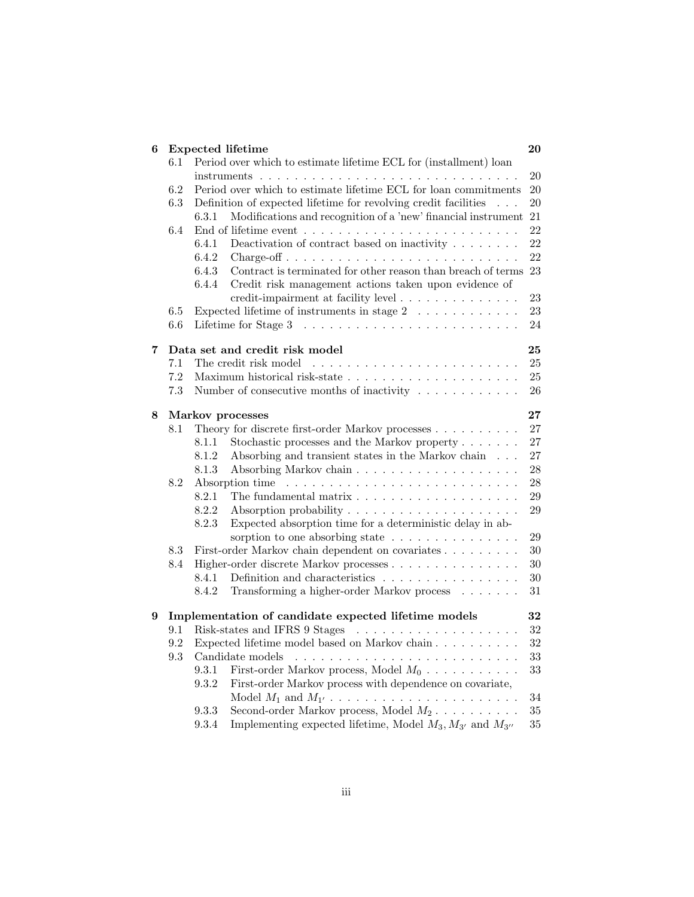**6 Expected lifetime** 20

- 6.1 Period over which to estimate lifetime ECL for (installment) loan instruments 20
- 6.2 Period over which to estimate lifetime ECL for loan commitments 20
- 6.3 Definition of expected lifetime for revolving credit facilities 20
  - 6.3.1 Modifications and recognition of a 'new' financial instrument 21
- 6.4 End of lifetime event 22
  - 6.4.1 Deactivation of contract based on inactivity 22
  - 6.4.2 Charge-off 22
  - 6.4.3 Contract is terminated for other reason than breach of terms 23
  - 6.4.4 Credit risk management actions taken upon evidence of credit-impairment at facility level 23
- 6.5 Expected lifetime of instruments in stage 2 23
- 6.6 Lifetime for Stage 3 24

**7 Data set and credit risk model** 25

- 7.1 The credit risk model 25
- 7.2 Maximum historical risk-state 25
- 7.3 Number of consecutive months of inactivity 26

**8 Markov processes** 27

- 8.1 Theory for discrete first-order Markov processes 27
  - 8.1.1 Stochastic processes and the Markov property 27
  - 8.1.2 Absorbing and transient states in the Markov chain 27
  - 8.1.3 Absorbing Markov chain 28
- 8.2 Absorption time 28
  - 8.2.1 The fundamental matrix 29
  - 8.2.2 Absorption probability 29
  - 8.2.3 Expected absorption time for a deterministic delay in absorption to one absorbing state 29
- 8.3 First-order Markov chain dependent on covariates 30
- 8.4 Higher-order discrete Markov processes 30
  - 8.4.1 Definition and characteristics 30
  - 8.4.2 Transforming a higher-order Markov process 31

**9 Implementation of candidate expected lifetime models** 32

- 9.1 Risk-states and IFRS 9 Stages 32
- 9.2 Expected lifetime model based on Markov chain 32
- 9.3 Candidate models 33
  - 9.3.1 First-order Markov process, Model $M_0$ 33
  - 9.3.2 First-order Markov process with dependence on covariate, Model $M_1$ and $M_{1'}$ 34
  - 9.3.3 Second-order Markov process, Model $M_2$ 35
  - 9.3.4 Implementing expected lifetime, Model $M_3, M_{3'}$ and $M_{3''}$ 35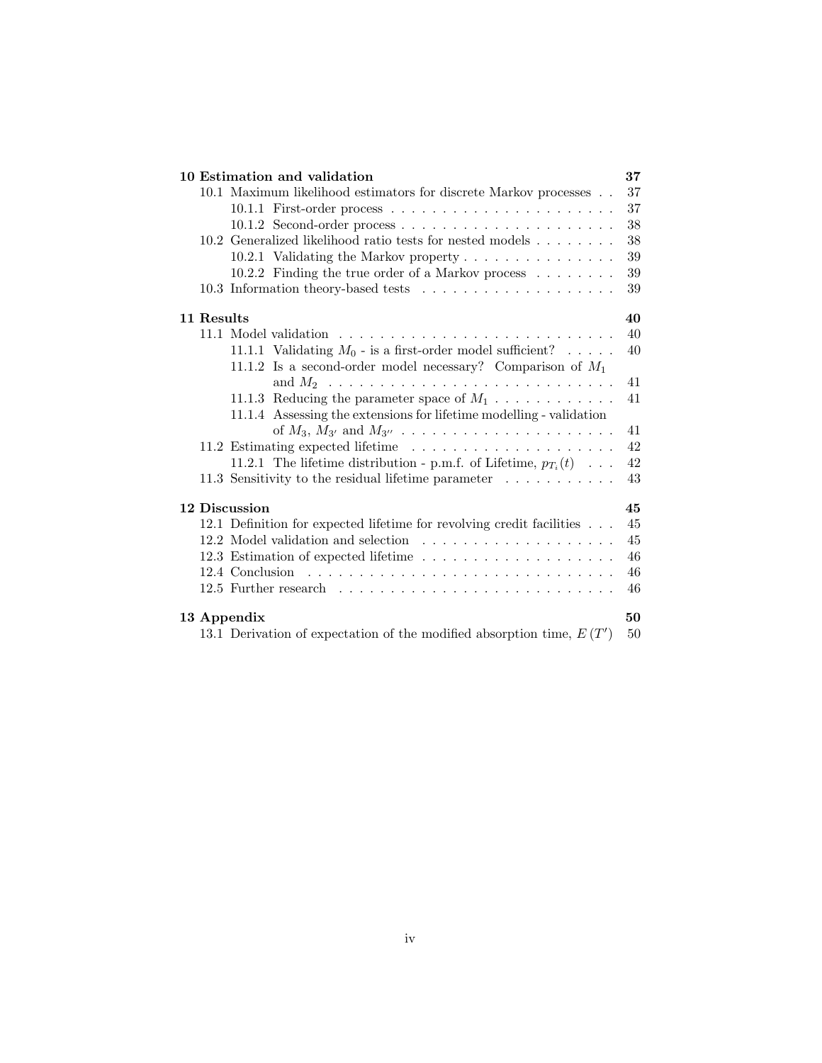**10 Estimation and validation** 37

- 10.1 Maximum likelihood estimators for discrete Markov processes . . 37
  - 10.1.1 First-order process . . . . . . . . . . . . . . . . . . . . . . 37
  - 10.1.2 Second-order process . . . . . . . . . . . . . . . . . . . . . 38
- 10.2 Generalized likelihood ratio tests for nested models . . . . . . . . 38
  - 10.2.1 Validating the Markov property . . . . . . . . . . . . . . . 39
  - 10.2.2 Finding the true order of a Markov process . . . . . . . . 39
- 10.3 Information theory-based tests . . . . . . . . . . . . . . . . . . . 39

**11 Results** 40

- 11.1 Model validation . . . . . . . . . . . . . . . . . . . . . . . . . . . 40
  - 11.1.1 Validating $M_0$ - is a first-order model sufficient? . . . . . 40
  - 11.1.2 Is a second-order model necessary? Comparison of $M_1$ and $M_2$ . . . . . . . . . . . . . . . . . . . . . . . . . . . 41
  - 11.1.3 Reducing the parameter space of $M_1$ . . . . . . . . . . . . 41
  - 11.1.4 Assessing the extensions for lifetime modelling - validation of $M_3$, $M_{3'}$ and $M_{3''}$ . . . . . . . . . . . . . . . . . . . . . 41
- 11.2 Estimating expected lifetime . . . . . . . . . . . . . . . . . . . . 42
  - 11.2.1 The lifetime distribution - p.m.f. of Lifetime, $p_{T_i}(t)$ . . . 42
- 11.3 Sensitivity to the residual lifetime parameter . . . . . . . . . . . 43

**12 Discussion** 45

- 12.1 Definition for expected lifetime for revolving credit facilities . . . 45
- 12.2 Model validation and selection . . . . . . . . . . . . . . . . . . . 45
- 12.3 Estimation of expected lifetime . . . . . . . . . . . . . . . . . . . 46
- 12.4 Conclusion . . . . . . . . . . . . . . . . . . . . . . . . . . . . . . 46
- 12.5 Further research . . . . . . . . . . . . . . . . . . . . . . . . . . . 46

**13 Appendix** 50

- 13.1 Derivation of expectation of the modified absorption time, $E(T')$ 50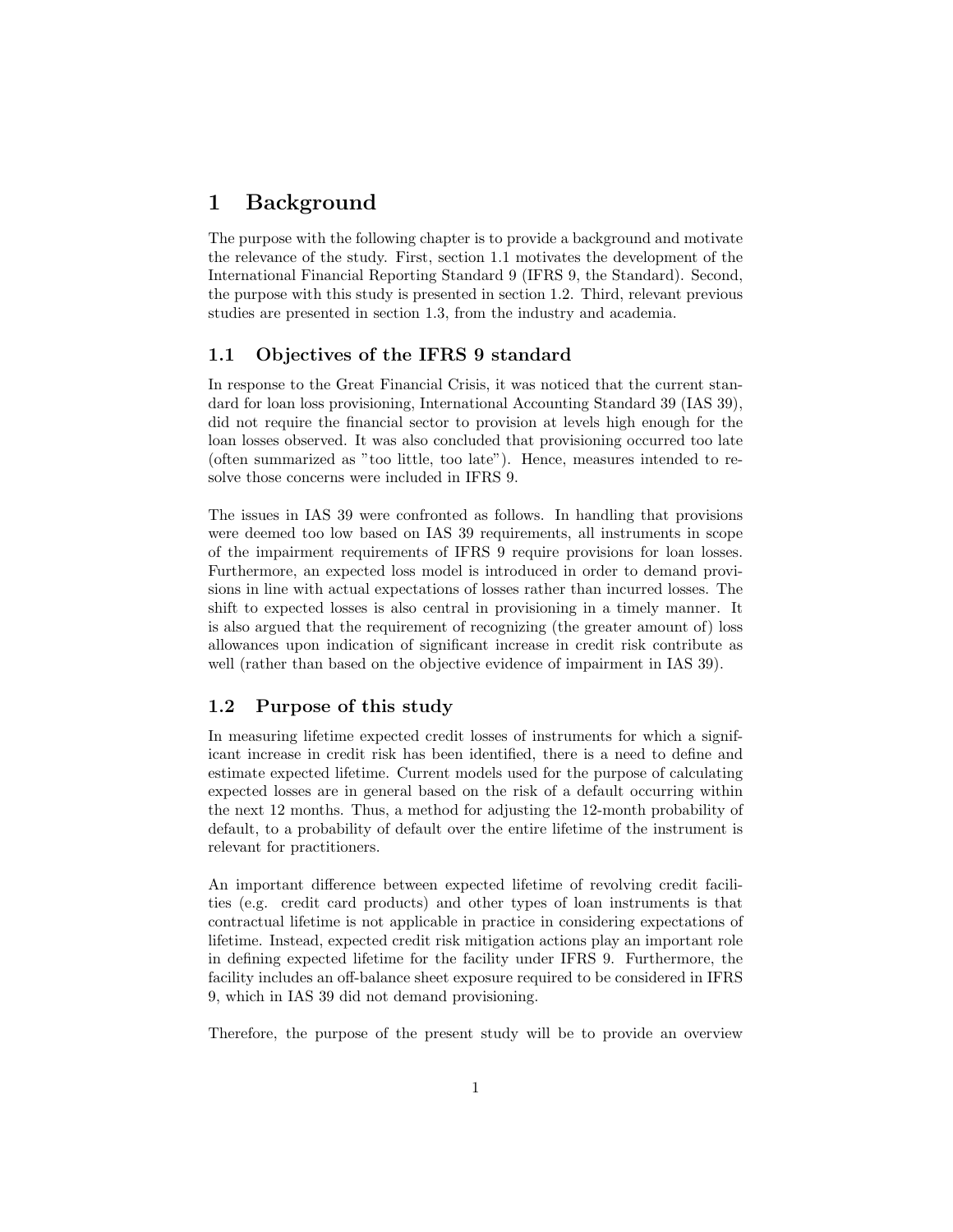# 1 Background

The purpose with the following chapter is to provide a background and motivate the relevance of the study. First, section 1.1 motivates the development of the International Financial Reporting Standard 9 (IFRS 9, the Standard). Second, the purpose with this study is presented in section 1.2. Third, relevant previous studies are presented in section 1.3, from the industry and academia.

## 1.1 Objectives of the IFRS 9 standard

In response to the Great Financial Crisis, it was noticed that the current standard for loan loss provisioning, International Accounting Standard 39 (IAS 39), did not require the financial sector to provision at levels high enough for the loan losses observed. It was also concluded that provisioning occurred too late (often summarized as "too little, too late"). Hence, measures intended to resolve those concerns were included in IFRS 9.

The issues in IAS 39 were confronted as follows. In handling that provisions were deemed too low based on IAS 39 requirements, all instruments in scope of the impairment requirements of IFRS 9 require provisions for loan losses. Furthermore, an expected loss model is introduced in order to demand provisions in line with actual expectations of losses rather than incurred losses. The shift to expected losses is also central in provisioning in a timely manner. It is also argued that the requirement of recognizing (the greater amount of) loss allowances upon indication of significant increase in credit risk contribute as well (rather than based on the objective evidence of impairment in IAS 39).

## 1.2 Purpose of this study

In measuring lifetime expected credit losses of instruments for which a significant increase in credit risk has been identified, there is a need to define and estimate expected lifetime. Current models used for the purpose of calculating expected losses are in general based on the risk of a default occurring within the next 12 months. Thus, a method for adjusting the 12-month probability of default, to a probability of default over the entire lifetime of the instrument is relevant for practitioners.

An important difference between expected lifetime of revolving credit facilities (e.g. credit card products) and other types of loan instruments is that contractual lifetime is not applicable in practice in considering expectations of lifetime. Instead, expected credit risk mitigation actions play an important role in defining expected lifetime for the facility under IFRS 9. Furthermore, the facility includes an off-balance sheet exposure required to be considered in IFRS 9, which in IAS 39 did not demand provisioning.

Therefore, the purpose of the present study will be to provide an overview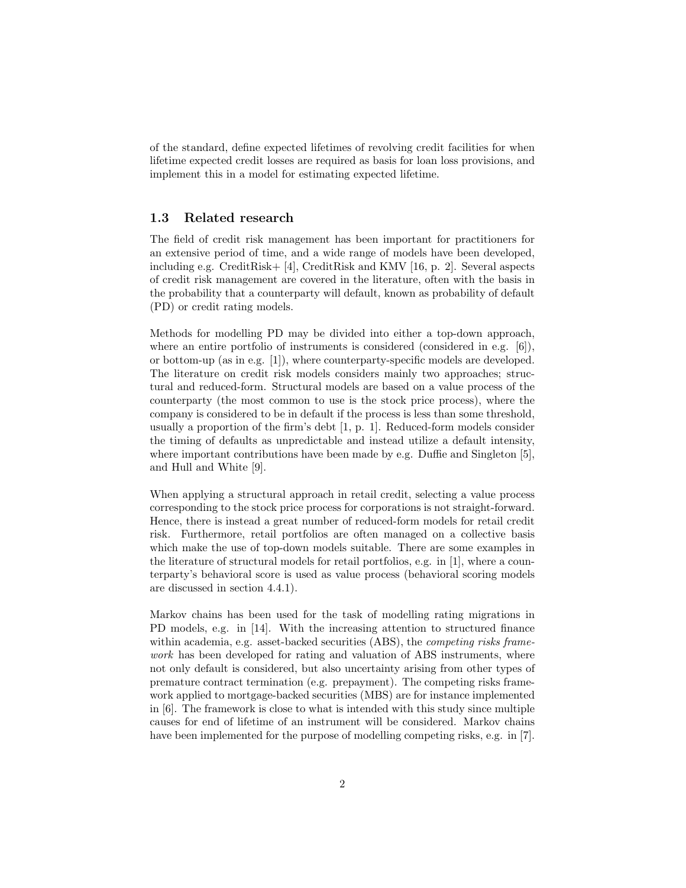of the standard, define expected lifetimes of revolving credit facilities for when lifetime expected credit losses are required as basis for loan loss provisions, and implement this in a model for estimating expected lifetime.

### 1.3 Related research

The field of credit risk management has been important for practitioners for an extensive period of time, and a wide range of models have been developed, including e.g. CreditRisk+ [4], CreditRisk and KMV [16, p. 2]. Several aspects of credit risk management are covered in the literature, often with the basis in the probability that a counterparty will default, known as probability of default (PD) or credit rating models.

Methods for modelling PD may be divided into either a top-down approach, where an entire portfolio of instruments is considered (considered in e.g. [6]), or bottom-up (as in e.g. [1]), where counterparty-specific models are developed. The literature on credit risk models considers mainly two approaches; structural and reduced-form. Structural models are based on a value process of the counterparty (the most common to use is the stock price process), where the company is considered to be in default if the process is less than some threshold, usually a proportion of the firm's debt [1, p. 1]. Reduced-form models consider the timing of defaults as unpredictable and instead utilize a default intensity, where important contributions have been made by e.g. Duffie and Singleton [5], and Hull and White [9].

When applying a structural approach in retail credit, selecting a value process corresponding to the stock price process for corporations is not straight-forward. Hence, there is instead a great number of reduced-form models for retail credit risk. Furthermore, retail portfolios are often managed on a collective basis which make the use of top-down models suitable. There are some examples in the literature of structural models for retail portfolios, e.g. in [1], where a counterparty's behavioral score is used as value process (behavioral scoring models are discussed in section 4.4.1).

Markov chains has been used for the task of modelling rating migrations in PD models, e.g. in [14]. With the increasing attention to structured finance within academia, e.g. asset-backed securities (ABS), the *competing risks framework* has been developed for rating and valuation of ABS instruments, where not only default is considered, but also uncertainty arising from other types of premature contract termination (e.g. prepayment). The competing risks framework applied to mortgage-backed securities (MBS) are for instance implemented in [6]. The framework is close to what is intended with this study since multiple causes for end of lifetime of an instrument will be considered. Markov chains have been implemented for the purpose of modelling competing risks, e.g. in [7].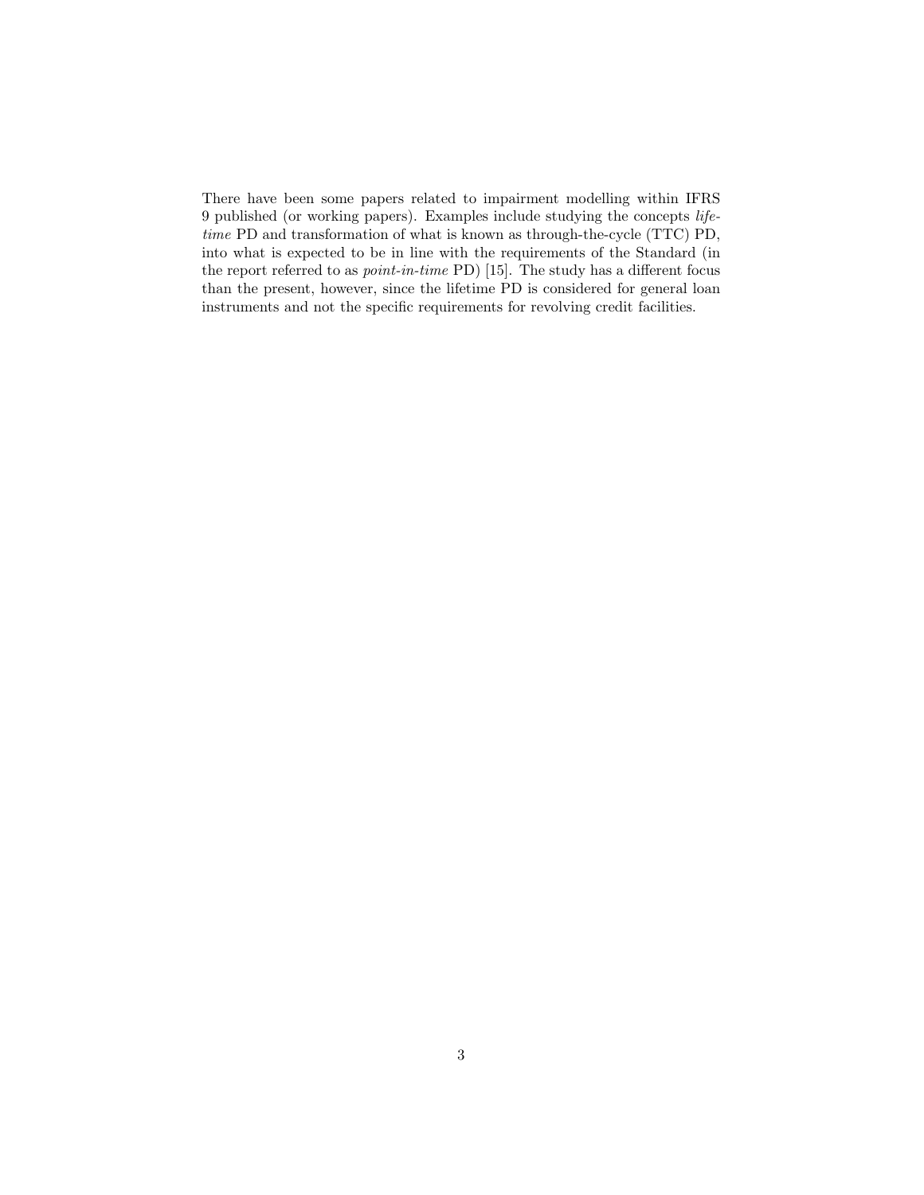There have been some papers related to impairment modelling within IFRS 9 published (or working papers). Examples include studying the concepts *lifetime* PD and transformation of what is known as through-the-cycle (TTC) PD, into what is expected to be in line with the requirements of the Standard (in the report referred to as *point-in-time* PD) [15]. The study has a different focus than the present, however, since the lifetime PD is considered for general loan instruments and not the specific requirements for revolving credit facilities.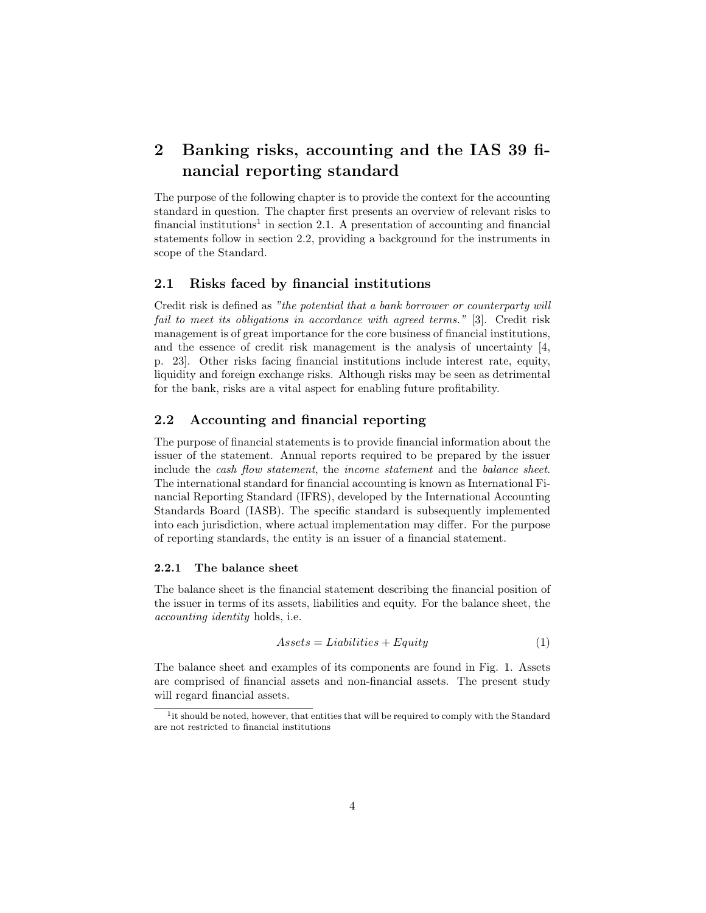# 2 Banking risks, accounting and the IAS 39 financial reporting standard

The purpose of the following chapter is to provide the context for the accounting standard in question. The chapter first presents an overview of relevant risks to financial institutions[1] in section 2.1. A presentation of accounting and financial statements follow in section 2.2, providing a background for the instruments in scope of the Standard.

## 2.1 Risks faced by financial institutions

Credit risk is defined as *"the potential that a bank borrower or counterparty will fail to meet its obligations in accordance with agreed terms."* [3]. Credit risk management is of great importance for the core business of financial institutions, and the essence of credit risk management is the analysis of uncertainty [4, p. 23]. Other risks facing financial institutions include interest rate, equity, liquidity and foreign exchange risks. Although risks may be seen as detrimental for the bank, risks are a vital aspect for enabling future profitability.

## 2.2 Accounting and financial reporting

The purpose of financial statements is to provide financial information about the issuer of the statement. Annual reports required to be prepared by the issuer include the *cash flow statement*, the *income statement* and the *balance sheet*. The international standard for financial accounting is known as International Financial Reporting Standard (IFRS), developed by the International Accounting Standards Board (IASB). The specific standard is subsequently implemented into each jurisdiction, where actual implementation may differ. For the purpose of reporting standards, the entity is an issuer of a financial statement.

### 2.2.1 The balance sheet

The balance sheet is the financial statement describing the financial position of the issuer in terms of its assets, liabilities and equity. For the balance sheet, the *accounting identity* holds, i.e.

$$Assets = Liabilities + Equity \tag{1}$$

The balance sheet and examples of its components are found in Fig. 1. Assets are comprised of financial assets and non-financial assets. The present study will regard financial assets.

[1] it should be noted, however, that entities that will be required to comply with the Standard are not restricted to financial institutions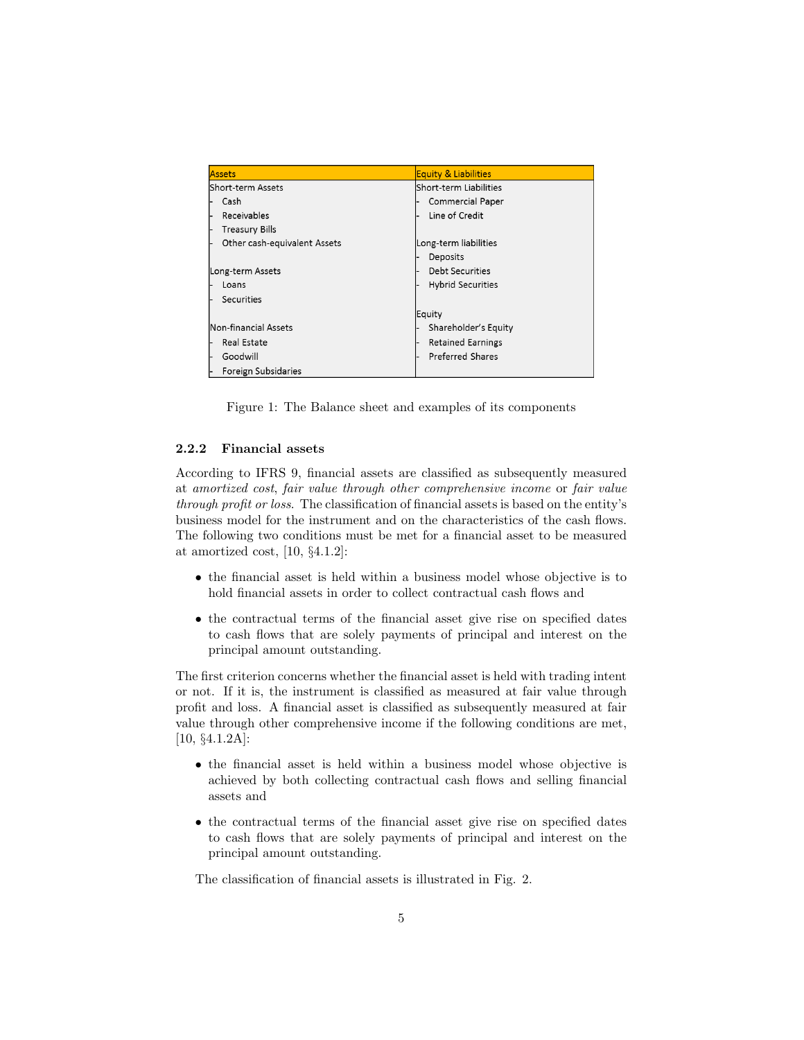| Assets | Equity & Liabilities |
|---|---|
| Short-term Assets | Short-term Liabilities |
| - Cash | - Commercial Paper |
| - Receivables | - Line of Credit |
| - Treasury Bills | |
| - Other cash-equivalent Assets | Long-term liabilities |
| | - Deposits |
| Long-term Assets | - Debt Securities |
| - Loans | - Hybrid Securities |
| - Securities | |
| | Equity |
| Non-financial Assets | - Shareholder's Equity |
| - Real Estate | - Retained Earnings |
| - Goodwill | - Preferred Shares |
| - Foreign Subsidaries | |

Figure 1: The Balance sheet and examples of its components

### 2.2.2 Financial assets

According to IFRS 9, financial assets are classified as subsequently measured at *amortized cost*, *fair value through other comprehensive income* or *fair value through profit or loss*. The classification of financial assets is based on the entity's business model for the instrument and on the characteristics of the cash flows. The following two conditions must be met for a financial asset to be measured at amortized cost, [10, §4.1.2]:

- the financial asset is held within a business model whose objective is to hold financial assets in order to collect contractual cash flows and
- the contractual terms of the financial asset give rise on specified dates to cash flows that are solely payments of principal and interest on the principal amount outstanding.

The first criterion concerns whether the financial asset is held with trading intent or not. If it is, the instrument is classified as measured at fair value through profit and loss. A financial asset is classified as subsequently measured at fair value through other comprehensive income if the following conditions are met, [10, §4.1.2A]:

- the financial asset is held within a business model whose objective is achieved by both collecting contractual cash flows and selling financial assets and
- the contractual terms of the financial asset give rise on specified dates to cash flows that are solely payments of principal and interest on the principal amount outstanding.

The classification of financial assets is illustrated in Fig. 2.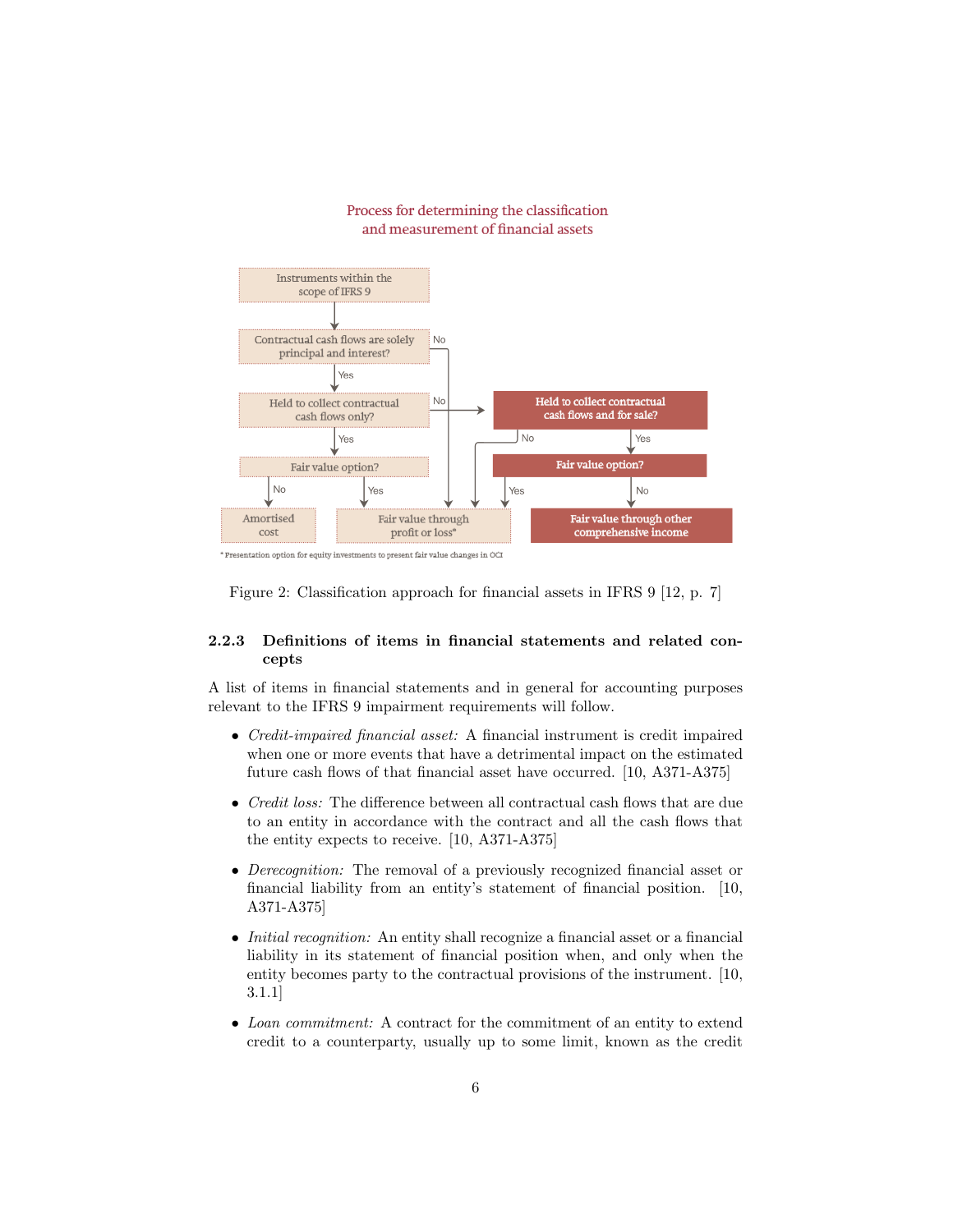Process for determining the classification and measurement of financial assets

Instruments within the scope of IFRS 9

Contractual cash flows are solely principal and interest?

Held to collect contractual cash flows only?

Held to collect contractual cash flows and for sale?

Fair value option?

Fair value option?

Amortised cost

Fair value through profit or loss*

Fair value through other comprehensive income

* Presentation option for equity investments to present fair value changes in OCI

Figure 2: Classification approach for financial assets in IFRS 9 [12, p. 7]

### 2.2.3 Definitions of items in financial statements and related concepts

A list of items in financial statements and in general for accounting purposes relevant to the IFRS 9 impairment requirements will follow.

- *Credit-impaired financial asset:* A financial instrument is credit impaired when one or more events that have a detrimental impact on the estimated future cash flows of that financial asset have occurred. [10, A371-A375]
- *Credit loss:* The difference between all contractual cash flows that are due to an entity in accordance with the contract and all the cash flows that the entity expects to receive. [10, A371-A375]
- *Derecognition:* The removal of a previously recognized financial asset or financial liability from an entity's statement of financial position. [10, A371-A375]
- *Initial recognition:* An entity shall recognize a financial asset or a financial liability in its statement of financial position when, and only when the entity becomes party to the contractual provisions of the instrument. [10, 3.1.1]
- *Loan commitment:* A contract for the commitment of an entity to extend credit to a counterparty, usually up to some limit, known as the credit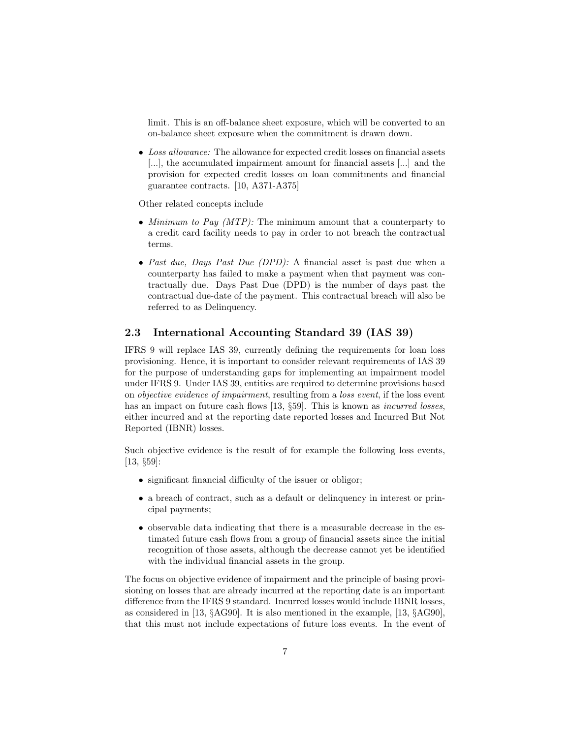limit. This is an off-balance sheet exposure, which will be converted to an on-balance sheet exposure when the commitment is drawn down.

- *Loss allowance:* The allowance for expected credit losses on financial assets [...], the accumulated impairment amount for financial assets [...] and the provision for expected credit losses on loan commitments and financial guarantee contracts. [10, A371-A375]

Other related concepts include

- *Minimum to Pay (MTP):* The minimum amount that a counterparty to a credit card facility needs to pay in order to not breach the contractual terms.
- *Past due, Days Past Due (DPD):* A financial asset is past due when a counterparty has failed to make a payment when that payment was contractually due. Days Past Due (DPD) is the number of days past the contractual due-date of the payment. This contractual breach will also be referred to as Delinquency.

## 2.3 International Accounting Standard 39 (IAS 39)

IFRS 9 will replace IAS 39, currently defining the requirements for loan loss provisioning. Hence, it is important to consider relevant requirements of IAS 39 for the purpose of understanding gaps for implementing an impairment model under IFRS 9. Under IAS 39, entities are required to determine provisions based on *objective evidence of impairment*, resulting from a *loss event*, if the loss event has an impact on future cash flows [13, §59]. This is known as *incurred losses*, either incurred and at the reporting date reported losses and Incurred But Not Reported (IBNR) losses.

Such objective evidence is the result of for example the following loss events, [13, §59]:

- significant financial difficulty of the issuer or obligor;
- a breach of contract, such as a default or delinquency in interest or principal payments;
- observable data indicating that there is a measurable decrease in the estimated future cash flows from a group of financial assets since the initial recognition of those assets, although the decrease cannot yet be identified with the individual financial assets in the group.

The focus on objective evidence of impairment and the principle of basing provisioning on losses that are already incurred at the reporting date is an important difference from the IFRS 9 standard. Incurred losses would include IBNR losses, as considered in [13, §AG90]. It is also mentioned in the example, [13, §AG90], that this must not include expectations of future loss events. In the event of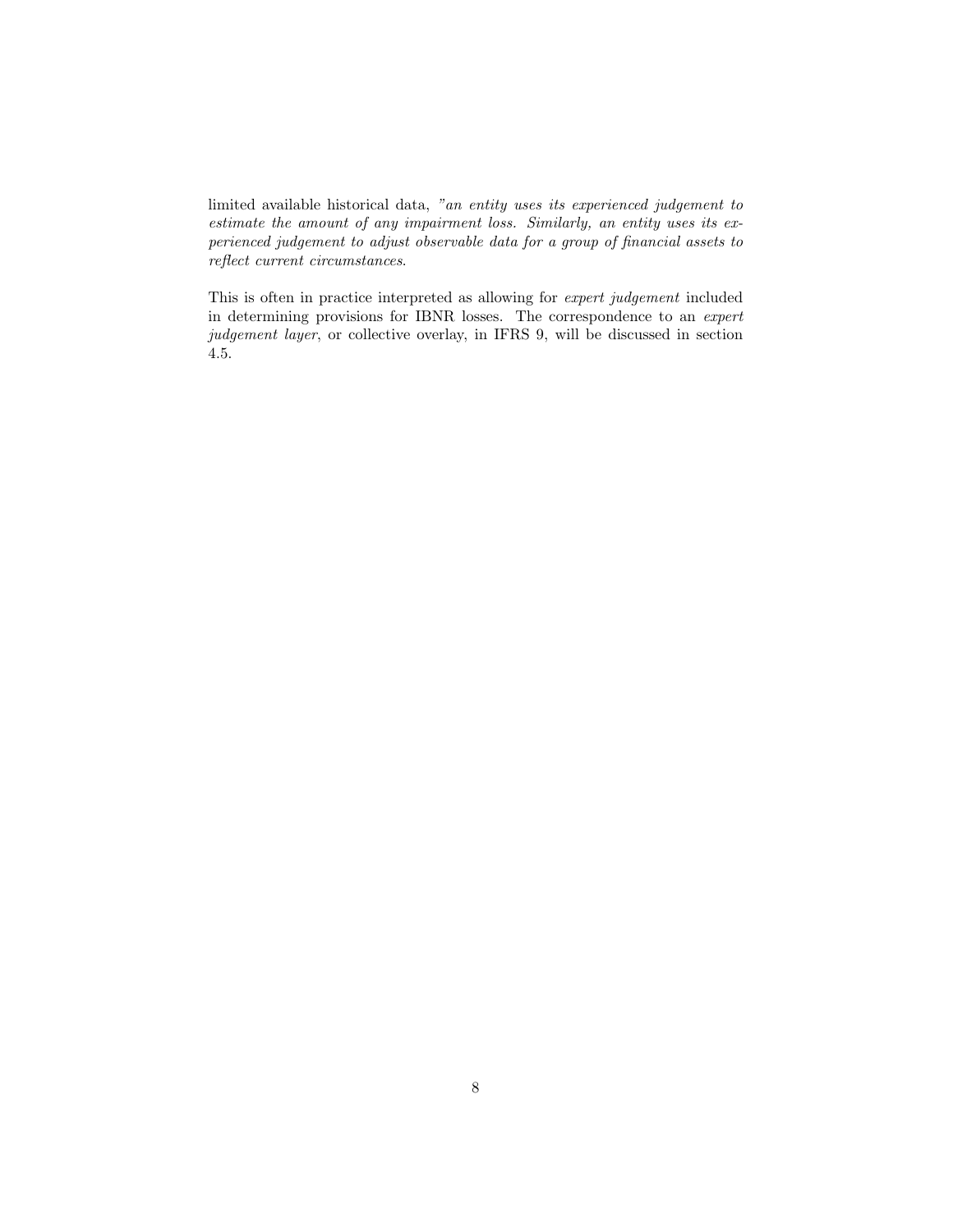limited available historical data, *"an entity uses its experienced judgement to estimate the amount of any impairment loss. Similarly, an entity uses its experienced judgement to adjust observable data for a group of financial assets to reflect current circumstances*.

This is often in practice interpreted as allowing for *expert judgement* included in determining provisions for IBNR losses. The correspondence to an *expert judgement layer*, or collective overlay, in IFRS 9, will be discussed in section 4.5.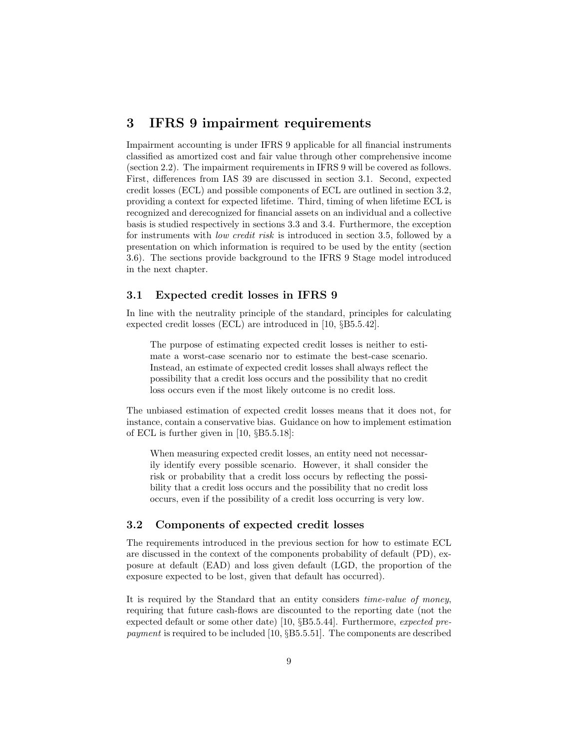# 3 IFRS 9 impairment requirements

Impairment accounting is under IFRS 9 applicable for all financial instruments classified as amortized cost and fair value through other comprehensive income (section 2.2). The impairment requirements in IFRS 9 will be covered as follows. First, differences from IAS 39 are discussed in section 3.1. Second, expected credit losses (ECL) and possible components of ECL are outlined in section 3.2, providing a context for expected lifetime. Third, timing of when lifetime ECL is recognized and derecognized for financial assets on an individual and a collective basis is studied respectively in sections 3.3 and 3.4. Furthermore, the exception for instruments with *low credit risk* is introduced in section 3.5, followed by a presentation on which information is required to be used by the entity (section 3.6). The sections provide background to the IFRS 9 Stage model introduced in the next chapter.

## 3.1 Expected credit losses in IFRS 9

In line with the neutrality principle of the standard, principles for calculating expected credit losses (ECL) are introduced in [10, §B5.5.42].

> The purpose of estimating expected credit losses is neither to estimate a worst-case scenario nor to estimate the best-case scenario. Instead, an estimate of expected credit losses shall always reflect the possibility that a credit loss occurs and the possibility that no credit loss occurs even if the most likely outcome is no credit loss.

The unbiased estimation of expected credit losses means that it does not, for instance, contain a conservative bias. Guidance on how to implement estimation of ECL is further given in [10, §B5.5.18]:

> When measuring expected credit losses, an entity need not necessarily identify every possible scenario. However, it shall consider the risk or probability that a credit loss occurs by reflecting the possibility that a credit loss occurs and the possibility that no credit loss occurs, even if the possibility of a credit loss occurring is very low.

## 3.2 Components of expected credit losses

The requirements introduced in the previous section for how to estimate ECL are discussed in the context of the components probability of default (PD), exposure at default (EAD) and loss given default (LGD, the proportion of the exposure expected to be lost, given that default has occurred).

It is required by the Standard that an entity considers *time-value of money*, requiring that future cash-flows are discounted to the reporting date (not the expected default or some other date) [10, §B5.5.44]. Furthermore, *expected prepayment* is required to be included [10, §B5.5.51]. The components are described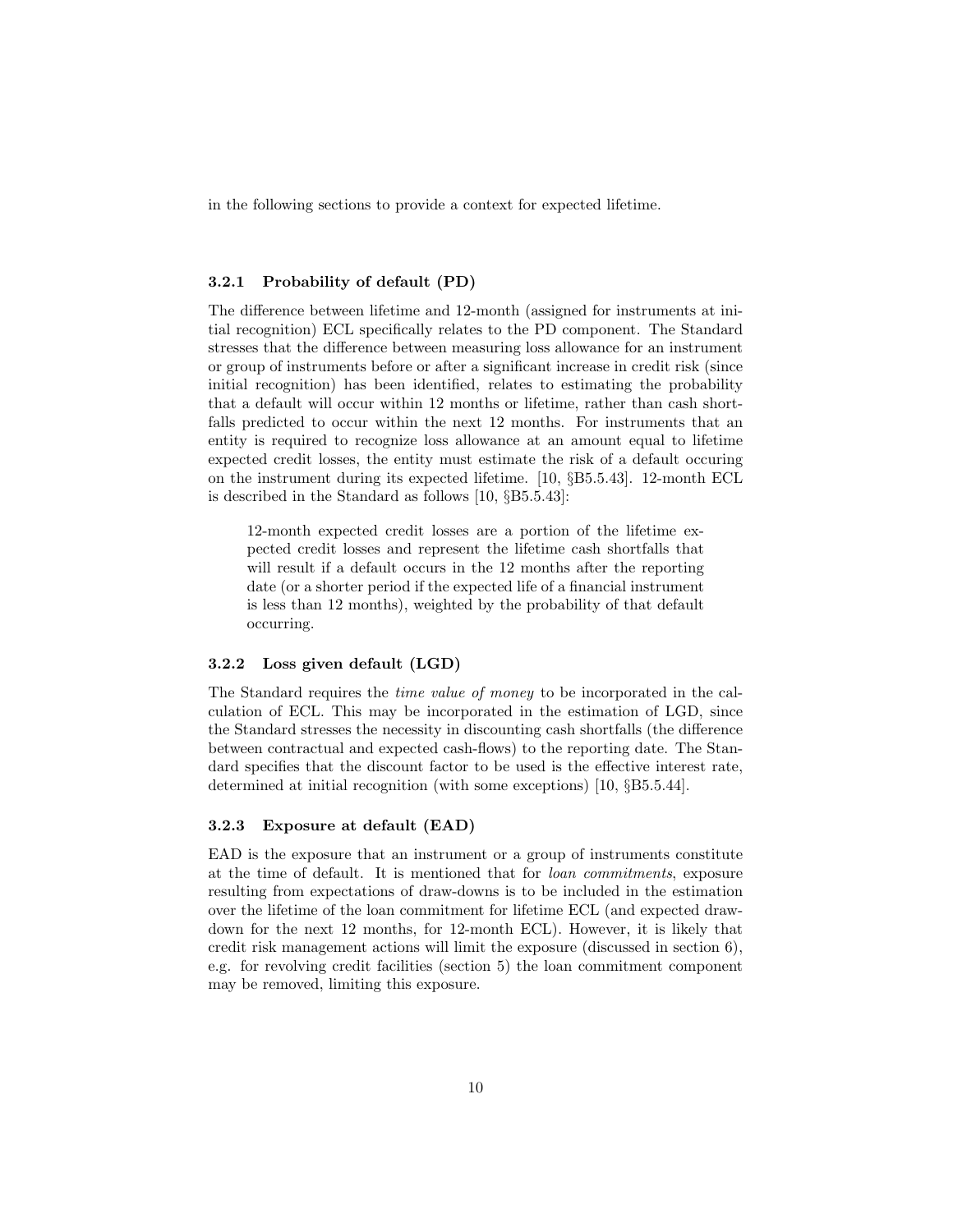in the following sections to provide a context for expected lifetime.

### 3.2.1 Probability of default (PD)

The difference between lifetime and 12-month (assigned for instruments at initial recognition) ECL specifically relates to the PD component. The Standard stresses that the difference between measuring loss allowance for an instrument or group of instruments before or after a significant increase in credit risk (since initial recognition) has been identified, relates to estimating the probability that a default will occur within 12 months or lifetime, rather than cash shortfalls predicted to occur within the next 12 months. For instruments that an entity is required to recognize loss allowance at an amount equal to lifetime expected credit losses, the entity must estimate the risk of a default occuring on the instrument during its expected lifetime. [10, §B5.5.43]. 12-month ECL is described in the Standard as follows [10, §B5.5.43]:

> 12-month expected credit losses are a portion of the lifetime expected credit losses and represent the lifetime cash shortfalls that will result if a default occurs in the 12 months after the reporting date (or a shorter period if the expected life of a financial instrument is less than 12 months), weighted by the probability of that default occurring.

### 3.2.2 Loss given default (LGD)

The Standard requires the *time value of money* to be incorporated in the calculation of ECL. This may be incorporated in the estimation of LGD, since the Standard stresses the necessity in discounting cash shortfalls (the difference between contractual and expected cash-flows) to the reporting date. The Standard specifies that the discount factor to be used is the effective interest rate, determined at initial recognition (with some exceptions) [10, §B5.5.44].

### 3.2.3 Exposure at default (EAD)

EAD is the exposure that an instrument or a group of instruments constitute at the time of default. It is mentioned that for *loan commitments*, exposure resulting from expectations of draw-downs is to be included in the estimation over the lifetime of the loan commitment for lifetime ECL (and expected drawdown for the next 12 months, for 12-month ECL). However, it is likely that credit risk management actions will limit the exposure (discussed in section 6), e.g. for revolving credit facilities (section 5) the loan commitment component may be removed, limiting this exposure.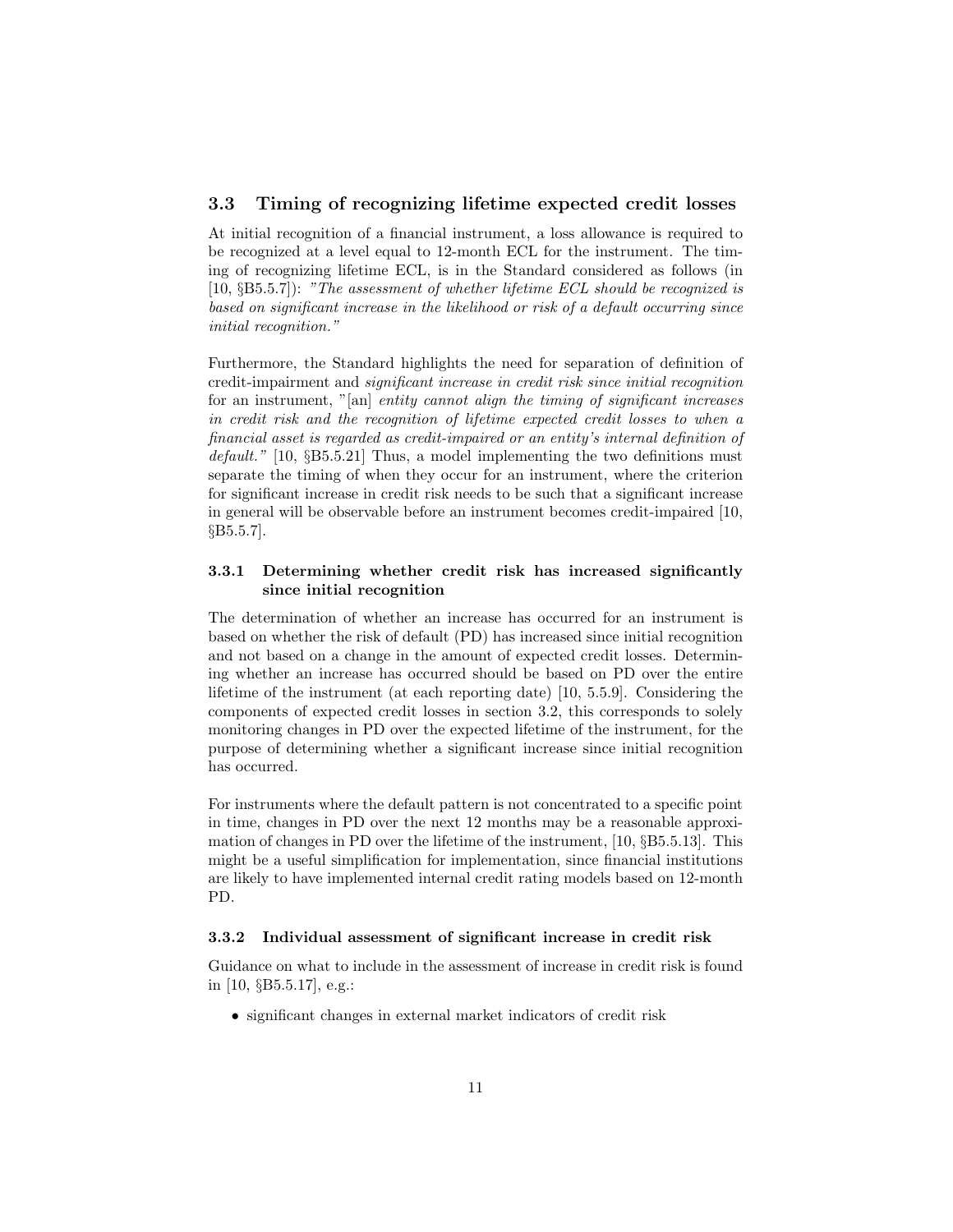### 3.3 Timing of recognizing lifetime expected credit losses

At initial recognition of a financial instrument, a loss allowance is required to be recognized at a level equal to 12-month ECL for the instrument. The timing of recognizing lifetime ECL, is in the Standard considered as follows (in [10, §B5.5.7]): *"The assessment of whether lifetime ECL should be recognized is based on significant increase in the likelihood or risk of a default occurring since initial recognition."*

Furthermore, the Standard highlights the need for separation of definition of credit-impairment and *significant increase in credit risk since initial recognition* for an instrument, "[an] *entity cannot align the timing of significant increases in credit risk and the recognition of lifetime expected credit losses to when a financial asset is regarded as credit-impaired or an entity's internal definition of default."* [10, §B5.5.21] Thus, a model implementing the two definitions must separate the timing of when they occur for an instrument, where the criterion for significant increase in credit risk needs to be such that a significant increase in general will be observable before an instrument becomes credit-impaired [10, §B5.5.7].

#### 3.3.1 Determining whether credit risk has increased significantly since initial recognition

The determination of whether an increase has occurred for an instrument is based on whether the risk of default (PD) has increased since initial recognition and not based on a change in the amount of expected credit losses. Determining whether an increase has occurred should be based on PD over the entire lifetime of the instrument (at each reporting date) [10, 5.5.9]. Considering the components of expected credit losses in section 3.2, this corresponds to solely monitoring changes in PD over the expected lifetime of the instrument, for the purpose of determining whether a significant increase since initial recognition has occurred.

For instruments where the default pattern is not concentrated to a specific point in time, changes in PD over the next 12 months may be a reasonable approximation of changes in PD over the lifetime of the instrument, [10, §B5.5.13]. This might be a useful simplification for implementation, since financial institutions are likely to have implemented internal credit rating models based on 12-month PD.

#### 3.3.2 Individual assessment of significant increase in credit risk

Guidance on what to include in the assessment of increase in credit risk is found in [10, §B5.5.17], e.g.:

- significant changes in external market indicators of credit risk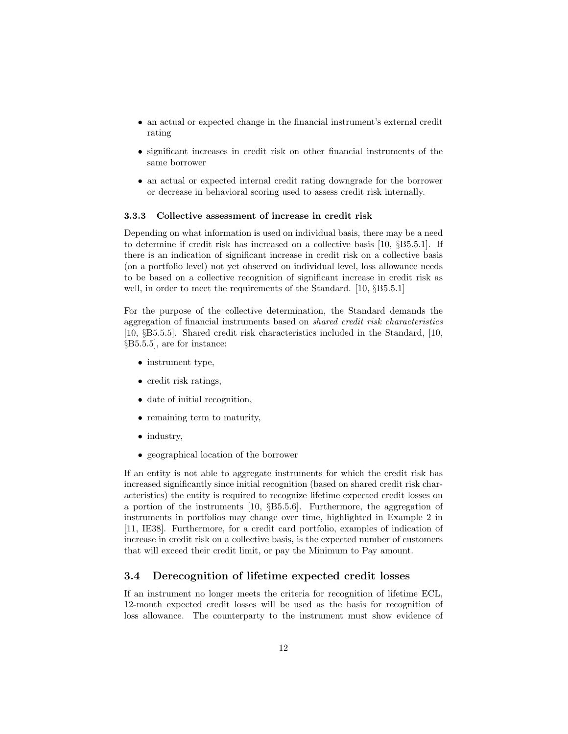- an actual or expected change in the financial instrument's external credit rating
- significant increases in credit risk on other financial instruments of the same borrower
- an actual or expected internal credit rating downgrade for the borrower or decrease in behavioral scoring used to assess credit risk internally.

#### 3.3.3 Collective assessment of increase in credit risk

Depending on what information is used on individual basis, there may be a need to determine if credit risk has increased on a collective basis [10, §B5.5.1]. If there is an indication of significant increase in credit risk on a collective basis (on a portfolio level) not yet observed on individual level, loss allowance needs to be based on a collective recognition of significant increase in credit risk as well, in order to meet the requirements of the Standard. [10, §B5.5.1]

For the purpose of the collective determination, the Standard demands the aggregation of financial instruments based on *shared credit risk characteristics* [10, §B5.5.5]. Shared credit risk characteristics included in the Standard, [10, §B5.5.5], are for instance:

- instrument type,
- credit risk ratings,
- date of initial recognition,
- remaining term to maturity,
- industry,
- geographical location of the borrower

If an entity is not able to aggregate instruments for which the credit risk has increased significantly since initial recognition (based on shared credit risk characteristics) the entity is required to recognize lifetime expected credit losses on a portion of the instruments [10, §B5.5.6]. Furthermore, the aggregation of instruments in portfolios may change over time, highlighted in Example 2 in [11, IE38]. Furthermore, for a credit card portfolio, examples of indication of increase in credit risk on a collective basis, is the expected number of customers that will exceed their credit limit, or pay the Minimum to Pay amount.

### 3.4 Derecognition of lifetime expected credit losses

If an instrument no longer meets the criteria for recognition of lifetime ECL, 12-month expected credit losses will be used as the basis for recognition of loss allowance. The counterparty to the instrument must show evidence of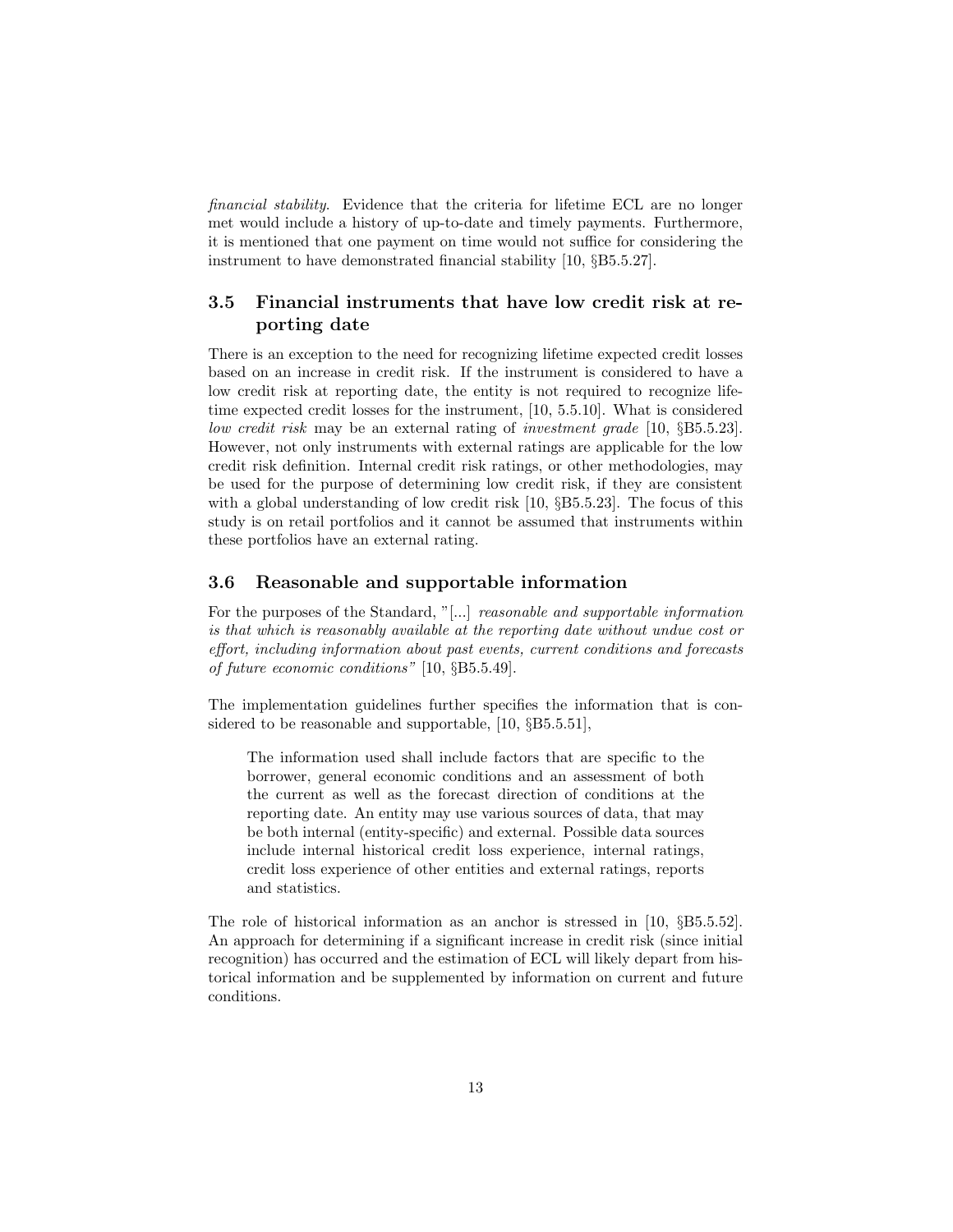*financial stability*. Evidence that the criteria for lifetime ECL are no longer met would include a history of up-to-date and timely payments. Furthermore, it is mentioned that one payment on time would not suffice for considering the instrument to have demonstrated financial stability [10, §B5.5.27].

### 3.5 Financial instruments that have low credit risk at reporting date

There is an exception to the need for recognizing lifetime expected credit losses based on an increase in credit risk. If the instrument is considered to have a low credit risk at reporting date, the entity is not required to recognize lifetime expected credit losses for the instrument, [10, 5.5.10]. What is considered *low credit risk* may be an external rating of *investment grade* [10, §B5.5.23]. However, not only instruments with external ratings are applicable for the low credit risk definition. Internal credit risk ratings, or other methodologies, may be used for the purpose of determining low credit risk, if they are consistent with a global understanding of low credit risk [10, §B5.5.23]. The focus of this study is on retail portfolios and it cannot be assumed that instruments within these portfolios have an external rating.

### 3.6 Reasonable and supportable information

For the purposes of the Standard, "[...] *reasonable and supportable information is that which is reasonably available at the reporting date without undue cost or effort, including information about past events, current conditions and forecasts of future economic conditions"* [10, §B5.5.49].

The implementation guidelines further specifies the information that is considered to be reasonable and supportable, [10, §B5.5.51],

> The information used shall include factors that are specific to the borrower, general economic conditions and an assessment of both the current as well as the forecast direction of conditions at the reporting date. An entity may use various sources of data, that may be both internal (entity-specific) and external. Possible data sources include internal historical credit loss experience, internal ratings, credit loss experience of other entities and external ratings, reports and statistics.

The role of historical information as an anchor is stressed in [10, §B5.5.52]. An approach for determining if a significant increase in credit risk (since initial recognition) has occurred and the estimation of ECL will likely depart from historical information and be supplemented by information on current and future conditions.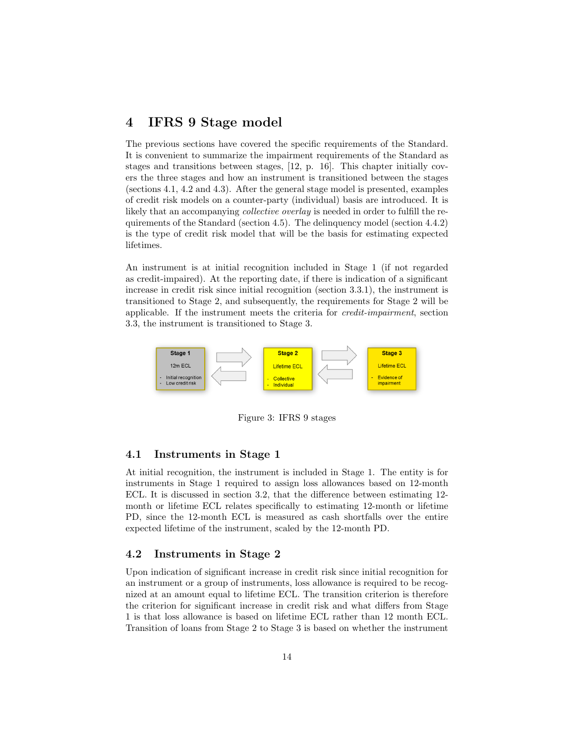## 4 IFRS 9 Stage model

The previous sections have covered the specific requirements of the Standard. It is convenient to summarize the impairment requirements of the Standard as stages and transitions between stages, [12, p. 16]. This chapter initially covers the three stages and how an instrument is transitioned between the stages (sections 4.1, 4.2 and 4.3). After the general stage model is presented, examples of credit risk models on a counter-party (individual) basis are introduced. It is likely that an accompanying *collective overlay* is needed in order to fulfill the requirements of the Standard (section 4.5). The delinquency model (section 4.4.2) is the type of credit risk model that will be the basis for estimating expected lifetimes.

An instrument is at initial recognition included in Stage 1 (if not regarded as credit-impaired). At the reporting date, if there is indication of a significant increase in credit risk since initial recognition (section 3.3.1), the instrument is transitioned to Stage 2, and subsequently, the requirements for Stage 2 will be applicable. If the instrument meets the criteria for *credit-impairment*, section 3.3, the instrument is transitioned to Stage 3.

Stage 1: 12m ECL — Initial recognition; Low credit risk
Stage 2: Lifetime ECL — Collective; Individual
Stage 3: Lifetime ECL — Evidence of impairment

Figure 3: IFRS 9 stages

### 4.1 Instruments in Stage 1

At initial recognition, the instrument is included in Stage 1. The entity is for instruments in Stage 1 required to assign loss allowances based on 12-month ECL. It is discussed in section 3.2, that the difference between estimating 12-month or lifetime ECL relates specifically to estimating 12-month or lifetime PD, since the 12-month ECL is measured as cash shortfalls over the entire expected lifetime of the instrument, scaled by the 12-month PD.

### 4.2 Instruments in Stage 2

Upon indication of significant increase in credit risk since initial recognition for an instrument or a group of instruments, loss allowance is required to be recognized at an amount equal to lifetime ECL. The transition criterion is therefore the criterion for significant increase in credit risk and what differs from Stage 1 is that loss allowance is based on lifetime ECL rather than 12 month ECL. Transition of loans from Stage 2 to Stage 3 is based on whether the instrument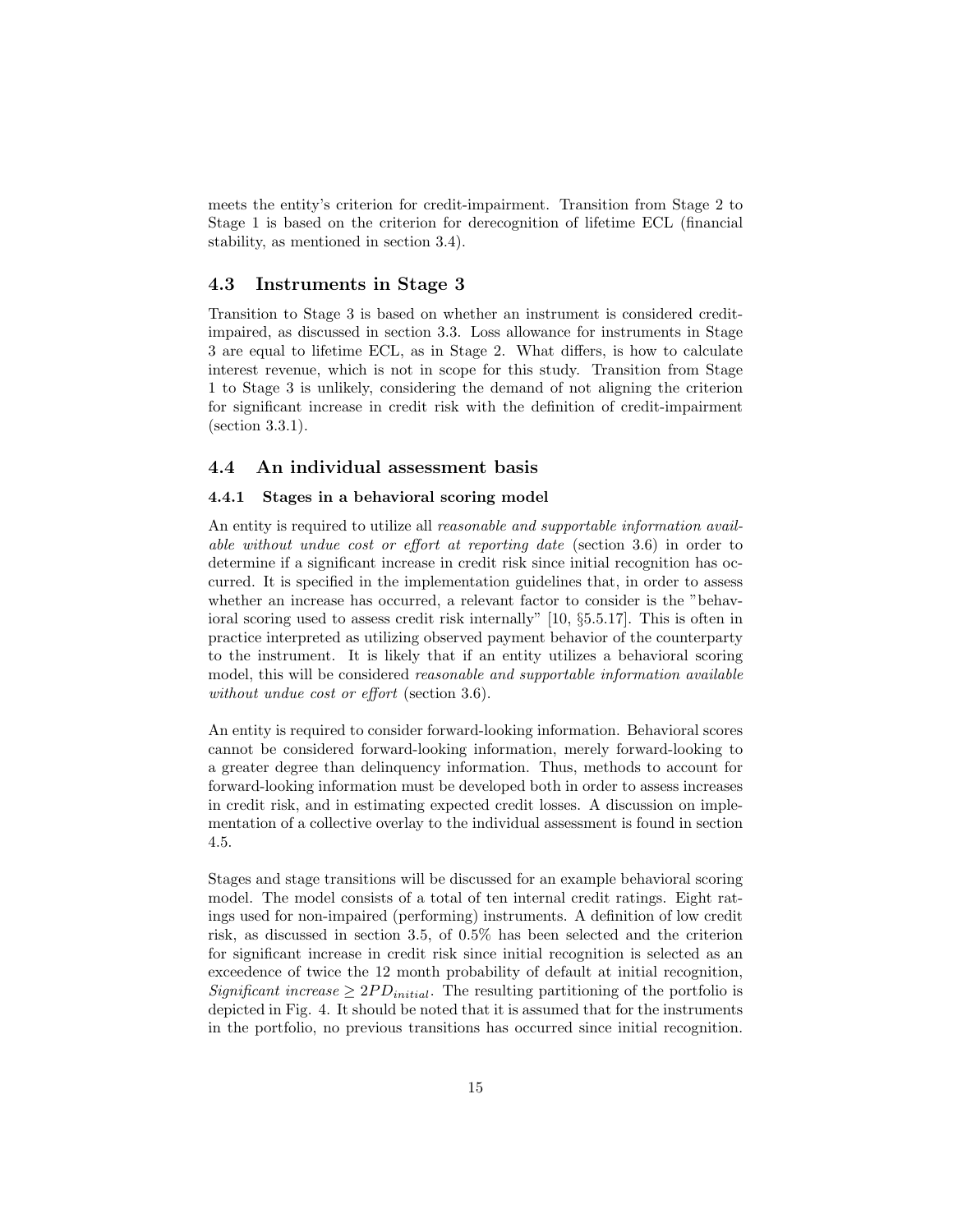meets the entity's criterion for credit-impairment. Transition from Stage 2 to Stage 1 is based on the criterion for derecognition of lifetime ECL (financial stability, as mentioned in section 3.4).

## 4.3 Instruments in Stage 3

Transition to Stage 3 is based on whether an instrument is considered credit-impaired, as discussed in section 3.3. Loss allowance for instruments in Stage 3 are equal to lifetime ECL, as in Stage 2. What differs, is how to calculate interest revenue, which is not in scope for this study. Transition from Stage 1 to Stage 3 is unlikely, considering the demand of not aligning the criterion for significant increase in credit risk with the definition of credit-impairment (section 3.3.1).

## 4.4 An individual assessment basis

### 4.4.1 Stages in a behavioral scoring model

An entity is required to utilize all *reasonable and supportable information available without undue cost or effort at reporting date* (section 3.6) in order to determine if a significant increase in credit risk since initial recognition has occurred. It is specified in the implementation guidelines that, in order to assess whether an increase has occurred, a relevant factor to consider is the "behavioral scoring used to assess credit risk internally" [10, §5.5.17]. This is often in practice interpreted as utilizing observed payment behavior of the counterparty to the instrument. It is likely that if an entity utilizes a behavioral scoring model, this will be considered *reasonable and supportable information available without undue cost or effort* (section 3.6).

An entity is required to consider forward-looking information. Behavioral scores cannot be considered forward-looking information, merely forward-looking to a greater degree than delinquency information. Thus, methods to account for forward-looking information must be developed both in order to assess increases in credit risk, and in estimating expected credit losses. A discussion on implementation of a collective overlay to the individual assessment is found in section 4.5.

Stages and stage transitions will be discussed for an example behavioral scoring model. The model consists of a total of ten internal credit ratings. Eight ratings used for non-impaired (performing) instruments. A definition of low credit risk, as discussed in section 3.5, of 0.5% has been selected and the criterion for significant increase in credit risk since initial recognition is selected as an exceedence of twice the 12 month probability of default at initial recognition, *Significant increase* $\geq 2PD_{initial}$. The resulting partitioning of the portfolio is depicted in Fig. 4. It should be noted that it is assumed that for the instruments in the portfolio, no previous transitions has occurred since initial recognition.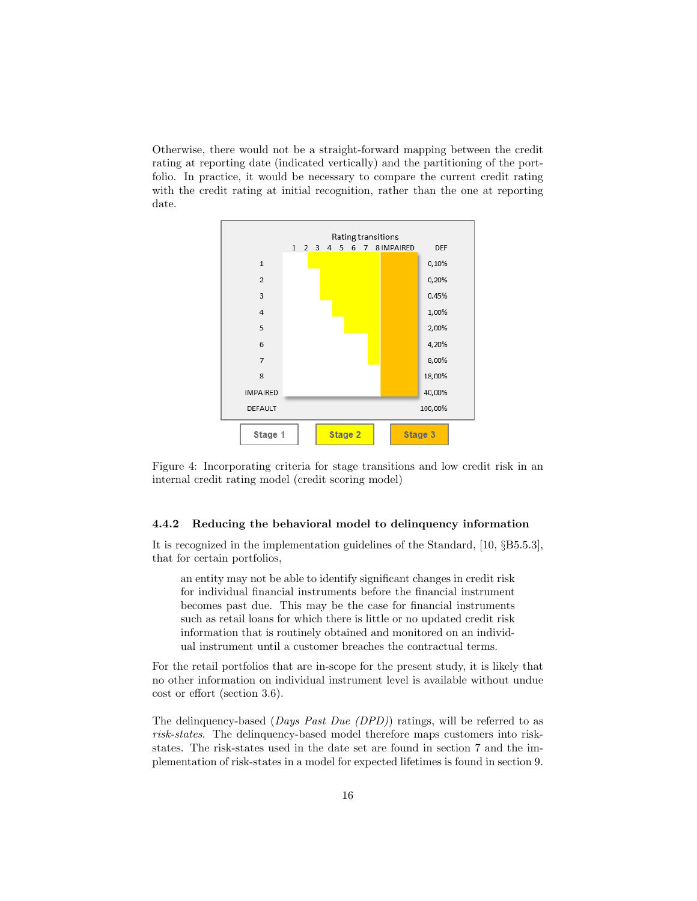Otherwise, there would not be a straight-forward mapping between the credit rating at reporting date (indicated vertically) and the partitioning of the portfolio. In practice, it would be necessary to compare the current credit rating with the credit rating at initial recognition, rather than the one at reporting date.

Figure 4: Incorporating criteria for stage transitions and low credit risk in an internal credit rating model (credit scoring model)

#### 4.4.2 Reducing the behavioral model to delinquency information

It is recognized in the implementation guidelines of the Standard, [10, §B5.5.3], that for certain portfolios,

> an entity may not be able to identify significant changes in credit risk for individual financial instruments before the financial instrument becomes past due. This may be the case for financial instruments such as retail loans for which there is little or no updated credit risk information that is routinely obtained and monitored on an individual instrument until a customer breaches the contractual terms.

For the retail portfolios that are in-scope for the present study, it is likely that no other information on individual instrument level is available without undue cost or effort (section 3.6).

The delinquency-based (*Days Past Due (DPD)*) ratings, will be referred to as *risk-states*. The delinquency-based model therefore maps customers into risk-states. The risk-states used in the date set are found in section 7 and the implementation of risk-states in a model for expected lifetimes is found in section 9.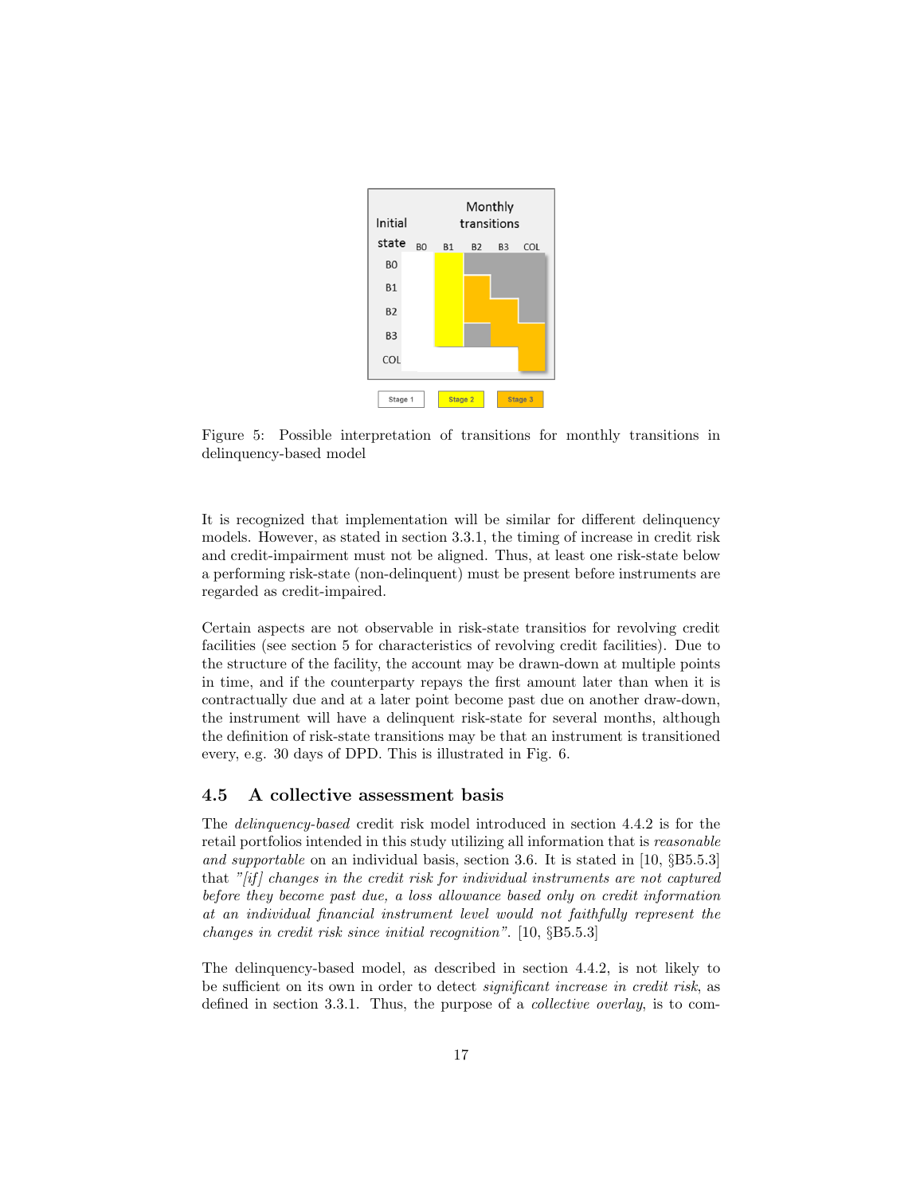Figure 5: Possible interpretation of transitions for monthly transitions in delinquency-based model

It is recognized that implementation will be similar for different delinquency models. However, as stated in section 3.3.1, the timing of increase in credit risk and credit-impairment must not be aligned. Thus, at least one risk-state below a performing risk-state (non-delinquent) must be present before instruments are regarded as credit-impaired.

Certain aspects are not observable in risk-state transitios for revolving credit facilities (see section 5 for characteristics of revolving credit facilities). Due to the structure of the facility, the account may be drawn-down at multiple points in time, and if the counterparty repays the first amount later than when it is contractually due and at a later point become past due on another draw-down, the instrument will have a delinquent risk-state for several months, although the definition of risk-state transitions may be that an instrument is transitioned every, e.g. 30 days of DPD. This is illustrated in Fig. 6.

## 4.5 A collective assessment basis

The *delinquency-based* credit risk model introduced in section 4.4.2 is for the retail portfolios intended in this study utilizing all information that is *reasonable and supportable* on an individual basis, section 3.6. It is stated in [10, §B5.5.3] that *"[if] changes in the credit risk for individual instruments are not captured before they become past due, a loss allowance based only on credit information at an individual financial instrument level would not faithfully represent the changes in credit risk since initial recognition"*. [10, §B5.5.3]

The delinquency-based model, as described in section 4.4.2, is not likely to be sufficient on its own in order to detect *significant increase in credit risk*, as defined in section 3.3.1. Thus, the purpose of a *collective overlay*, is to com-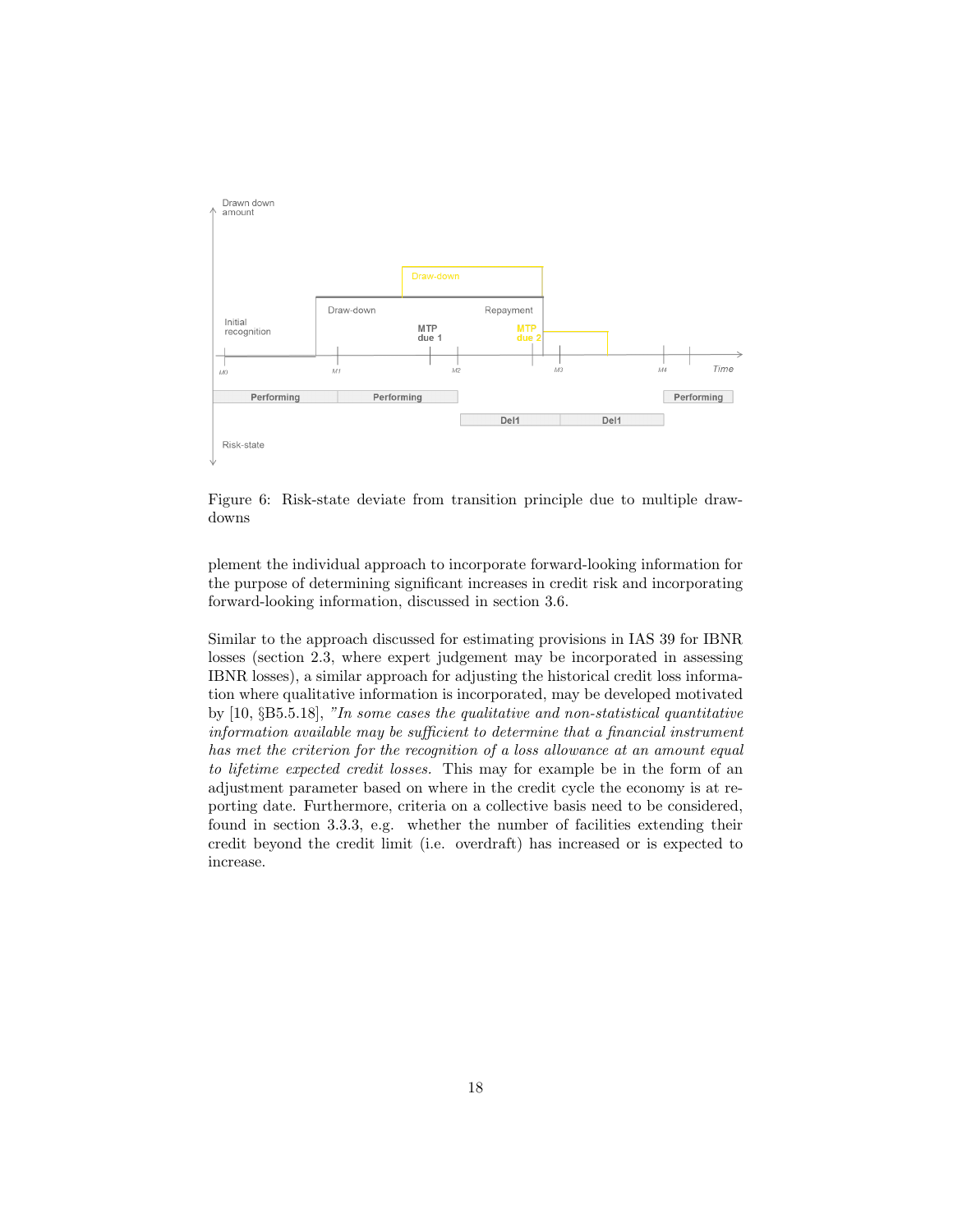Figure 6: Risk-state deviate from transition principle due to multiple draw-downs

plement the individual approach to incorporate forward-looking information for the purpose of determining significant increases in credit risk and incorporating forward-looking information, discussed in section 3.6.

Similar to the approach discussed for estimating provisions in IAS 39 for IBNR losses (section 2.3, where expert judgement may be incorporated in assessing IBNR losses), a similar approach for adjusting the historical credit loss information where qualitative information is incorporated, may be developed motivated by [10, §B5.5.18], *"In some cases the qualitative and non-statistical quantitative information available may be sufficient to determine that a financial instrument has met the criterion for the recognition of a loss allowance at an amount equal to lifetime expected credit losses.* This may for example be in the form of an adjustment parameter based on where in the credit cycle the economy is at reporting date. Furthermore, criteria on a collective basis need to be considered, found in section 3.3.3, e.g. whether the number of facilities extending their credit beyond the credit limit (i.e. overdraft) has increased or is expected to increase.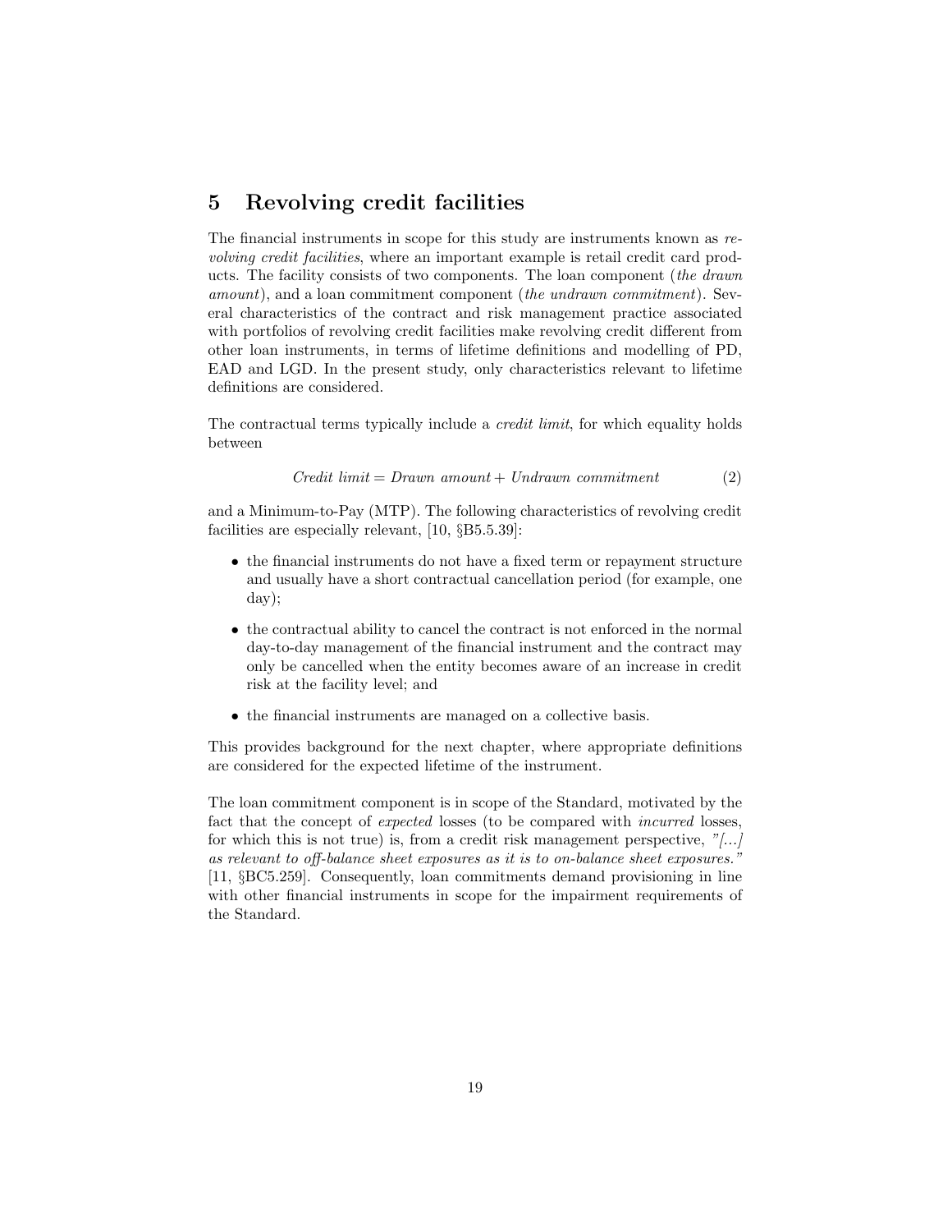# 5 Revolving credit facilities

The financial instruments in scope for this study are instruments known as *revolving credit facilities*, where an important example is retail credit card products. The facility consists of two components. The loan component (*the drawn amount*), and a loan commitment component (*the undrawn commitment*). Several characteristics of the contract and risk management practice associated with portfolios of revolving credit facilities make revolving credit different from other loan instruments, in terms of lifetime definitions and modelling of PD, EAD and LGD. In the present study, only characteristics relevant to lifetime definitions are considered.

The contractual terms typically include a *credit limit*, for which equality holds between

$$\textit{Credit limit} = \textit{Drawn amount} + \textit{Undrawn commitment} \tag{2}$$

and a Minimum-to-Pay (MTP). The following characteristics of revolving credit facilities are especially relevant, [10, §B5.5.39]:

- the financial instruments do not have a fixed term or repayment structure and usually have a short contractual cancellation period (for example, one day);
- the contractual ability to cancel the contract is not enforced in the normal day-to-day management of the financial instrument and the contract may only be cancelled when the entity becomes aware of an increase in credit risk at the facility level; and
- the financial instruments are managed on a collective basis.

This provides background for the next chapter, where appropriate definitions are considered for the expected lifetime of the instrument.

The loan commitment component is in scope of the Standard, motivated by the fact that the concept of *expected* losses (to be compared with *incurred* losses, for which this is not true) is, from a credit risk management perspective, *"[...] as relevant to off-balance sheet exposures as it is to on-balance sheet exposures."* [11, §BC5.259]. Consequently, loan commitments demand provisioning in line with other financial instruments in scope for the impairment requirements of the Standard.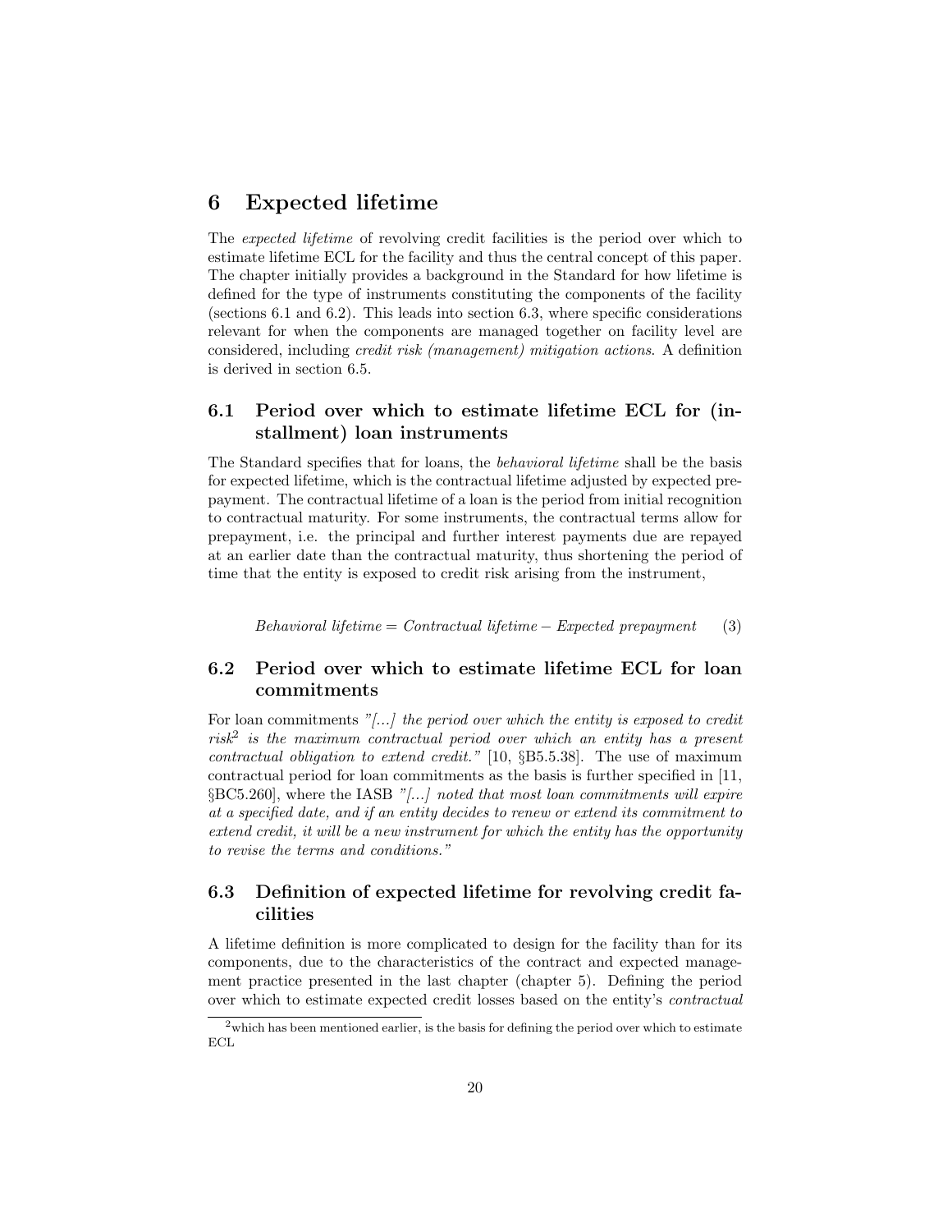# 6 Expected lifetime

The *expected lifetime* of revolving credit facilities is the period over which to estimate lifetime ECL for the facility and thus the central concept of this paper. The chapter initially provides a background in the Standard for how lifetime is defined for the type of instruments constituting the components of the facility (sections 6.1 and 6.2). This leads into section 6.3, where specific considerations relevant for when the components are managed together on facility level are considered, including *credit risk (management) mitigation actions*. A definition is derived in section 6.5.

## 6.1 Period over which to estimate lifetime ECL for (installment) loan instruments

The Standard specifies that for loans, the *behavioral lifetime* shall be the basis for expected lifetime, which is the contractual lifetime adjusted by expected prepayment. The contractual lifetime of a loan is the period from initial recognition to contractual maturity. For some instruments, the contractual terms allow for prepayment, i.e. the principal and further interest payments due are repayed at an earlier date than the contractual maturity, thus shortening the period of time that the entity is exposed to credit risk arising from the instrument,

$$\textit{Behavioral lifetime} = \textit{Contractual lifetime} - \textit{Expected prepayment} \qquad (3)$$

## 6.2 Period over which to estimate lifetime ECL for loan commitments

For loan commitments *"[...] the period over which the entity is exposed to credit risk[2] is the maximum contractual period over which an entity has a present contractual obligation to extend credit."* [10, §B5.5.38]. The use of maximum contractual period for loan commitments as the basis is further specified in [11, §BC5.260], where the IASB *"[...] noted that most loan commitments will expire at a specified date, and if an entity decides to renew or extend its commitment to extend credit, it will be a new instrument for which the entity has the opportunity to revise the terms and conditions."*

## 6.3 Definition of expected lifetime for revolving credit facilities

A lifetime definition is more complicated to design for the facility than for its components, due to the characteristics of the contract and expected management practice presented in the last chapter (chapter 5). Defining the period over which to estimate expected credit losses based on the entity's *contractual*

[2] which has been mentioned earlier, is the basis for defining the period over which to estimate ECL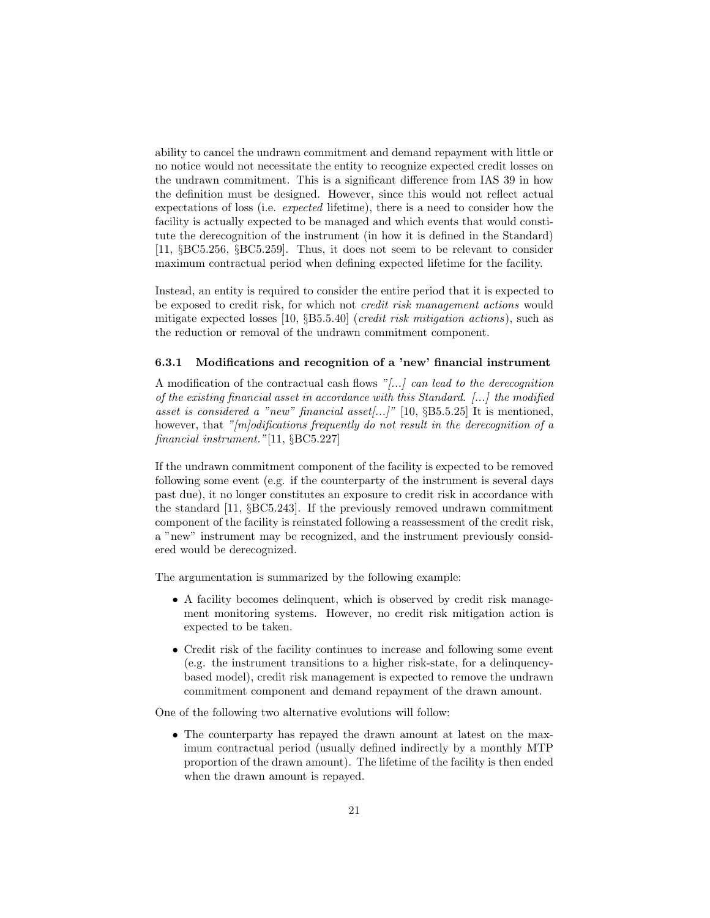ability to cancel the undrawn commitment and demand repayment with little or no notice would not necessitate the entity to recognize expected credit losses on the undrawn commitment. This is a significant difference from IAS 39 in how the definition must be designed. However, since this would not reflect actual expectations of loss (i.e. *expected* lifetime), there is a need to consider how the facility is actually expected to be managed and which events that would constitute the derecognition of the instrument (in how it is defined in the Standard) [11, §BC5.256, §BC5.259]. Thus, it does not seem to be relevant to consider maximum contractual period when defining expected lifetime for the facility.

Instead, an entity is required to consider the entire period that it is expected to be exposed to credit risk, for which not *credit risk management actions* would mitigate expected losses [10, §B5.5.40] (*credit risk mitigation actions*), such as the reduction or removal of the undrawn commitment component.

### 6.3.1 Modifications and recognition of a 'new' financial instrument

A modification of the contractual cash flows *"[...] can lead to the derecognition of the existing financial asset in accordance with this Standard. [...] the modified asset is considered a "new" financial asset[...]"* [10, §B5.5.25] It is mentioned, however, that *"[m]odifications frequently do not result in the derecognition of a financial instrument."*[11, §BC5.227]

If the undrawn commitment component of the facility is expected to be removed following some event (e.g. if the counterparty of the instrument is several days past due), it no longer constitutes an exposure to credit risk in accordance with the standard [11, §BC5.243]. If the previously removed undrawn commitment component of the facility is reinstated following a reassessment of the credit risk, a "new" instrument may be recognized, and the instrument previously considered would be derecognized.

The argumentation is summarized by the following example:

- A facility becomes delinquent, which is observed by credit risk management monitoring systems. However, no credit risk mitigation action is expected to be taken.
- Credit risk of the facility continues to increase and following some event (e.g. the instrument transitions to a higher risk-state, for a delinquency-based model), credit risk management is expected to remove the undrawn commitment component and demand repayment of the drawn amount.

One of the following two alternative evolutions will follow:

- The counterparty has repayed the drawn amount at latest on the maximum contractual period (usually defined indirectly by a monthly MTP proportion of the drawn amount). The lifetime of the facility is then ended when the drawn amount is repayed.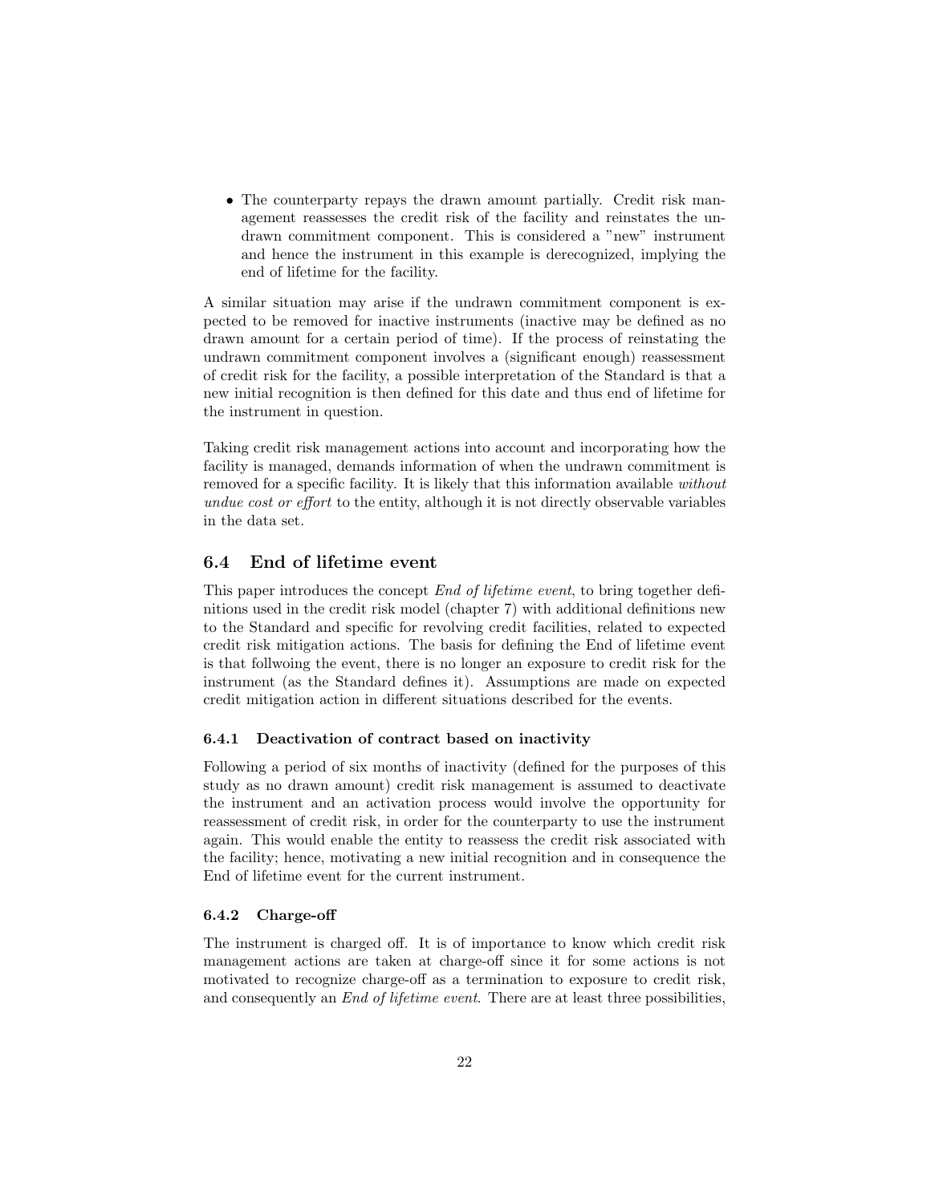- The counterparty repays the drawn amount partially. Credit risk management reassesses the credit risk of the facility and reinstates the undrawn commitment component. This is considered a "new" instrument and hence the instrument in this example is derecognized, implying the end of lifetime for the facility.

A similar situation may arise if the undrawn commitment component is expected to be removed for inactive instruments (inactive may be defined as no drawn amount for a certain period of time). If the process of reinstating the undrawn commitment component involves a (significant enough) reassessment of credit risk for the facility, a possible interpretation of the Standard is that a new initial recognition is then defined for this date and thus end of lifetime for the instrument in question.

Taking credit risk management actions into account and incorporating how the facility is managed, demands information of when the undrawn commitment is removed for a specific facility. It is likely that this information available *without undue cost or effort* to the entity, although it is not directly observable variables in the data set.

## 6.4 End of lifetime event

This paper introduces the concept *End of lifetime event*, to bring together definitions used in the credit risk model (chapter 7) with additional definitions new to the Standard and specific for revolving credit facilities, related to expected credit risk mitigation actions. The basis for defining the End of lifetime event is that follwoing the event, there is no longer an exposure to credit risk for the instrument (as the Standard defines it). Assumptions are made on expected credit mitigation action in different situations described for the events.

### 6.4.1 Deactivation of contract based on inactivity

Following a period of six months of inactivity (defined for the purposes of this study as no drawn amount) credit risk management is assumed to deactivate the instrument and an activation process would involve the opportunity for reassessment of credit risk, in order for the counterparty to use the instrument again. This would enable the entity to reassess the credit risk associated with the facility; hence, motivating a new initial recognition and in consequence the End of lifetime event for the current instrument.

### 6.4.2 Charge-off

The instrument is charged off. It is of importance to know which credit risk management actions are taken at charge-off since it for some actions is not motivated to recognize charge-off as a termination to exposure to credit risk, and consequently an *End of lifetime event*. There are at least three possibilities,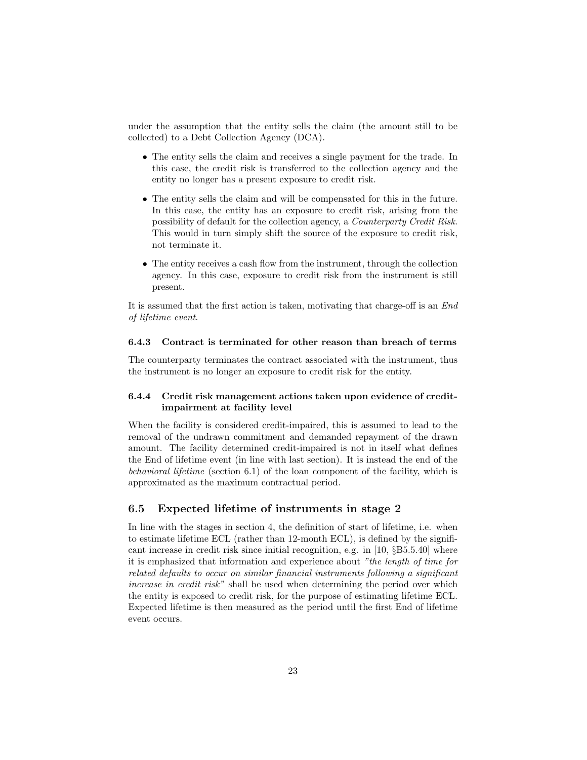under the assumption that the entity sells the claim (the amount still to be collected) to a Debt Collection Agency (DCA).

- The entity sells the claim and receives a single payment for the trade. In this case, the credit risk is transferred to the collection agency and the entity no longer has a present exposure to credit risk.
- The entity sells the claim and will be compensated for this in the future. In this case, the entity has an exposure to credit risk, arising from the possibility of default for the collection agency, a *Counterparty Credit Risk*. This would in turn simply shift the source of the exposure to credit risk, not terminate it.
- The entity receives a cash flow from the instrument, through the collection agency. In this case, exposure to credit risk from the instrument is still present.

It is assumed that the first action is taken, motivating that charge-off is an *End of lifetime event*.

#### 6.4.3 Contract is terminated for other reason than breach of terms

The counterparty terminates the contract associated with the instrument, thus the instrument is no longer an exposure to credit risk for the entity.

#### 6.4.4 Credit risk management actions taken upon evidence of credit-impairment at facility level

When the facility is considered credit-impaired, this is assumed to lead to the removal of the undrawn commitment and demanded repayment of the drawn amount. The facility determined credit-impaired is not in itself what defines the End of lifetime event (in line with last section). It is instead the end of the *behavioral lifetime* (section 6.1) of the loan component of the facility, which is approximated as the maximum contractual period.

### 6.5 Expected lifetime of instruments in stage 2

In line with the stages in section 4, the definition of start of lifetime, i.e. when to estimate lifetime ECL (rather than 12-month ECL), is defined by the significant increase in credit risk since initial recognition, e.g. in [10, §B5.5.40] where it is emphasized that information and experience about *"the length of time for related defaults to occur on similar financial instruments following a significant increase in credit risk"* shall be used when determining the period over which the entity is exposed to credit risk, for the purpose of estimating lifetime ECL. Expected lifetime is then measured as the period until the first End of lifetime event occurs.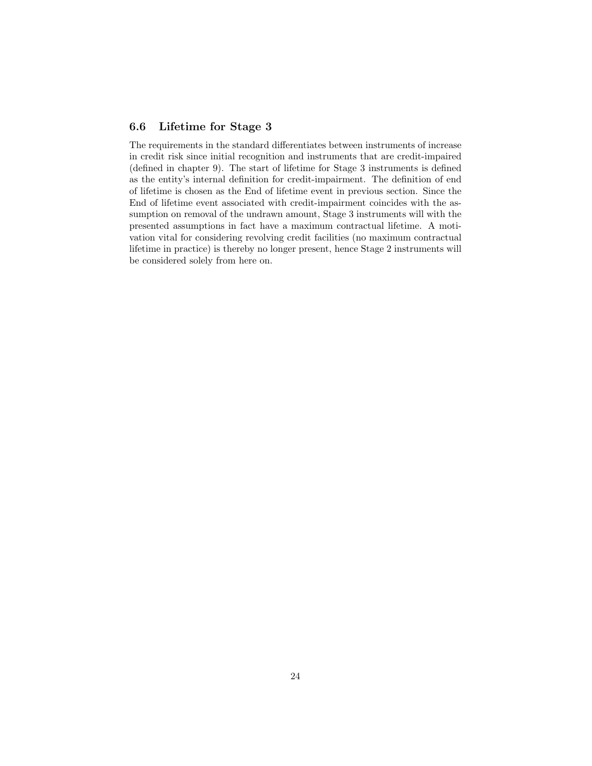### 6.6 Lifetime for Stage 3

The requirements in the standard differentiates between instruments of increase in credit risk since initial recognition and instruments that are credit-impaired (defined in chapter 9). The start of lifetime for Stage 3 instruments is defined as the entity's internal definition for credit-impairment. The definition of end of lifetime is chosen as the End of lifetime event in previous section. Since the End of lifetime event associated with credit-impairment coincides with the assumption on removal of the undrawn amount, Stage 3 instruments will with the presented assumptions in fact have a maximum contractual lifetime. A motivation vital for considering revolving credit facilities (no maximum contractual lifetime in practice) is thereby no longer present, hence Stage 2 instruments will be considered solely from here on.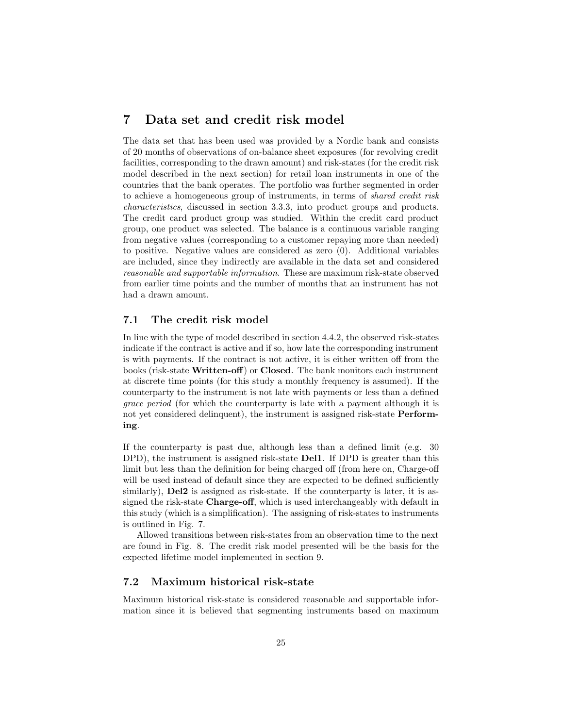# 7 Data set and credit risk model

The data set that has been used was provided by a Nordic bank and consists of 20 months of observations of on-balance sheet exposures (for revolving credit facilities, corresponding to the drawn amount) and risk-states (for the credit risk model described in the next section) for retail loan instruments in one of the countries that the bank operates. The portfolio was further segmented in order to achieve a homogeneous group of instruments, in terms of *shared credit risk characteristics*, discussed in section 3.3.3, into product groups and products. The credit card product group was studied. Within the credit card product group, one product was selected. The balance is a continuous variable ranging from negative values (corresponding to a customer repaying more than needed) to positive. Negative values are considered as zero (0). Additional variables are included, since they indirectly are available in the data set and considered *reasonable and supportable information*. These are maximum risk-state observed from earlier time points and the number of months that an instrument has not had a drawn amount.

## 7.1 The credit risk model

In line with the type of model described in section 4.4.2, the observed risk-states indicate if the contract is active and if so, how late the corresponding instrument is with payments. If the contract is not active, it is either written off from the books (risk-state **Written-off**) or **Closed**. The bank monitors each instrument at discrete time points (for this study a monthly frequency is assumed). If the counterparty to the instrument is not late with payments or less than a defined *grace period* (for which the counterparty is late with a payment although it is not yet considered delinquent), the instrument is assigned risk-state **Performing**.

If the counterparty is past due, although less than a defined limit (e.g. 30 DPD), the instrument is assigned risk-state **Del1**. If DPD is greater than this limit but less than the definition for being charged off (from here on, Charge-off will be used instead of default since they are expected to be defined sufficiently similarly), **Del2** is assigned as risk-state. If the counterparty is later, it is assigned the risk-state **Charge-off**, which is used interchangeably with default in this study (which is a simplification). The assigning of risk-states to instruments is outlined in Fig. 7.

Allowed transitions between risk-states from an observation time to the next are found in Fig. 8. The credit risk model presented will be the basis for the expected lifetime model implemented in section 9.

## 7.2 Maximum historical risk-state

Maximum historical risk-state is considered reasonable and supportable information since it is believed that segmenting instruments based on maximum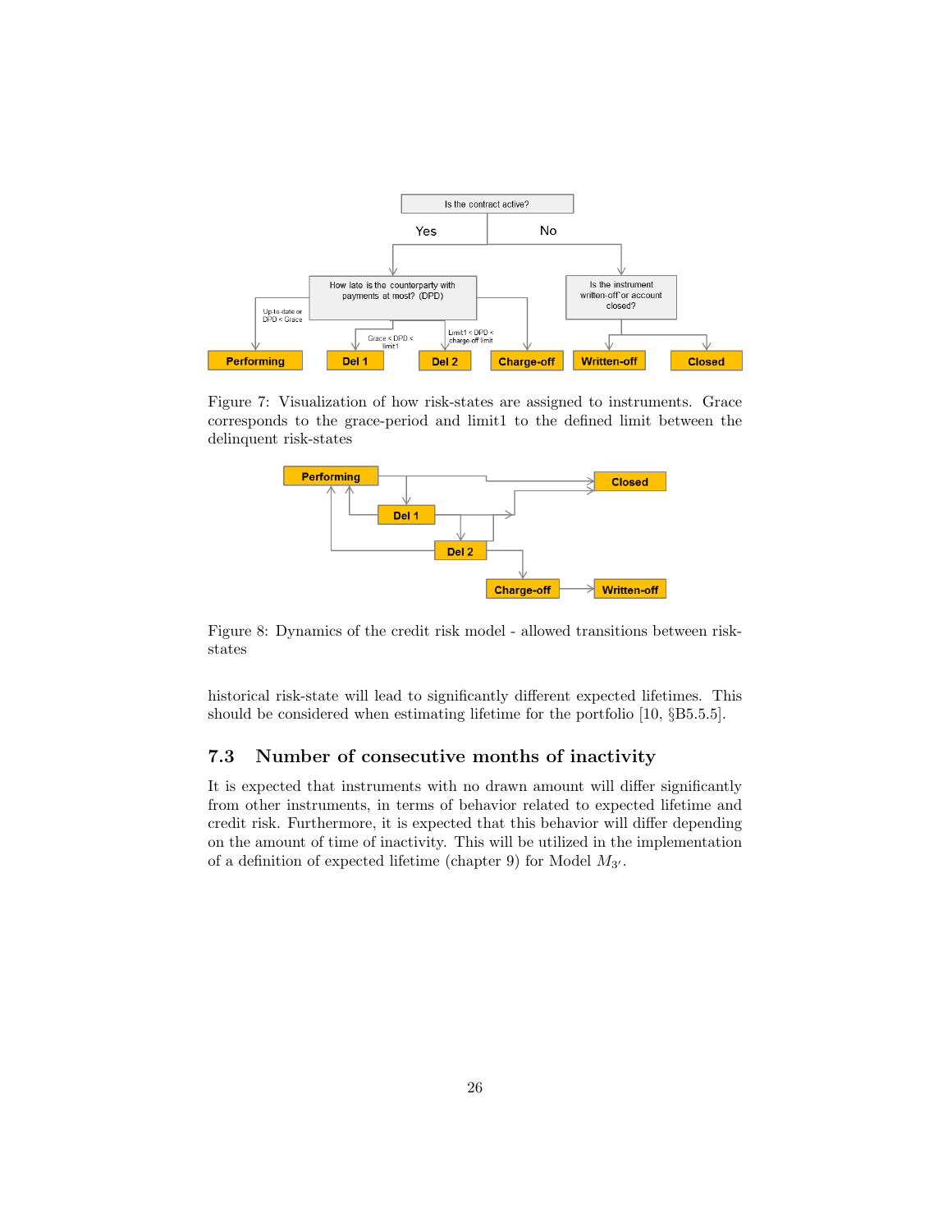Figure 7: Visualization of how risk-states are assigned to instruments. Grace corresponds to the grace-period and limit1 to the defined limit between the delinquent risk-states

Figure 8: Dynamics of the credit risk model - allowed transitions between risk-states

historical risk-state will lead to significantly different expected lifetimes. This should be considered when estimating lifetime for the portfolio [10, §B5.5.5].

### 7.3 Number of consecutive months of inactivity

It is expected that instruments with no drawn amount will differ significantly from other instruments, in terms of behavior related to expected lifetime and credit risk. Furthermore, it is expected that this behavior will differ depending on the amount of time of inactivity. This will be utilized in the implementation of a definition of expected lifetime (chapter 9) for Model $M_{3'}$.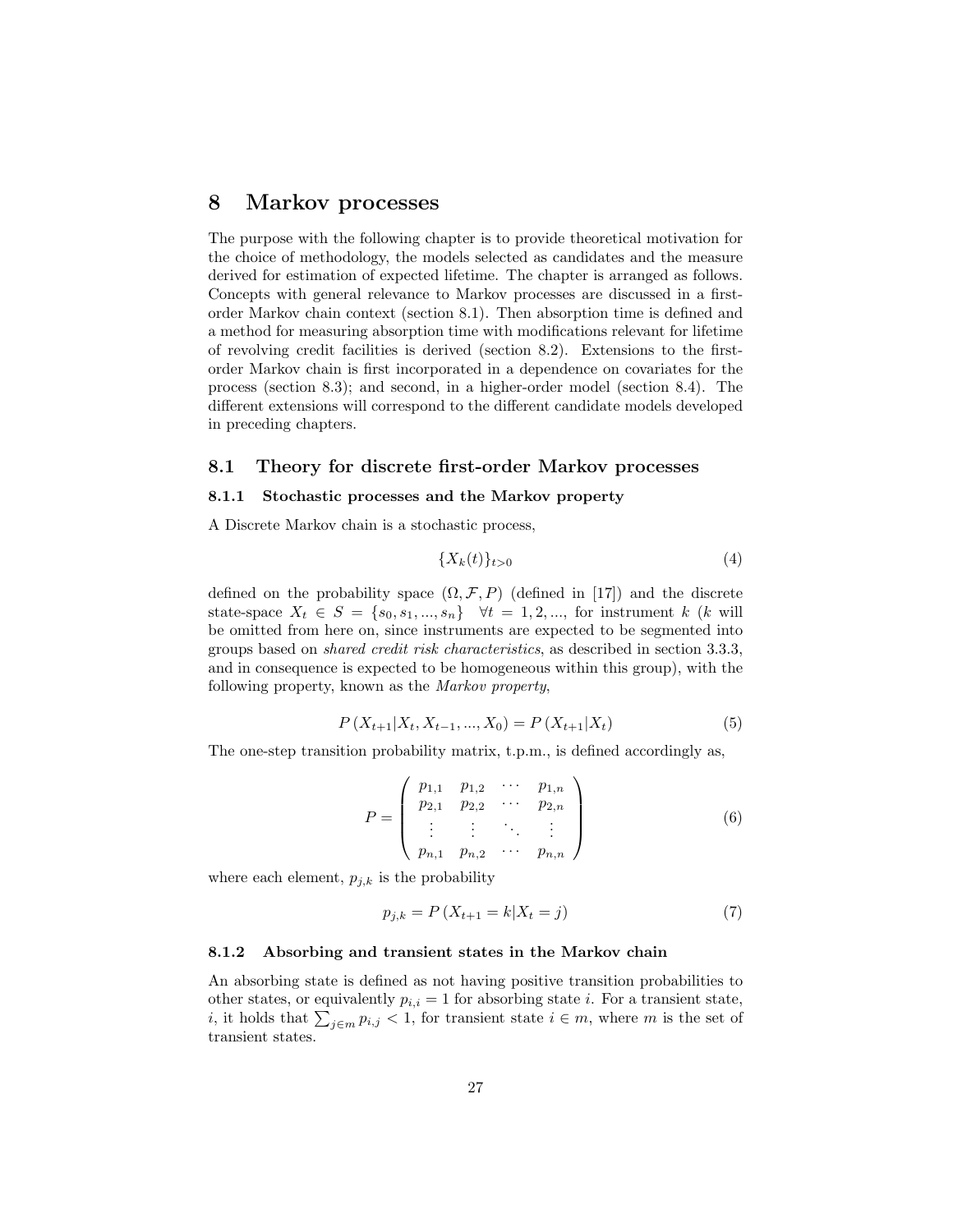# 8 Markov processes

The purpose with the following chapter is to provide theoretical motivation for the choice of methodology, the models selected as candidates and the measure derived for estimation of expected lifetime. The chapter is arranged as follows. Concepts with general relevance to Markov processes are discussed in a first-order Markov chain context (section 8.1). Then absorption time is defined and a method for measuring absorption time with modifications relevant for lifetime of revolving credit facilities is derived (section 8.2). Extensions to the first-order Markov chain is first incorporated in a dependence on covariates for the process (section 8.3); and second, in a higher-order model (section 8.4). The different extensions will correspond to the different candidate models developed in preceding chapters.

## 8.1 Theory for discrete first-order Markov processes

### 8.1.1 Stochastic processes and the Markov property

A Discrete Markov chain is a stochastic process,

$$\{X_k(t)\}_{t>0} \tag{4}$$

defined on the probability space $(\Omega, \mathcal{F}, P)$ (defined in [17]) and the discrete state-space $X_t \in S = \{s_0, s_1, ..., s_n\} \quad \forall t = 1, 2, ...,$ for instrument $k$ ($k$ will be omitted from here on, since instruments are expected to be segmented into groups based on *shared credit risk characteristics*, as described in section 3.3.3, and in consequence is expected to be homogeneous within this group), with the following property, known as the *Markov property*,

$$P\left(X_{t+1}|X_t, X_{t-1}, ..., X_0\right) = P\left(X_{t+1}|X_t\right) \tag{5}$$

The one-step transition probability matrix, t.p.m., is defined accordingly as,

$$P = \begin{pmatrix} p_{1,1} & p_{1,2} & \cdots & p_{1,n} \\ p_{2,1} & p_{2,2} & \cdots & p_{2,n} \\ \vdots & \vdots & \ddots & \vdots \\ p_{n,1} & p_{n,2} & \cdots & p_{n,n} \end{pmatrix} \tag{6}$$

where each element, $p_{j,k}$ is the probability

$$p_{j,k} = P\left(X_{t+1} = k|X_t = j\right) \tag{7}$$

### 8.1.2 Absorbing and transient states in the Markov chain

An absorbing state is defined as not having positive transition probabilities to other states, or equivalently $p_{i,i} = 1$ for absorbing state $i$. For a transient state, $i$, it holds that $\sum_{j \in m} p_{i,j} < 1$, for transient state $i \in m$, where $m$ is the set of transient states.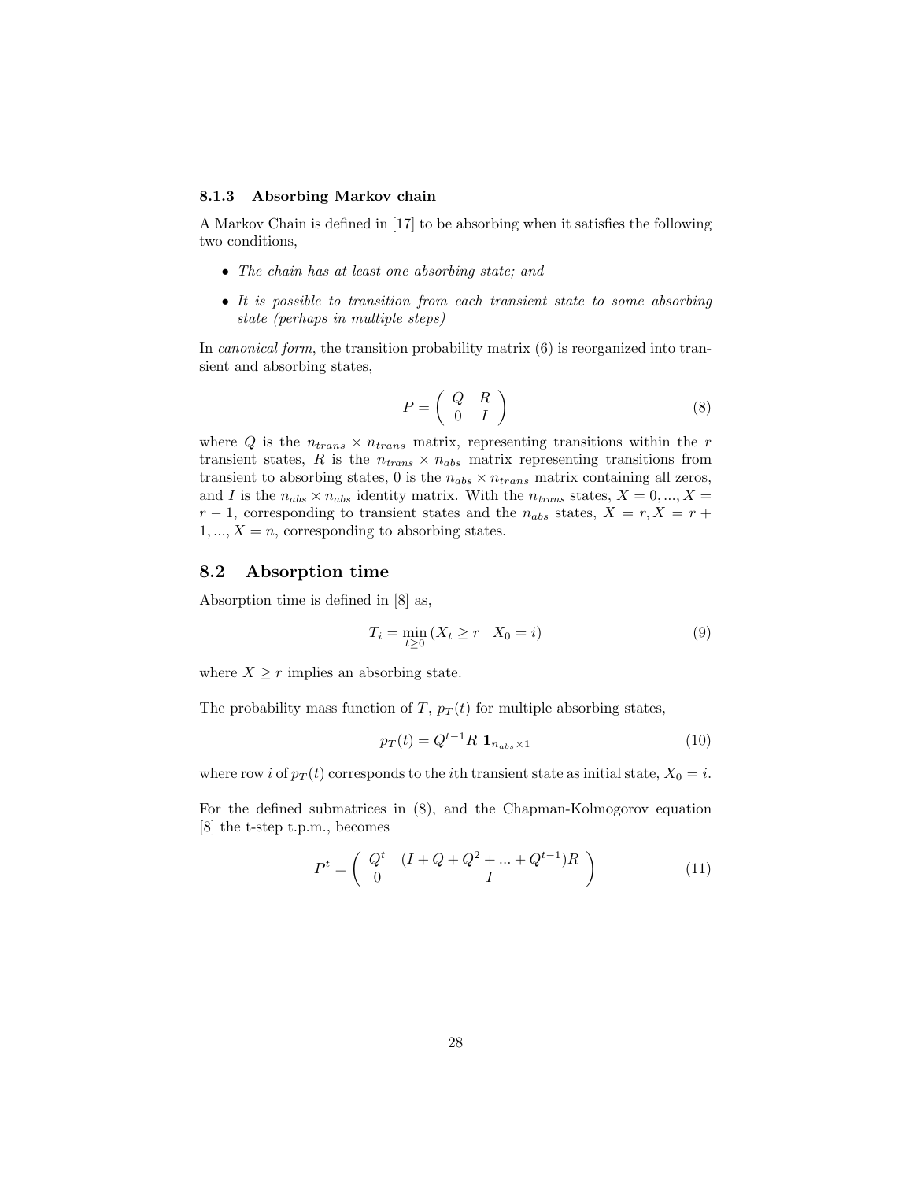#### 8.1.3 Absorbing Markov chain

A Markov Chain is defined in [17] to be absorbing when it satisfies the following two conditions,

- *The chain has at least one absorbing state; and*
- *It is possible to transition from each transient state to some absorbing state (perhaps in multiple steps)*

In *canonical form*, the transition probability matrix (6) is reorganized into transient and absorbing states,

$$P = \begin{pmatrix} Q & R \\ 0 & I \end{pmatrix} \tag{8}$$

where $Q$ is the $n_{trans} \times n_{trans}$ matrix, representing transitions within the $r$ transient states, $R$ is the $n_{trans} \times n_{abs}$ matrix representing transitions from transient to absorbing states, 0 is the $n_{abs} \times n_{trans}$ matrix containing all zeros, and $I$ is the $n_{abs} \times n_{abs}$ identity matrix. With the $n_{trans}$ states, $X = 0, ..., X = r-1$, corresponding to transient states and the $n_{abs}$ states, $X = r, X = r+1, ..., X = n$, corresponding to absorbing states.

## 8.2 Absorption time

Absorption time is defined in [8] as,

$$T_i = \min_{t \geq 0} \left( X_t \geq r \mid X_0 = i \right) \tag{9}$$

where $X \geq r$ implies an absorbing state.

The probability mass function of $T$, $p_T(t)$ for multiple absorbing states,

$$p_T(t) = Q^{t-1} R \ \mathbf{1}_{n_{abs} \times 1} \tag{10}$$

where row $i$ of $p_T(t)$ corresponds to the $i$th transient state as initial state, $X_0 = i$.

For the defined submatrices in (8), and the Chapman-Kolmogorov equation [8] the t-step t.p.m., becomes

$$P^t = \begin{pmatrix} Q^t & (I + Q + Q^2 + ... + Q^{t-1})R \\ 0 & I \end{pmatrix} \tag{11}$$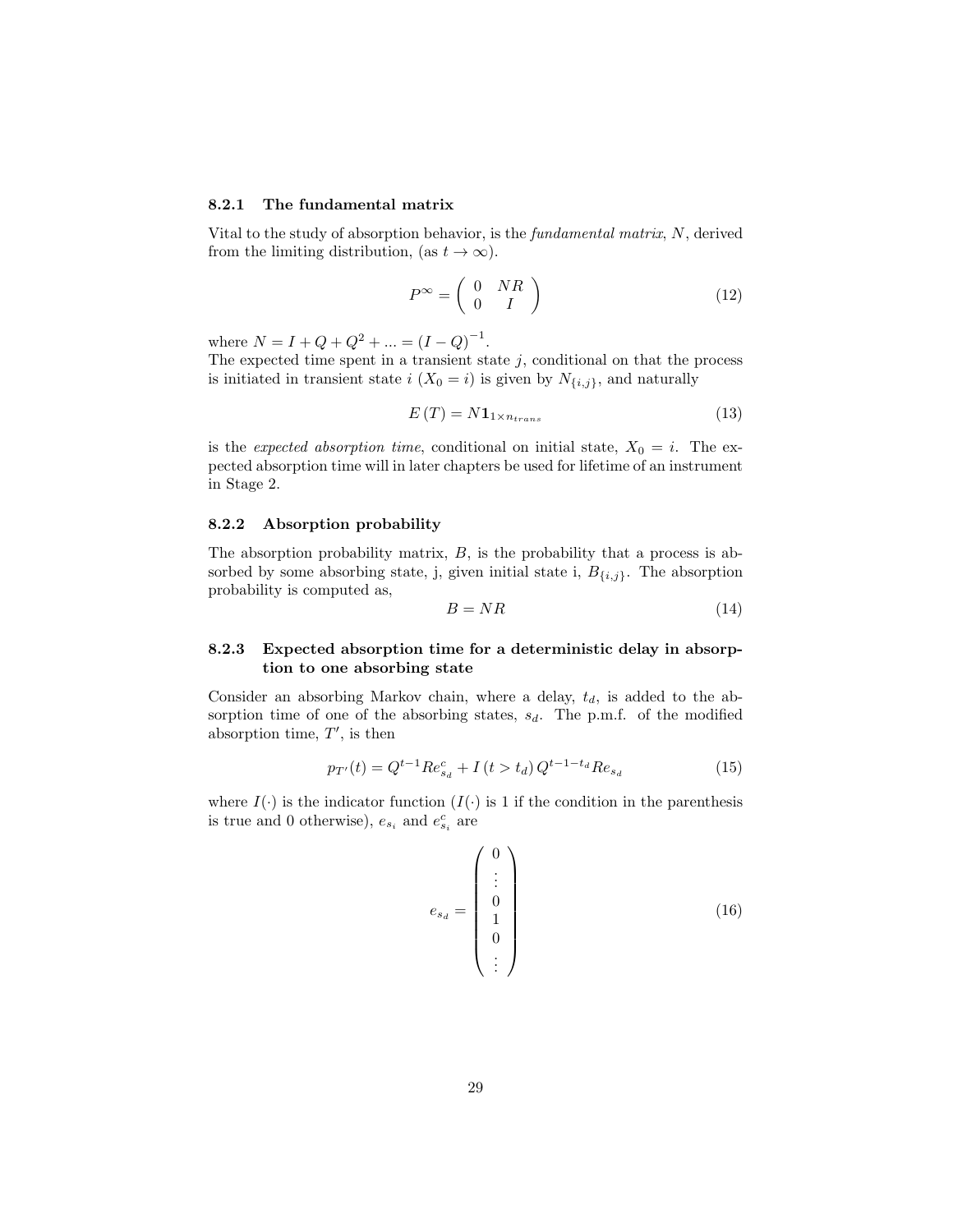### 8.2.1 The fundamental matrix

Vital to the study of absorption behavior, is the *fundamental matrix*, $N$, derived from the limiting distribution, (as $t \to \infty$).

$$P^{\infty} = \begin{pmatrix} 0 & NR \\ 0 & I \end{pmatrix} \tag{12}$$

where $N = I + Q + Q^2 + ... = (I - Q)^{-1}$.

The expected time spent in a transient state $j$, conditional on that the process is initiated in transient state $i$ ($X_0 = i$) is given by $N_{\{i,j\}}$, and naturally

$$E(T) = N\mathbf{1}_{1 \times n_{trans}} \tag{13}$$

is the *expected absorption time*, conditional on initial state, $X_0 = i$. The expected absorption time will in later chapters be used for lifetime of an instrument in Stage 2.

### 8.2.2 Absorption probability

The absorption probability matrix, $B$, is the probability that a process is absorbed by some absorbing state, j, given initial state i, $B_{\{i,j\}}$. The absorption probability is computed as,

$$B = NR \tag{14}$$

### 8.2.3 Expected absorption time for a deterministic delay in absorption to one absorbing state

Consider an absorbing Markov chain, where a delay, $t_d$, is added to the absorption time of one of the absorbing states, $s_d$. The p.m.f. of the modified absorption time, $T'$, is then

$$p_{T'}(t) = Q^{t-1}Re_{s_d}^c + I(t > t_d)\, Q^{t-1-t_d}Re_{s_d} \tag{15}$$

where $I(\cdot)$ is the indicator function ($I(\cdot)$ is 1 if the condition in the parenthesis is true and 0 otherwise), $e_{s_i}$ and $e_{s_i}^c$ are

$$e_{s_d} = \begin{pmatrix} 0 \\ \vdots \\ 0 \\ 1 \\ 0 \\ \vdots \end{pmatrix} \tag{16}$$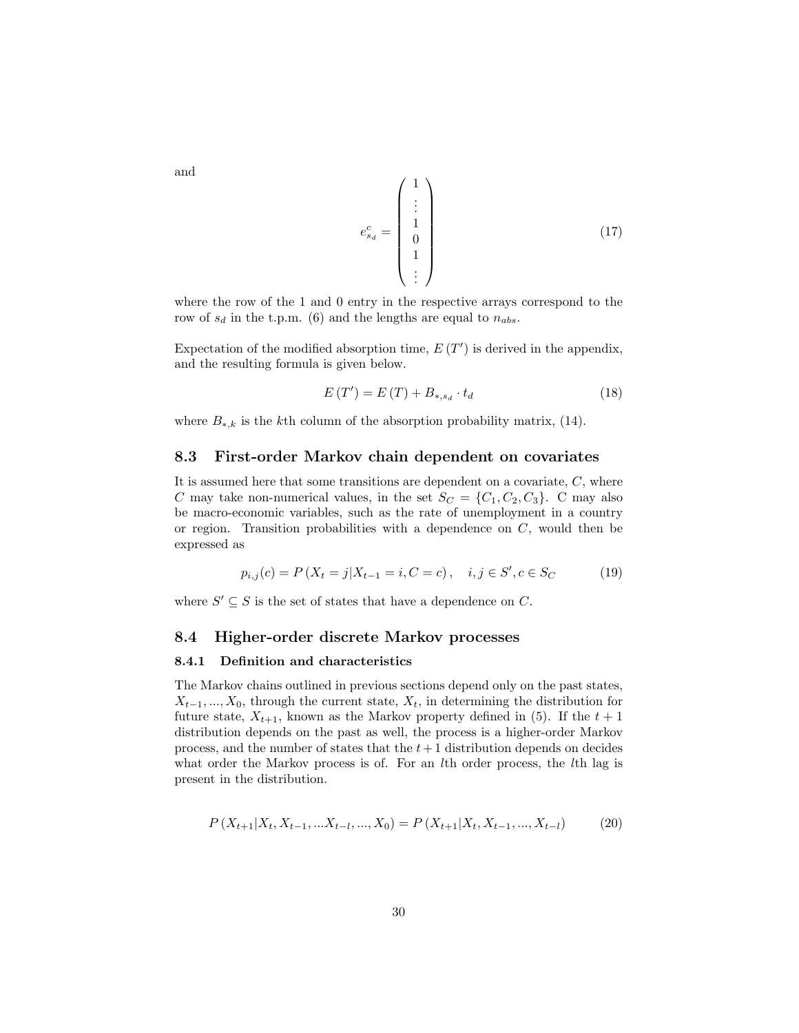and

$$
e^c_{s_d} = \begin{pmatrix} 1 \\ \vdots \\ 1 \\ 0 \\ 1 \\ \vdots \end{pmatrix} \tag{17}
$$

where the row of the 1 and 0 entry in the respective arrays correspond to the row of $s_d$ in the t.p.m. (6) and the lengths are equal to $n_{abs}$.

Expectation of the modified absorption time, $E(T')$ is derived in the appendix, and the resulting formula is given below.

$$
E(T') = E(T) + B_{*,s_d} \cdot t_d \tag{18}
$$

where $B_{*,k}$ is the $k$th column of the absorption probability matrix, (14).

## 8.3 First-order Markov chain dependent on covariates

It is assumed here that some transitions are dependent on a covariate, $C$, where $C$ may take non-numerical values, in the set $S_C = \{C_1, C_2, C_3\}$. C may also be macro-economic variables, such as the rate of unemployment in a country or region. Transition probabilities with a dependence on $C$, would then be expressed as

$$
p_{i,j}(c) = P(X_t = j | X_{t-1} = i, C = c), \quad i, j \in S', c \in S_C \tag{19}
$$

where $S' \subseteq S$ is the set of states that have a dependence on $C$.

## 8.4 Higher-order discrete Markov processes

### 8.4.1 Definition and characteristics

The Markov chains outlined in previous sections depend only on the past states, $X_{t-1}, ..., X_0$, through the current state, $X_t$, in determining the distribution for future state, $X_{t+1}$, known as the Markov property defined in (5). If the $t+1$ distribution depends on the past as well, the process is a higher-order Markov process, and the number of states that the $t+1$ distribution depends on decides what order the Markov process is of. For an $l$th order process, the $l$th lag is present in the distribution.

$$
P(X_{t+1} | X_t, X_{t-1}, ...X_{t-l}, ..., X_0) = P(X_{t+1} | X_t, X_{t-1}, ..., X_{t-l}) \tag{20}
$$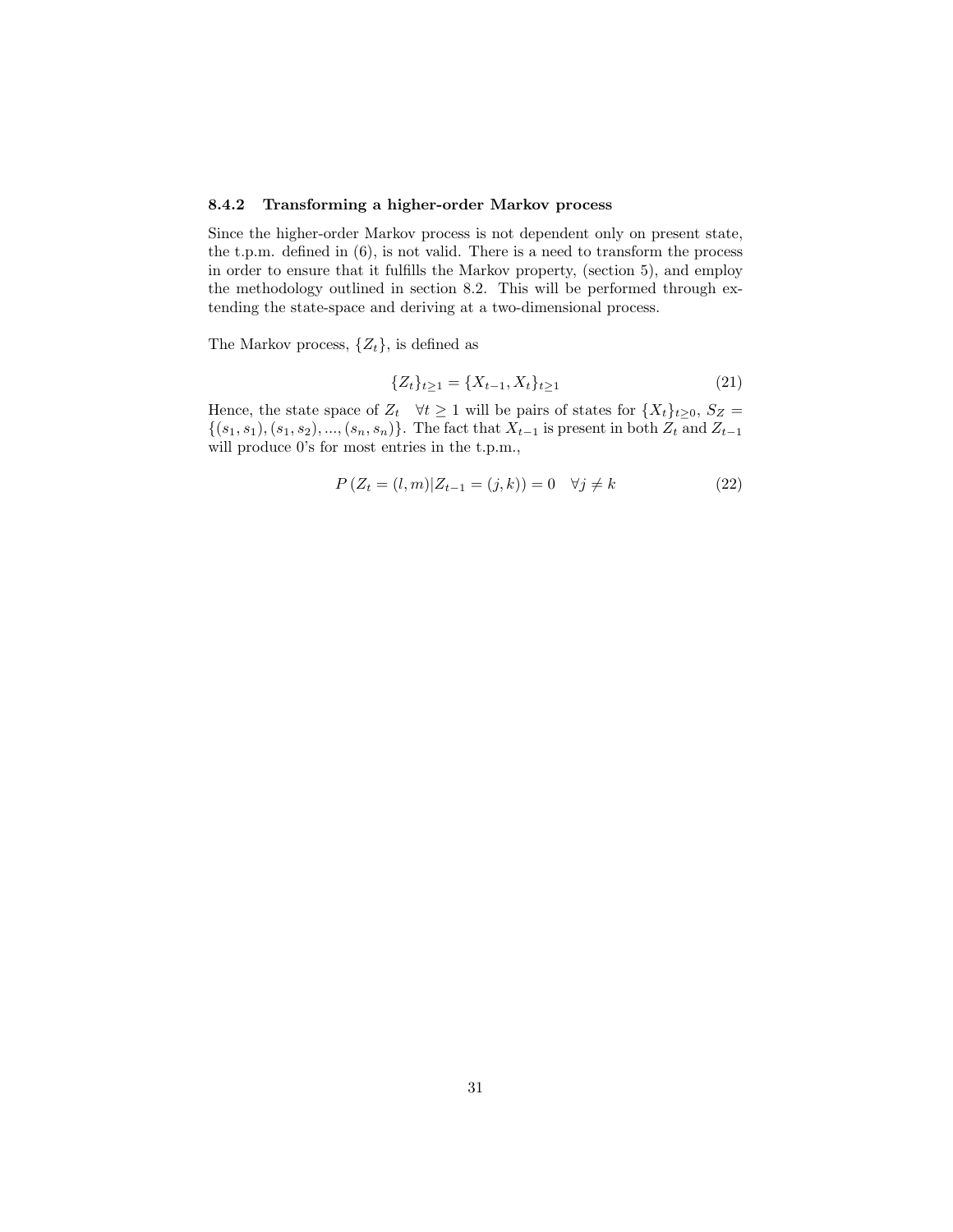### 8.4.2 Transforming a higher-order Markov process

Since the higher-order Markov process is not dependent only on present state, the t.p.m. defined in (6), is not valid. There is a need to transform the process in order to ensure that it fulfills the Markov property, (section 5), and employ the methodology outlined in section 8.2. This will be performed through extending the state-space and deriving at a two-dimensional process.

The Markov process, $\{Z_t\}$, is defined as

$$\{Z_t\}_{t\geq 1} = \{X_{t-1}, X_t\}_{t\geq 1} \tag{21}$$

Hence, the state space of $Z_t \quad \forall t \geq 1$ will be pairs of states for $\{X_t\}_{t\geq 0}$, $S_Z = \{(s_1, s_1), (s_1, s_2), ..., (s_n, s_n)\}$. The fact that $X_{t-1}$ is present in both $Z_t$ and $Z_{t-1}$ will produce 0's for most entries in the t.p.m.,

$$P\left(Z_t = (l, m) | Z_{t-1} = (j, k)\right) = 0 \quad \forall j \neq k \tag{22}$$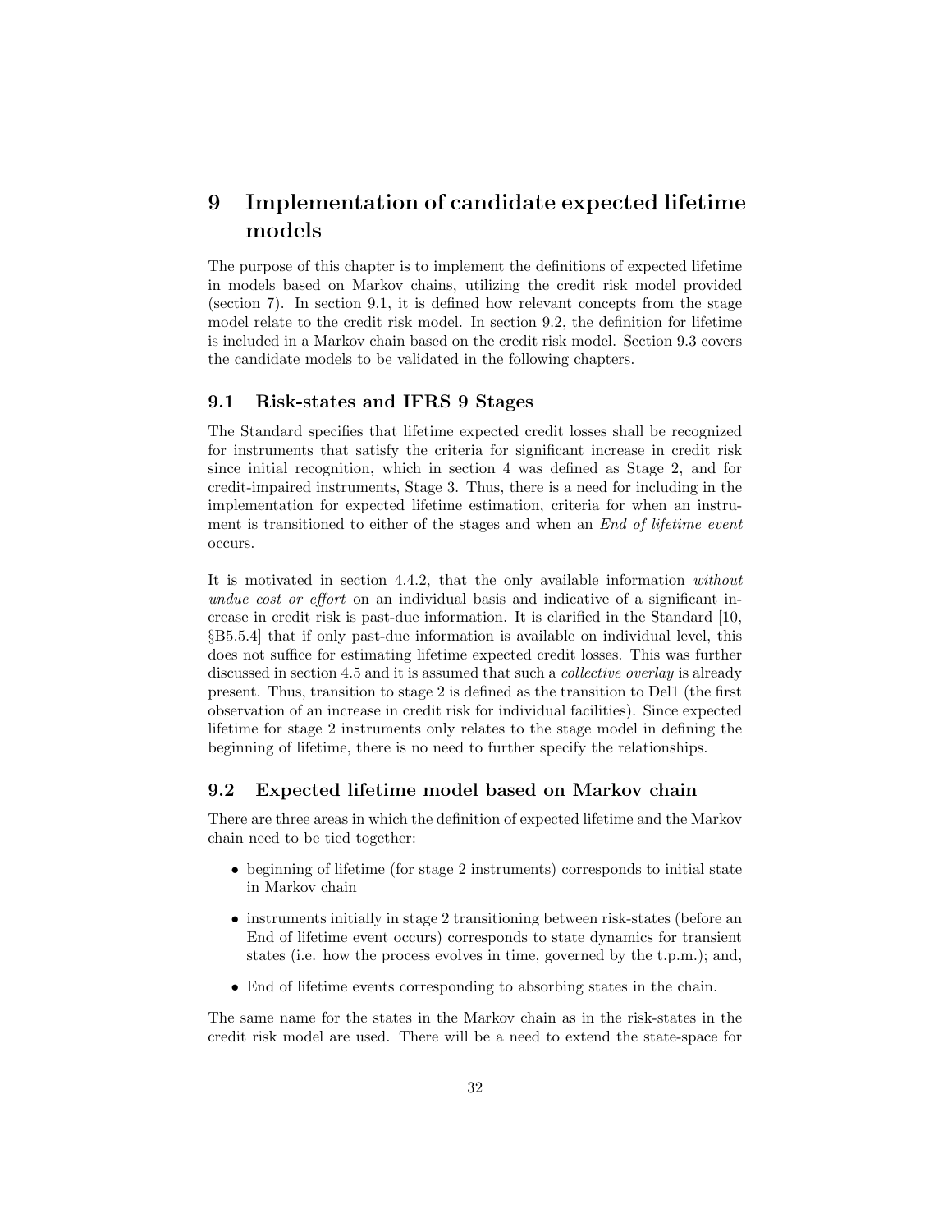# 9 Implementation of candidate expected lifetime models

The purpose of this chapter is to implement the definitions of expected lifetime in models based on Markov chains, utilizing the credit risk model provided (section 7). In section 9.1, it is defined how relevant concepts from the stage model relate to the credit risk model. In section 9.2, the definition for lifetime is included in a Markov chain based on the credit risk model. Section 9.3 covers the candidate models to be validated in the following chapters.

## 9.1 Risk-states and IFRS 9 Stages

The Standard specifies that lifetime expected credit losses shall be recognized for instruments that satisfy the criteria for significant increase in credit risk since initial recognition, which in section 4 was defined as Stage 2, and for credit-impaired instruments, Stage 3. Thus, there is a need for including in the implementation for expected lifetime estimation, criteria for when an instrument is transitioned to either of the stages and when an *End of lifetime event* occurs.

It is motivated in section 4.4.2, that the only available information *without undue cost or effort* on an individual basis and indicative of a significant increase in credit risk is past-due information. It is clarified in the Standard [10, §B5.5.4] that if only past-due information is available on individual level, this does not suffice for estimating lifetime expected credit losses. This was further discussed in section 4.5 and it is assumed that such a *collective overlay* is already present. Thus, transition to stage 2 is defined as the transition to Del1 (the first observation of an increase in credit risk for individual facilities). Since expected lifetime for stage 2 instruments only relates to the stage model in defining the beginning of lifetime, there is no need to further specify the relationships.

## 9.2 Expected lifetime model based on Markov chain

There are three areas in which the definition of expected lifetime and the Markov chain need to be tied together:

- beginning of lifetime (for stage 2 instruments) corresponds to initial state in Markov chain
- instruments initially in stage 2 transitioning between risk-states (before an End of lifetime event occurs) corresponds to state dynamics for transient states (i.e. how the process evolves in time, governed by the t.p.m.); and,
- End of lifetime events corresponding to absorbing states in the chain.

The same name for the states in the Markov chain as in the risk-states in the credit risk model are used. There will be a need to extend the state-space for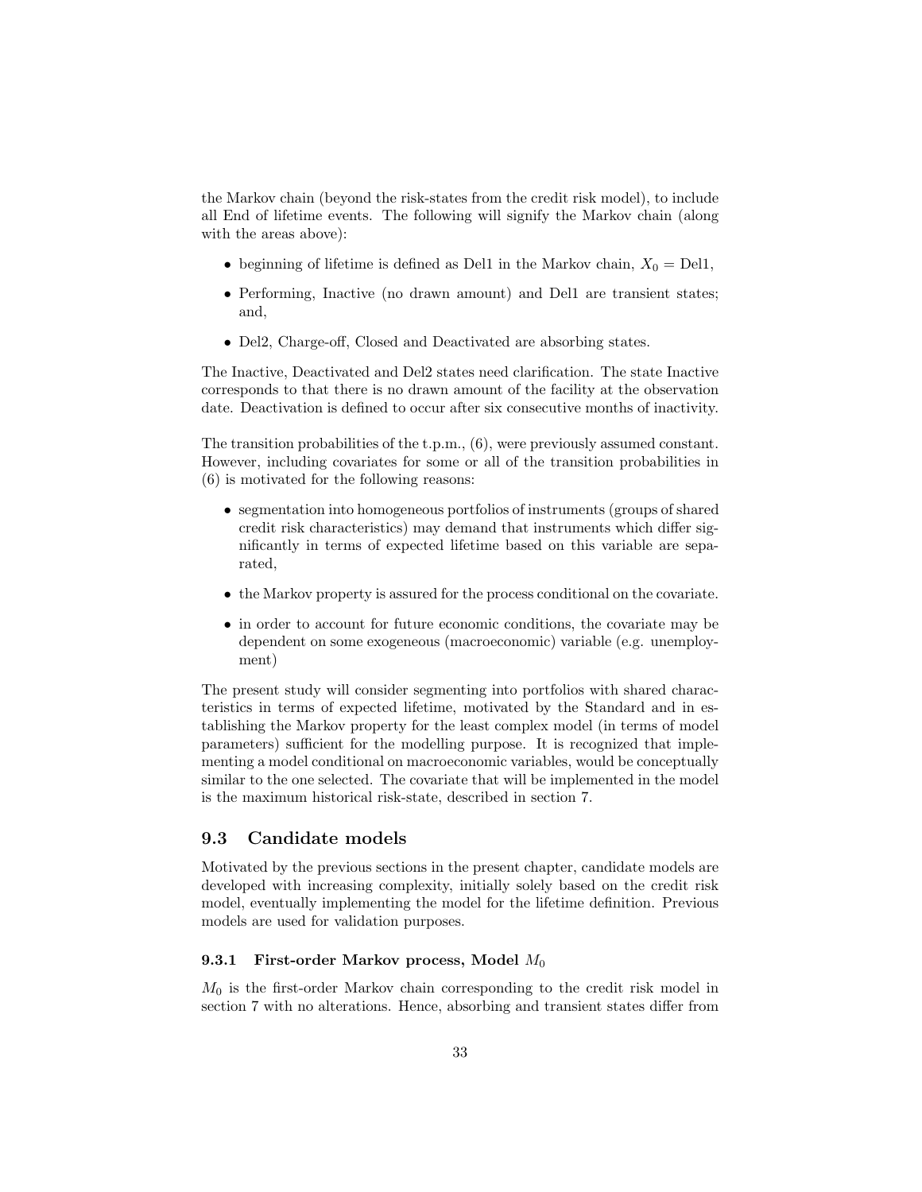the Markov chain (beyond the risk-states from the credit risk model), to include all End of lifetime events. The following will signify the Markov chain (along with the areas above):

- beginning of lifetime is defined as Del1 in the Markov chain, $X_0 = \text{Del1}$,
- Performing, Inactive (no drawn amount) and Del1 are transient states; and,
- Del2, Charge-off, Closed and Deactivated are absorbing states.

The Inactive, Deactivated and Del2 states need clarification. The state Inactive corresponds to that there is no drawn amount of the facility at the observation date. Deactivation is defined to occur after six consecutive months of inactivity.

The transition probabilities of the t.p.m., (6), were previously assumed constant. However, including covariates for some or all of the transition probabilities in (6) is motivated for the following reasons:

- segmentation into homogeneous portfolios of instruments (groups of shared credit risk characteristics) may demand that instruments which differ significantly in terms of expected lifetime based on this variable are separated,
- the Markov property is assured for the process conditional on the covariate.
- in order to account for future economic conditions, the covariate may be dependent on some exogeneous (macroeconomic) variable (e.g. unemployment)

The present study will consider segmenting into portfolios with shared characteristics in terms of expected lifetime, motivated by the Standard and in establishing the Markov property for the least complex model (in terms of model parameters) sufficient for the modelling purpose. It is recognized that implementing a model conditional on macroeconomic variables, would be conceptually similar to the one selected. The covariate that will be implemented in the model is the maximum historical risk-state, described in section 7.

## 9.3 Candidate models

Motivated by the previous sections in the present chapter, candidate models are developed with increasing complexity, initially solely based on the credit risk model, eventually implementing the model for the lifetime definition. Previous models are used for validation purposes.

### 9.3.1 First-order Markov process, Model $M_0$

$M_0$ is the first-order Markov chain corresponding to the credit risk model in section 7 with no alterations. Hence, absorbing and transient states differ from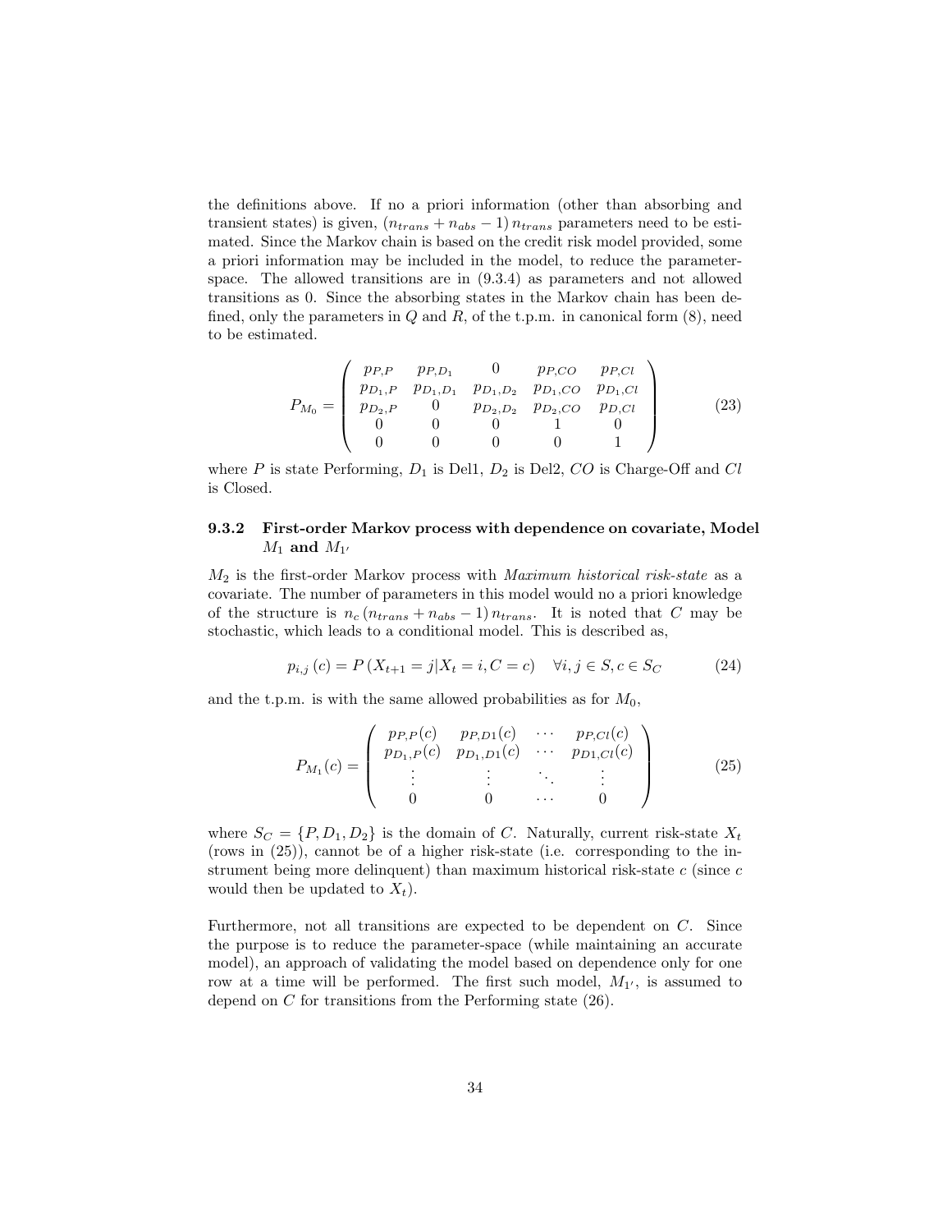the definitions above. If no a priori information (other than absorbing and transient states) is given, $(n_{trans} + n_{abs} - 1)\, n_{trans}$ parameters need to be estimated. Since the Markov chain is based on the credit risk model provided, some a priori information may be included in the model, to reduce the parameter-space. The allowed transitions are in (9.3.4) as parameters and not allowed transitions as 0. Since the absorbing states in the Markov chain has been defined, only the parameters in $Q$ and $R$, of the t.p.m. in canonical form (8), need to be estimated.

$$P_{M_0} = \begin{pmatrix} p_{P,P} & p_{P,D_1} & 0 & p_{P,CO} & p_{P,Cl} \\ p_{D_1,P} & p_{D_1,D_1} & p_{D_1,D_2} & p_{D_1,CO} & p_{D_1,Cl} \\ p_{D_2,P} & 0 & p_{D_2,D_2} & p_{D_2,CO} & p_{D,Cl} \\ 0 & 0 & 0 & 1 & 0 \\ 0 & 0 & 0 & 0 & 1 \end{pmatrix} \tag{23}$$

where $P$ is state Performing, $D_1$ is Del1, $D_2$ is Del2, $CO$ is Charge-Off and $Cl$ is Closed.

### 9.3.2 First-order Markov process with dependence on covariate, Model $M_1$ and $M_{1'}$

$M_2$ is the first-order Markov process with *Maximum historical risk-state* as a covariate. The number of parameters in this model would no a priori knowledge of the structure is $n_c\,(n_{trans} + n_{abs} - 1)\, n_{trans}$. It is noted that $C$ may be stochastic, which leads to a conditional model. This is described as,

$$p_{i,j}\,(c) = P\,(X_{t+1} = j | X_t = i, C = c) \quad \forall i, j \in S, c \in S_C \tag{24}$$

and the t.p.m. is with the same allowed probabilities as for $M_0$,

$$P_{M_1}(c) = \begin{pmatrix} p_{P,P}(c) & p_{P,D1}(c) & \cdots & p_{P,Cl}(c) \\ p_{D_1,P}(c) & p_{D_1,D1}(c) & \cdots & p_{D1,Cl}(c) \\ \vdots & \vdots & \ddots & \vdots \\ 0 & 0 & \cdots & 0 \end{pmatrix} \tag{25}$$

where $S_C = \{P, D_1, D_2\}$ is the domain of $C$. Naturally, current risk-state $X_t$ (rows in (25)), cannot be of a higher risk-state (i.e. corresponding to the instrument being more delinquent) than maximum historical risk-state $c$ (since $c$ would then be updated to $X_t$).

Furthermore, not all transitions are expected to be dependent on $C$. Since the purpose is to reduce the parameter-space (while maintaining an accurate model), an approach of validating the model based on dependence only for one row at a time will be performed. The first such model, $M_{1'}$, is assumed to depend on $C$ for transitions from the Performing state (26).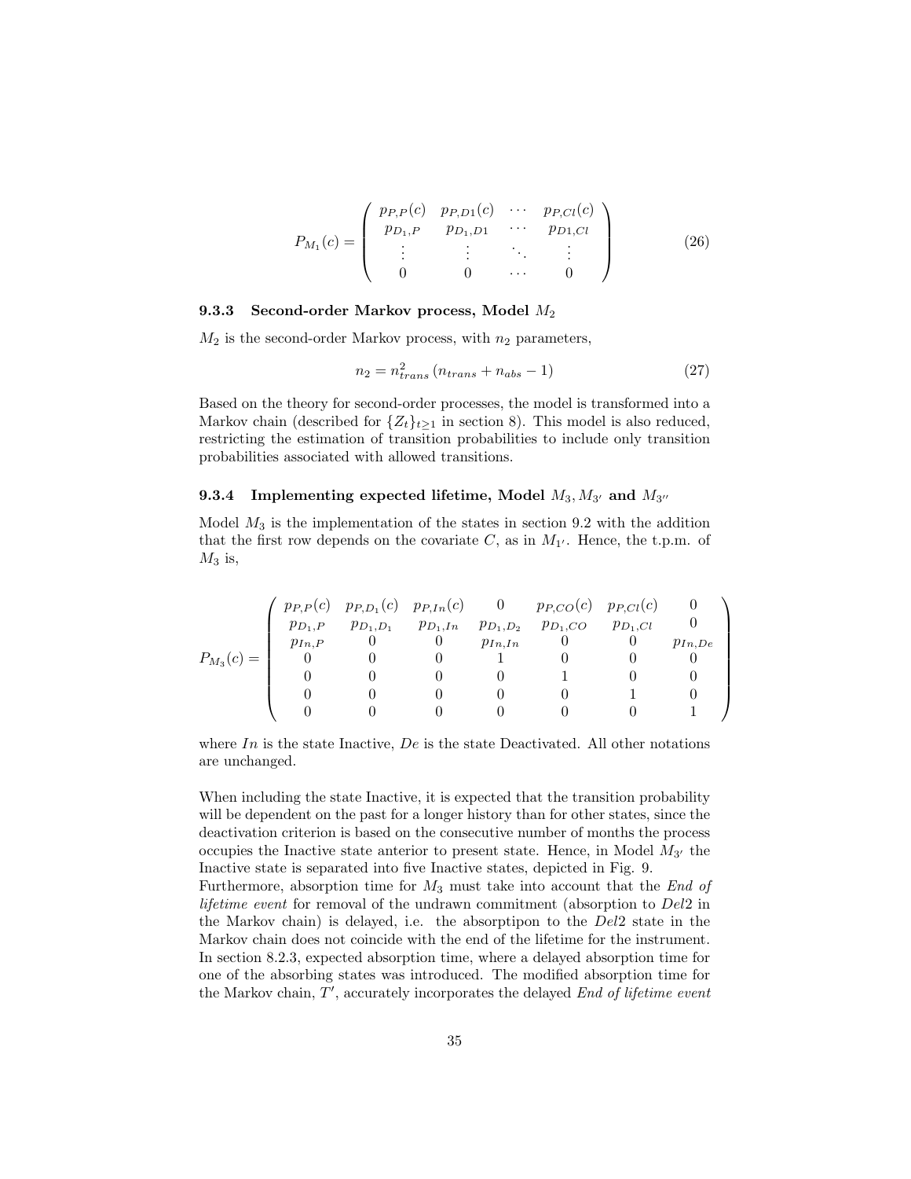$$
P_{M_1}(c) = \begin{pmatrix} p_{P,P}(c) & p_{P,D1}(c) & \cdots & p_{P,Cl}(c) \\ p_{D_1,P} & p_{D_1,D1} & \cdots & p_{D1,Cl} \\ \vdots & \vdots & \ddots & \vdots \\ 0 & 0 & \cdots & 0 \end{pmatrix} \tag{26}
$$

### 9.3.3 Second-order Markov process, Model $M_2$

$M_2$ is the second-order Markov process, with $n_2$ parameters,

$$
n_2 = n_{trans}^2 \left( n_{trans} + n_{abs} - 1 \right) \tag{27}
$$

Based on the theory for second-order processes, the model is transformed into a Markov chain (described for $\{Z_t\}_{t \geq 1}$ in section 8). This model is also reduced, restricting the estimation of transition probabilities to include only transition probabilities associated with allowed transitions.

### 9.3.4 Implementing expected lifetime, Model $M_3, M_{3'}$ and $M_{3''}$

Model $M_3$ is the implementation of the states in section 9.2 with the addition that the first row depends on the covariate $C$, as in $M_{1'}$. Hence, the t.p.m. of $M_3$ is,

$$
P_{M_3}(c) = \begin{pmatrix} p_{P,P}(c) & p_{P,D_1}(c) & p_{P,In}(c) & 0 & p_{P,CO}(c) & p_{P,Cl}(c) & 0 \\ p_{D_1,P} & p_{D_1,D_1} & p_{D_1,In} & p_{D_1,D_2} & p_{D_1,CO} & p_{D_1,Cl} & 0 \\ p_{In,P} & 0 & 0 & p_{In,In} & 0 & 0 & p_{In,De} \\ 0 & 0 & 0 & 1 & 0 & 0 & 0 \\ 0 & 0 & 0 & 0 & 1 & 0 & 0 \\ 0 & 0 & 0 & 0 & 0 & 1 & 0 \\ 0 & 0 & 0 & 0 & 0 & 0 & 1 \end{pmatrix}
$$

where $In$ is the state Inactive, $De$ is the state Deactivated. All other notations are unchanged.

When including the state Inactive, it is expected that the transition probability will be dependent on the past for a longer history than for other states, since the deactivation criterion is based on the consecutive number of months the process occupies the Inactive state anterior to present state. Hence, in Model $M_{3'}$ the Inactive state is separated into five Inactive states, depicted in Fig. 9.
Furthermore, absorption time for $M_3$ must take into account that the *End of lifetime event* for removal of the undrawn commitment (absorption to $Del2$ in the Markov chain) is delayed, i.e. the absorptipon to the $Del2$ state in the Markov chain does not coincide with the end of the lifetime for the instrument. In section 8.2.3, expected absorption time, where a delayed absorption time for one of the absorbing states was introduced. The modified absorption time for the Markov chain, $T'$, accurately incorporates the delayed *End of lifetime event*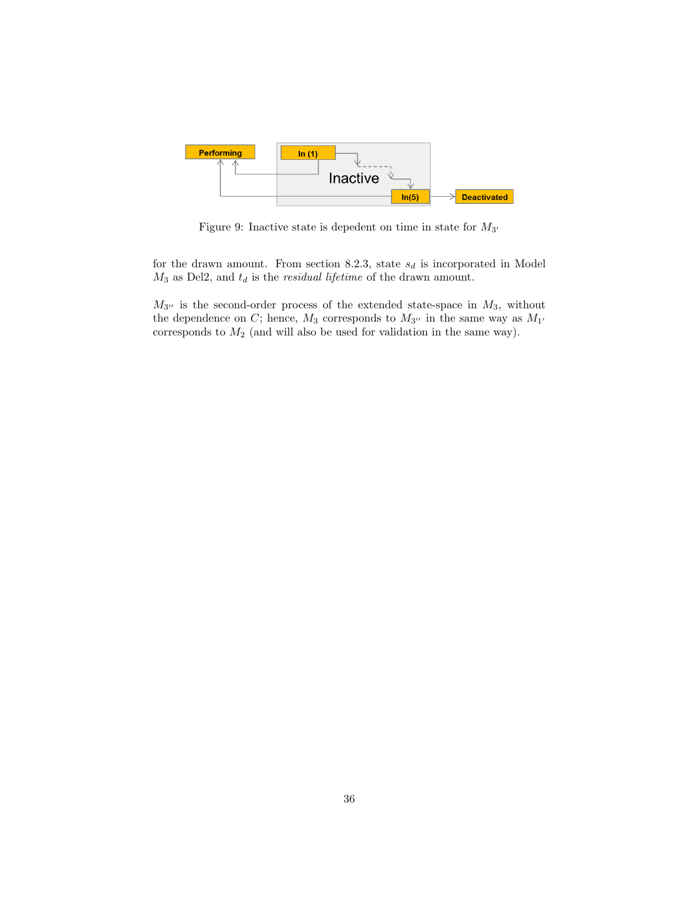Figure 9: Inactive state is depedent on time in state for $M_{3'}$

for the drawn amount. From section 8.2.3, state $s_d$ is incorporated in Model $M_3$ as Del2, and $t_d$ is the *residual lifetime* of the drawn amount.

$M_{3''}$ is the second-order process of the extended state-space in $M_3$, without the dependence on $C$; hence, $M_3$ corresponds to $M_{3''}$ in the same way as $M_{1'}$ corresponds to $M_2$ (and will also be used for validation in the same way).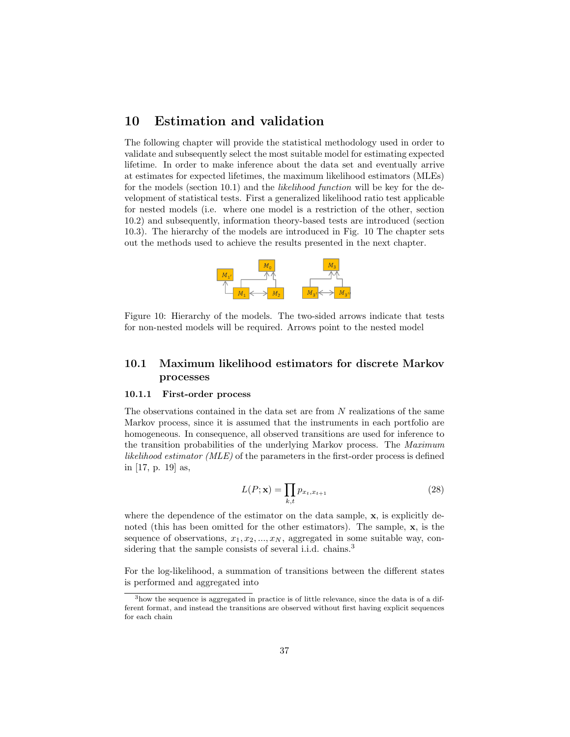# 10 Estimation and validation

The following chapter will provide the statistical methodology used in order to validate and subsequently select the most suitable model for estimating expected lifetime. In order to make inference about the data set and eventually arrive at estimates for expected lifetimes, the maximum likelihood estimators (MLEs) for the models (section 10.1) and the *likelihood function* will be key for the development of statistical tests. First a generalized likelihood ratio test applicable for nested models (i.e. where one model is a restriction of the other, section 10.2) and subsequently, information theory-based tests are introduced (section 10.3). The hierarchy of the models are introduced in Fig. 10 The chapter sets out the methods used to achieve the results presented in the next chapter.

Figure 10: Hierarchy of the models. The two-sided arrows indicate that tests for non-nested models will be required. Arrows point to the nested model

## 10.1 Maximum likelihood estimators for discrete Markov processes

### 10.1.1 First-order process

The observations contained in the data set are from $N$ realizations of the same Markov process, since it is assumed that the instruments in each portfolio are homogeneous. In consequence, all observed transitions are used for inference to the transition probabilities of the underlying Markov process. The *Maximum likelihood estimator (MLE)* of the parameters in the first-order process is defined in [17, p. 19] as,

$$L(P; \mathbf{x}) = \prod_{k,t} p_{x_t, x_{t+1}} \tag{28}$$

where the dependence of the estimator on the data sample, $\mathbf{x}$, is explicitly denoted (this has been omitted for the other estimators). The sample, $\mathbf{x}$, is the sequence of observations, $x_1, x_2, ..., x_N$, aggregated in some suitable way, considering that the sample consists of several i.i.d. chains.[3]

For the log-likelihood, a summation of transitions between the different states is performed and aggregated into

[3]how the sequence is aggregated in practice is of little relevance, since the data is of a different format, and instead the transitions are observed without first having explicit sequences for each chain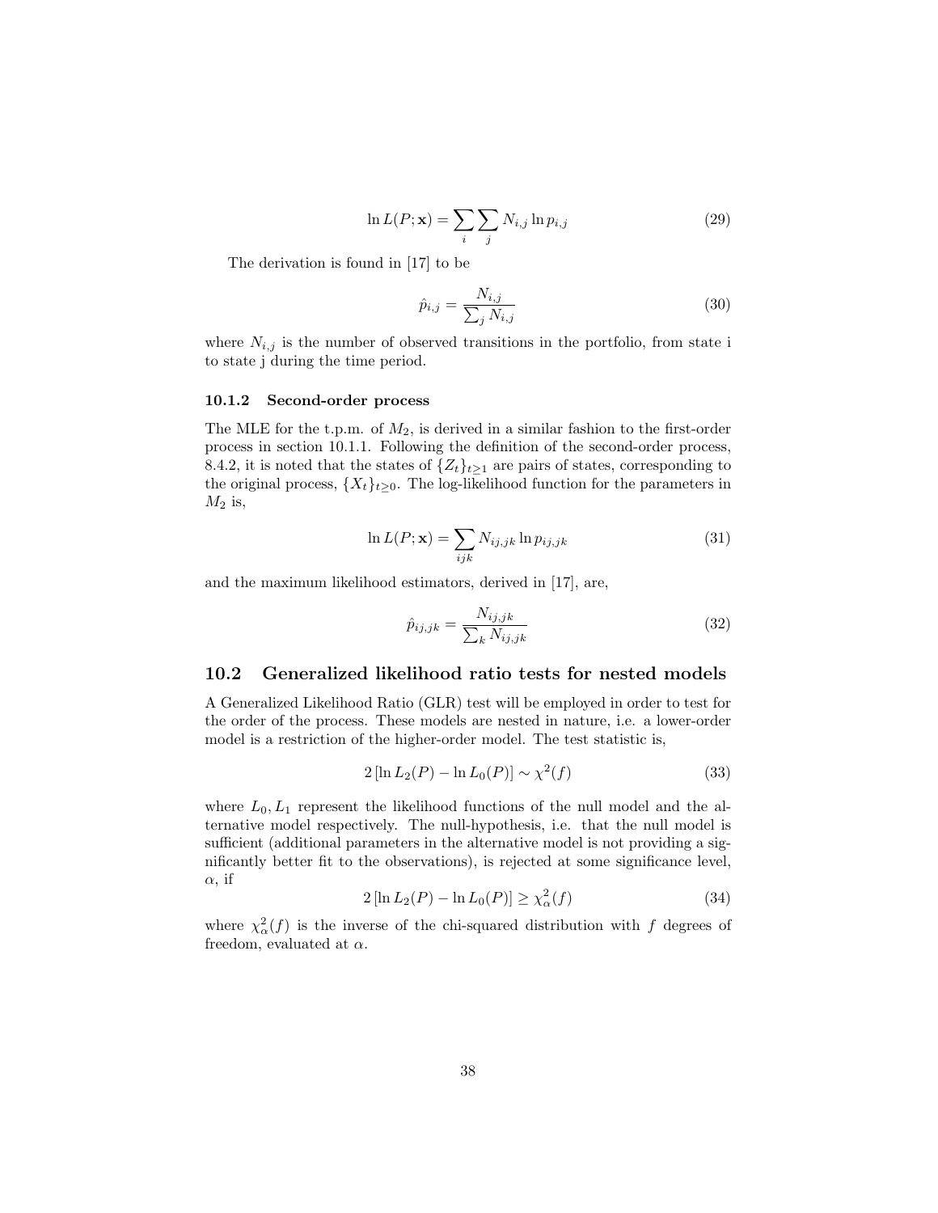$$\ln L(P; \mathbf{x}) = \sum_i \sum_j N_{i,j} \ln p_{i,j} \tag{29}$$

The derivation is found in [17] to be

$$\hat{p}_{i,j} = \frac{N_{i,j}}{\sum_j N_{i,j}} \tag{30}$$

where $N_{i,j}$ is the number of observed transitions in the portfolio, from state i to state j during the time period.

#### 10.1.2 Second-order process

The MLE for the t.p.m. of $M_2$, is derived in a similar fashion to the first-order process in section 10.1.1. Following the definition of the second-order process, 8.4.2, it is noted that the states of $\{Z_t\}_{t\geq 1}$ are pairs of states, corresponding to the original process, $\{X_t\}_{t\geq 0}$. The log-likelihood function for the parameters in $M_2$ is,

$$\ln L(P; \mathbf{x}) = \sum_{ijk} N_{ij,jk} \ln p_{ij,jk} \tag{31}$$

and the maximum likelihood estimators, derived in [17], are,

$$\hat{p}_{ij,jk} = \frac{N_{ij,jk}}{\sum_k N_{ij,jk}} \tag{32}$$

### 10.2 Generalized likelihood ratio tests for nested models

A Generalized Likelihood Ratio (GLR) test will be employed in order to test for the order of the process. These models are nested in nature, i.e. a lower-order model is a restriction of the higher-order model. The test statistic is,

$$2\left[\ln L_2(P) - \ln L_0(P)\right] \sim \chi^2(f) \tag{33}$$

where $L_0, L_1$ represent the likelihood functions of the null model and the alternative model respectively. The null-hypothesis, i.e. that the null model is sufficient (additional parameters in the alternative model is not providing a significantly better fit to the observations), is rejected at some significance level, $\alpha$, if

$$2\left[\ln L_2(P) - \ln L_0(P)\right] \geq \chi^2_\alpha(f) \tag{34}$$

where $\chi^2_\alpha(f)$ is the inverse of the chi-squared distribution with $f$ degrees of freedom, evaluated at $\alpha$.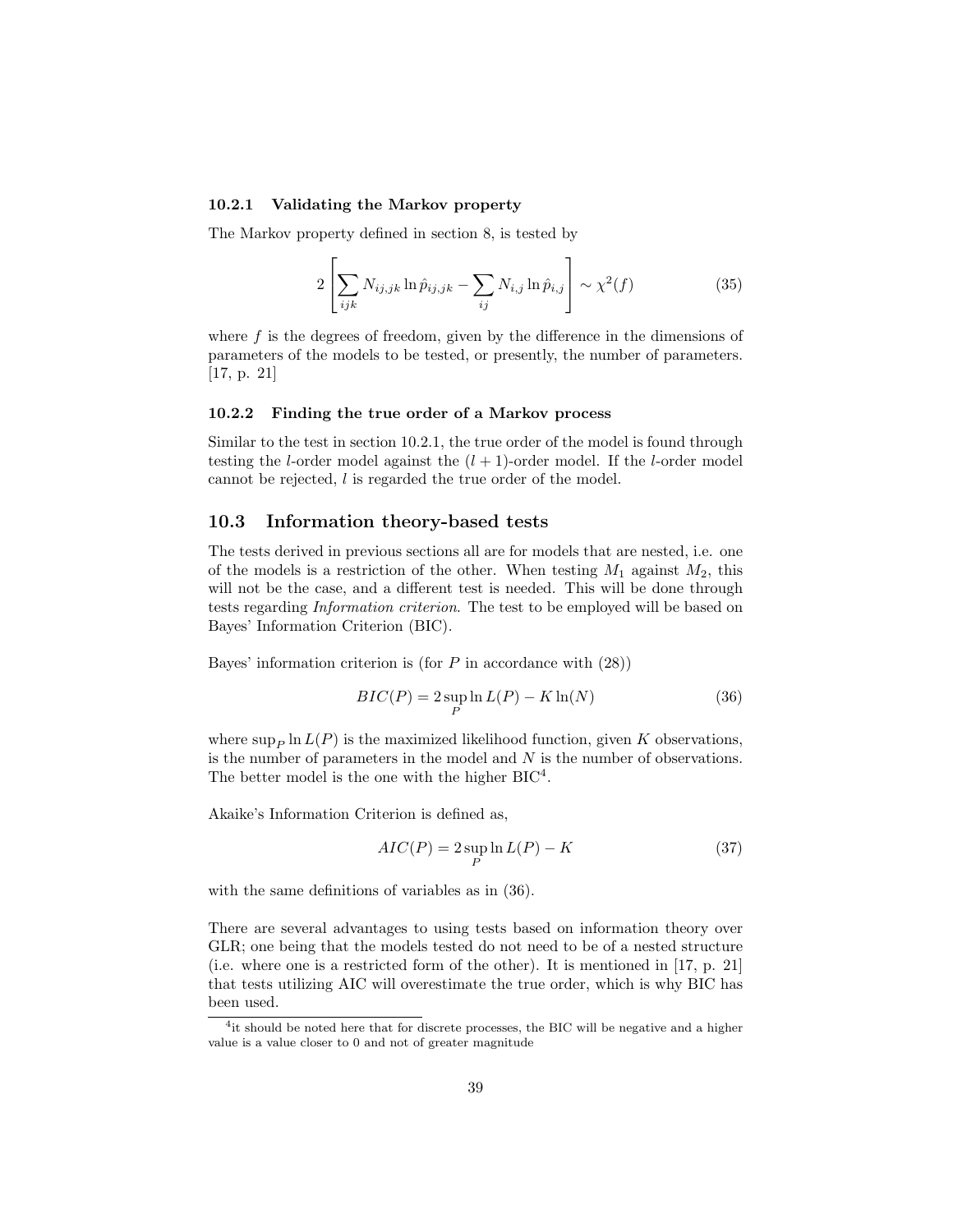#### 10.2.1 Validating the Markov property

The Markov property defined in section 8, is tested by

$$2\left[\sum_{ijk} N_{ij,jk} \ln \hat{p}_{ij,jk} - \sum_{ij} N_{i,j} \ln \hat{p}_{i,j}\right] \sim \chi^2(f) \tag{35}$$

where $f$ is the degrees of freedom, given by the difference in the dimensions of parameters of the models to be tested, or presently, the number of parameters. [17, p. 21]

#### 10.2.2 Finding the true order of a Markov process

Similar to the test in section 10.2.1, the true order of the model is found through testing the $l$-order model against the $(l+1)$-order model. If the $l$-order model cannot be rejected, $l$ is regarded the true order of the model.

### 10.3 Information theory-based tests

The tests derived in previous sections all are for models that are nested, i.e. one of the models is a restriction of the other. When testing $M_1$ against $M_2$, this will not be the case, and a different test is needed. This will be done through tests regarding *Information criterion*. The test to be employed will be based on Bayes' Information Criterion (BIC).

Bayes' information criterion is (for $P$ in accordance with (28))

$$BIC(P) = 2 \sup_P \ln L(P) - K \ln(N) \tag{36}$$

where $\sup_P \ln L(P)$ is the maximized likelihood function, given $K$ observations, is the number of parameters in the model and $N$ is the number of observations. The better model is the one with the higher BIC[4].

Akaike's Information Criterion is defined as,

$$AIC(P) = 2 \sup_P \ln L(P) - K \tag{37}$$

with the same definitions of variables as in (36).

There are several advantages to using tests based on information theory over GLR; one being that the models tested do not need to be of a nested structure (i.e. where one is a restricted form of the other). It is mentioned in [17, p. 21] that tests utilizing AIC will overestimate the true order, which is why BIC has been used.

[4] it should be noted here that for discrete processes, the BIC will be negative and a higher value is a value closer to 0 and not of greater magnitude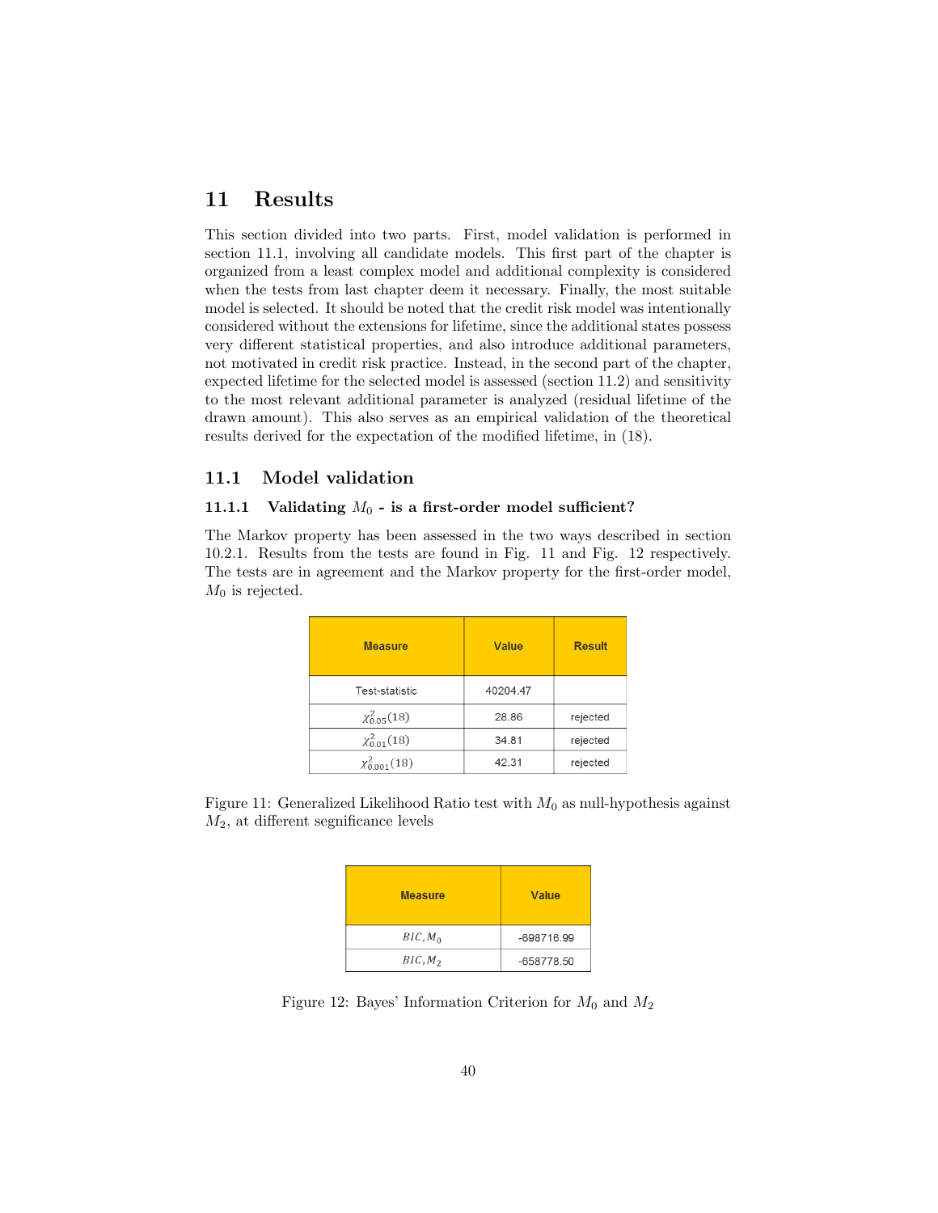# 11 Results

This section divided into two parts. First, model validation is performed in section 11.1, involving all candidate models. This first part of the chapter is organized from a least complex model and additional complexity is considered when the tests from last chapter deem it necessary. Finally, the most suitable model is selected. It should be noted that the credit risk model was intentionally considered without the extensions for lifetime, since the additional states possess very different statistical properties, and also introduce additional parameters, not motivated in credit risk practice. Instead, in the second part of the chapter, expected lifetime for the selected model is assessed (section 11.2) and sensitivity to the most relevant additional parameter is analyzed (residual lifetime of the drawn amount). This also serves as an empirical validation of the theoretical results derived for the expectation of the modified lifetime, in (18).

## 11.1 Model validation

### 11.1.1 Validating $M_0$ - is a first-order model sufficient?

The Markov property has been assessed in the two ways described in section 10.2.1. Results from the tests are found in Fig. 11 and Fig. 12 respectively. The tests are in agreement and the Markov property for the first-order model, $M_0$ is rejected.

| Measure | Value | Result |
|---|---|---|
| Test-statistic | 40204.47 | |
| $\chi^2_{0.05}(18)$ | 28.86 | rejected |
| $\chi^2_{0.01}(18)$ | 34.81 | rejected |
| $\chi^2_{0.001}(18)$ | 42.31 | rejected |

Figure 11: Generalized Likelihood Ratio test with $M_0$ as null-hypothesis against $M_2$, at different segnificance levels

| Measure | Value |
|---|---|
| $BIC, M_0$ | -698716.99 |
| $BIC, M_2$ | -658778.50 |

Figure 12: Bayes' Information Criterion for $M_0$ and $M_2$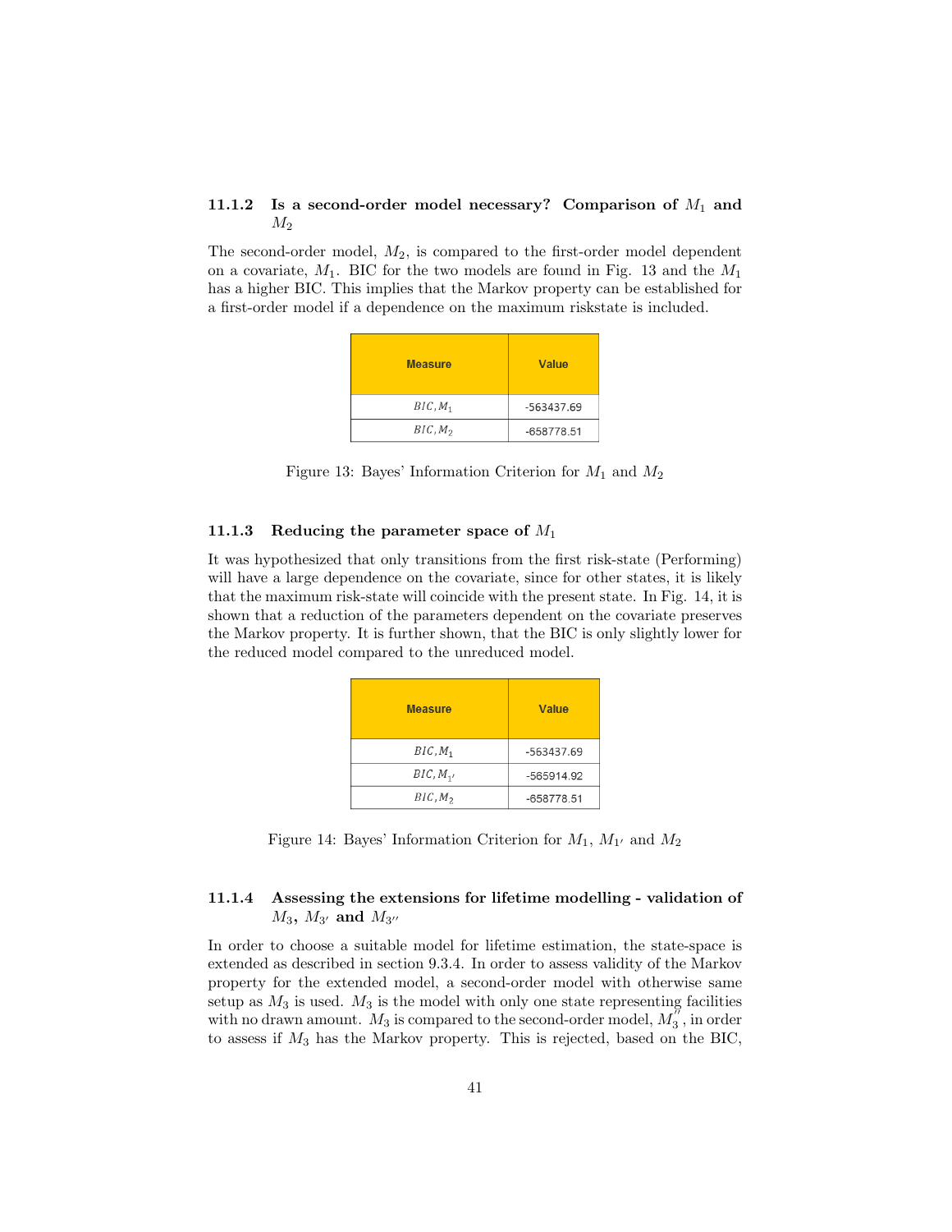### 11.1.2 Is a second-order model necessary? Comparison of $M_1$ and $M_2$

The second-order model, $M_2$, is compared to the first-order model dependent on a covariate, $M_1$. BIC for the two models are found in Fig. 13 and the $M_1$ has a higher BIC. This implies that the Markov property can be established for a first-order model if a dependence on the maximum riskstate is included.

| Measure | Value |
|---|---|
| $BIC, M_1$ | -563437.69 |
| $BIC, M_2$ | -658778.51 |

Figure 13: Bayes' Information Criterion for $M_1$ and $M_2$

### 11.1.3 Reducing the parameter space of $M_1$

It was hypothesized that only transitions from the first risk-state (Performing) will have a large dependence on the covariate, since for other states, it is likely that the maximum risk-state will coincide with the present state. In Fig. 14, it is shown that a reduction of the parameters dependent on the covariate preserves the Markov property. It is further shown, that the BIC is only slightly lower for the reduced model compared to the unreduced model.

| Measure | Value |
|---|---|
| $BIC, M_1$ | -563437.69 |
| $BIC, M_{1'}$ | -565914.92 |
| $BIC, M_2$ | -658778.51 |

Figure 14: Bayes' Information Criterion for $M_1$, $M_{1'}$ and $M_2$

### 11.1.4 Assessing the extensions for lifetime modelling - validation of $M_3$, $M_{3'}$ and $M_{3''}$

In order to choose a suitable model for lifetime estimation, the state-space is extended as described in section 9.3.4. In order to assess validity of the Markov property for the extended model, a second-order model with otherwise same setup as $M_3$ is used. $M_3$ is the model with only one state representing facilities with no drawn amount. $M_3$ is compared to the second-order model, $M_3^{''}$, in order to assess if $M_3$ has the Markov property. This is rejected, based on the BIC,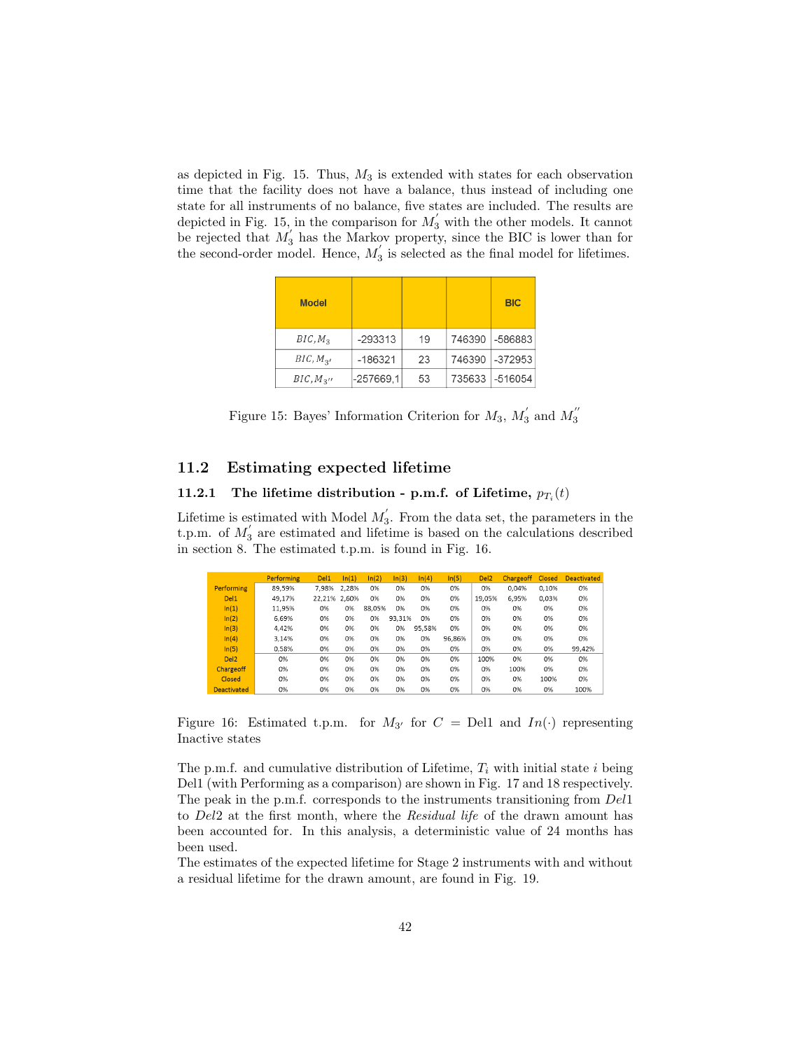as depicted in Fig. 15. Thus, $M_3$ is extended with states for each observation time that the facility does not have a balance, thus instead of including one state for all instruments of no balance, five states are included. The results are depicted in Fig. 15, in the comparison for $M_3^{'}$ with the other models. It cannot be rejected that $M_3^{'}$ has the Markov property, since the BIC is lower than for the second-order model. Hence, $M_3^{'}$ is selected as the final model for lifetimes.

| Model | | | | BIC |
|---|---|---|---|---|
| $BIC, M_3$ | -293313 | 19 | 746390 | -586883 |
| $BIC, M_{3'}$ | -186321 | 23 | 746390 | -372953 |
| $BIC, M_{3''}$ | -257669,1 | 53 | 735633 | -516054 |

Figure 15: Bayes' Information Criterion for $M_3$, $M_3^{'}$ and $M_3^{''}$

## 11.2 Estimating expected lifetime

### 11.2.1 The lifetime distribution - p.m.f. of Lifetime, $p_{T_i}(t)$

Lifetime is estimated with Model $M_3^{'}$. From the data set, the parameters in the t.p.m. of $M_3^{'}$ are estimated and lifetime is based on the calculations described in section 8. The estimated t.p.m. is found in Fig. 16.

| | Performing | Del1 | In(1) | In(2) | In(3) | In(4) | In(5) | Del2 | Chargeoff | Closed | Deactivated |
|---|---|---|---|---|---|---|---|---|---|---|---|
| Performing | 89,59% | 7,98% | 2,28% | 0% | 0% | 0% | 0% | 0% | 0,04% | 0,10% | 0% |
| Del1 | 49,17% | 22,21% | 2,60% | 0% | 0% | 0% | 0% | 19,05% | 6,95% | 0,03% | 0% |
| In(1) | 11,95% | 0% | 0% | 88,05% | 0% | 0% | 0% | 0% | 0% | 0% | 0% |
| In(2) | 6,69% | 0% | 0% | 0% | 93,31% | 0% | 0% | 0% | 0% | 0% | 0% |
| In(3) | 4,42% | 0% | 0% | 0% | 0% | 95,58% | 0% | 0% | 0% | 0% | 0% |
| In(4) | 3,14% | 0% | 0% | 0% | 0% | 0% | 96,86% | 0% | 0% | 0% | 0% |
| In(5) | 0,58% | 0% | 0% | 0% | 0% | 0% | 0% | 0% | 0% | 0% | 99,42% |
| Del2 | 0% | 0% | 0% | 0% | 0% | 0% | 0% | 100% | 0% | 0% | 0% |
| Chargeoff | 0% | 0% | 0% | 0% | 0% | 0% | 0% | 0% | 100% | 0% | 0% |
| Closed | 0% | 0% | 0% | 0% | 0% | 0% | 0% | 0% | 0% | 100% | 0% |
| Deactivated | 0% | 0% | 0% | 0% | 0% | 0% | 0% | 0% | 0% | 0% | 100% |

Figure 16: Estimated t.p.m. for $M_{3'}$ for $C$ = Del1 and $In(\cdot)$ representing Inactive states

The p.m.f. and cumulative distribution of Lifetime, $T_i$ with initial state $i$ being Del1 (with Performing as a comparison) are shown in Fig. 17 and 18 respectively. The peak in the p.m.f. corresponds to the instruments transitioning from *Del*1 to *Del*2 at the first month, where the *Residual life* of the drawn amount has been accounted for. In this analysis, a deterministic value of 24 months has been used.
The estimates of the expected lifetime for Stage 2 instruments with and without a residual lifetime for the drawn amount, are found in Fig. 19.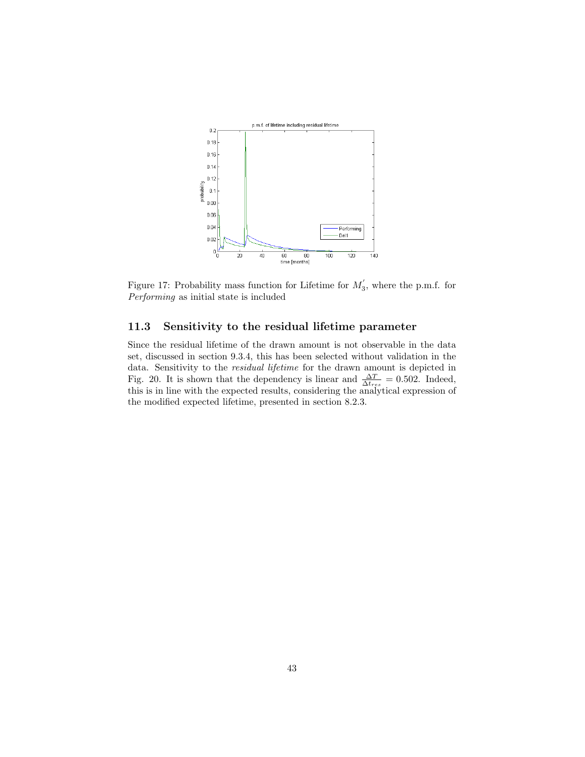Figure 17: Probability mass function for Lifetime for $M_3^{'}$, where the p.m.f. for *Performing* as initial state is included

### 11.3 Sensitivity to the residual lifetime parameter

Since the residual lifetime of the drawn amount is not observable in the data set, discussed in section 9.3.4, this has been selected without validation in the data. Sensitivity to the *residual lifetime* for the drawn amount is depicted in Fig. 20. It is shown that the dependency is linear and $\frac{\Delta T}{\Delta t_{res}} = 0.502$. Indeed, this is in line with the expected results, considering the analytical expression of the modified expected lifetime, presented in section 8.2.3.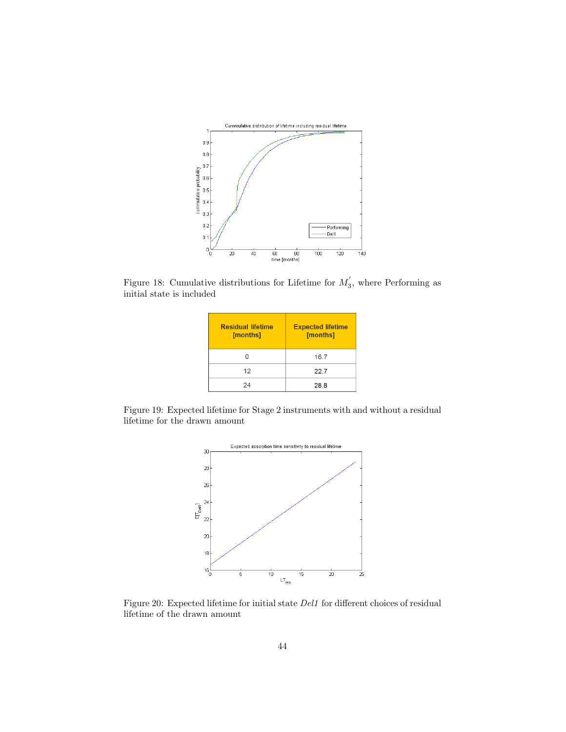Figure 18: Cumulative distributions for Lifetime for $M_3^{'}$, where Performing as initial state is included

| Residual lifetime [months] | Expected lifetime [months] |
|---|---|
| 0 | 16.7 |
| 12 | 22.7 |
| 24 | 28.8 |

Figure 19: Expected lifetime for Stage 2 instruments with and without a residual lifetime for the drawn amount

Figure 20: Expected lifetime for initial state *Del1* for different choices of residual lifetime of the drawn amount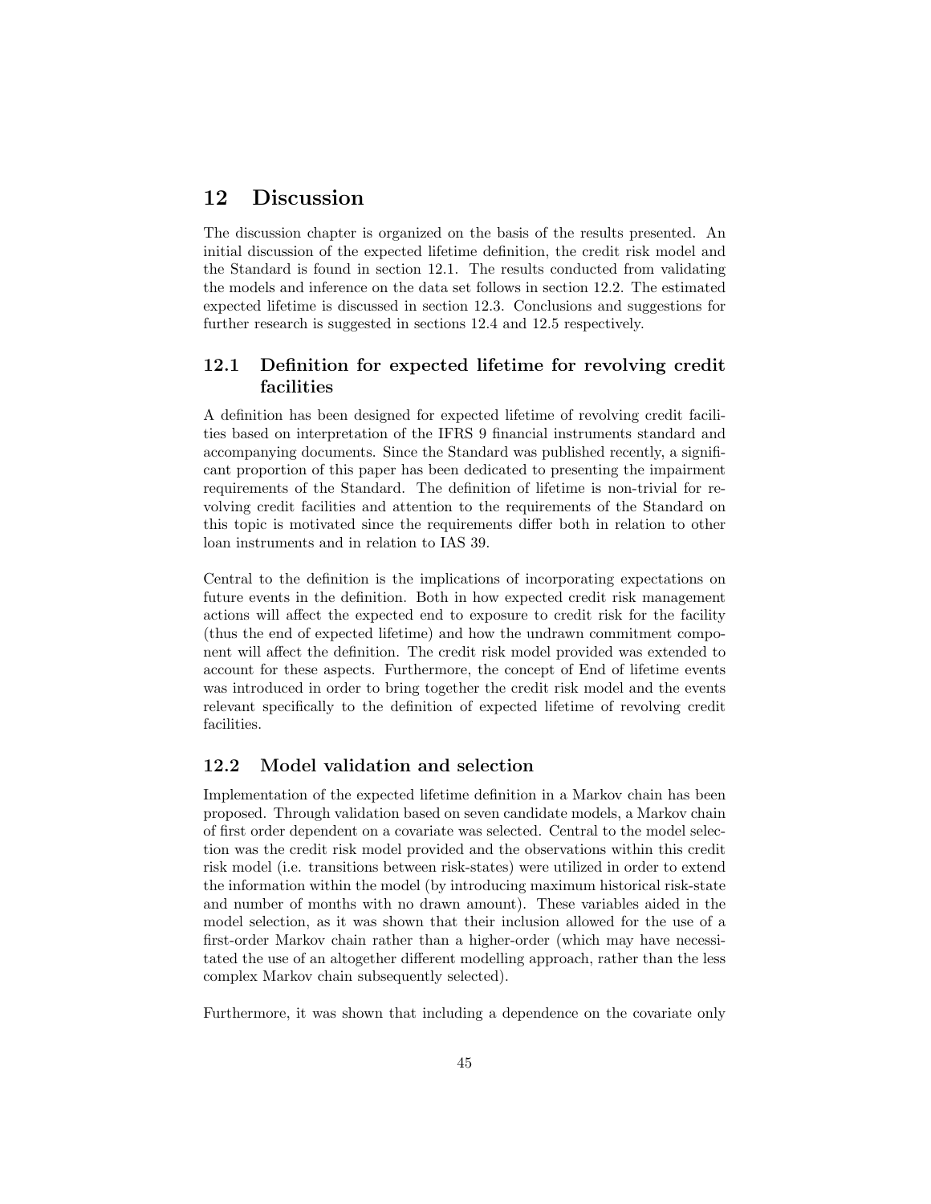# 12 Discussion

The discussion chapter is organized on the basis of the results presented. An initial discussion of the expected lifetime definition, the credit risk model and the Standard is found in section 12.1. The results conducted from validating the models and inference on the data set follows in section 12.2. The estimated expected lifetime is discussed in section 12.3. Conclusions and suggestions for further research is suggested in sections 12.4 and 12.5 respectively.

## 12.1 Definition for expected lifetime for revolving credit facilities

A definition has been designed for expected lifetime of revolving credit facilities based on interpretation of the IFRS 9 financial instruments standard and accompanying documents. Since the Standard was published recently, a significant proportion of this paper has been dedicated to presenting the impairment requirements of the Standard. The definition of lifetime is non-trivial for revolving credit facilities and attention to the requirements of the Standard on this topic is motivated since the requirements differ both in relation to other loan instruments and in relation to IAS 39.

Central to the definition is the implications of incorporating expectations on future events in the definition. Both in how expected credit risk management actions will affect the expected end to exposure to credit risk for the facility (thus the end of expected lifetime) and how the undrawn commitment component will affect the definition. The credit risk model provided was extended to account for these aspects. Furthermore, the concept of End of lifetime events was introduced in order to bring together the credit risk model and the events relevant specifically to the definition of expected lifetime of revolving credit facilities.

## 12.2 Model validation and selection

Implementation of the expected lifetime definition in a Markov chain has been proposed. Through validation based on seven candidate models, a Markov chain of first order dependent on a covariate was selected. Central to the model selection was the credit risk model provided and the observations within this credit risk model (i.e. transitions between risk-states) were utilized in order to extend the information within the model (by introducing maximum historical risk-state and number of months with no drawn amount). These variables aided in the model selection, as it was shown that their inclusion allowed for the use of a first-order Markov chain rather than a higher-order (which may have necessitated the use of an altogether different modelling approach, rather than the less complex Markov chain subsequently selected).

Furthermore, it was shown that including a dependence on the covariate only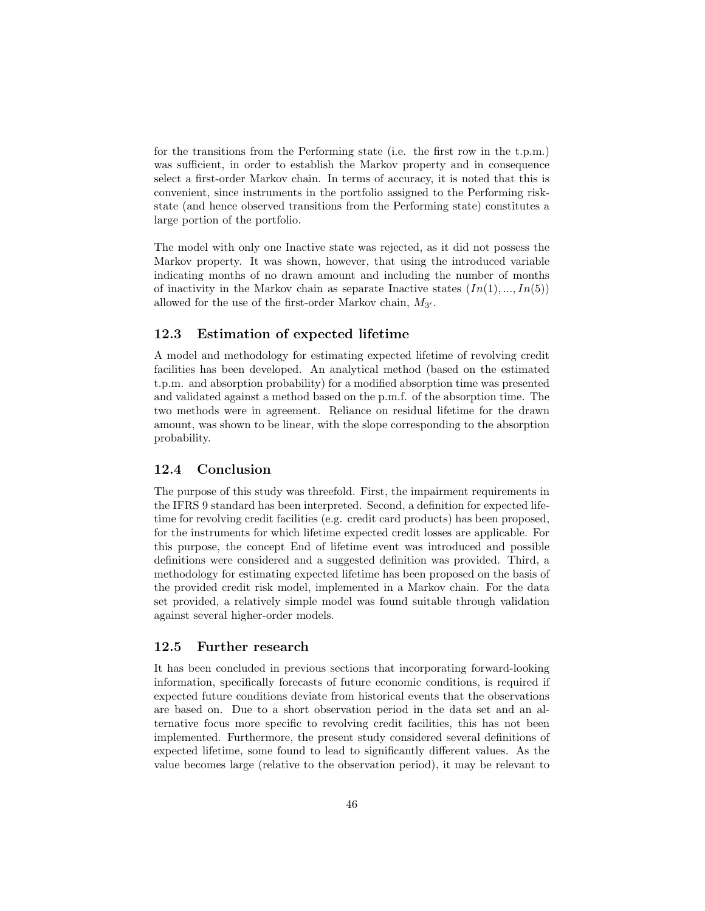for the transitions from the Performing state (i.e. the first row in the t.p.m.) was sufficient, in order to establish the Markov property and in consequence select a first-order Markov chain. In terms of accuracy, it is noted that this is convenient, since instruments in the portfolio assigned to the Performing risk-state (and hence observed transitions from the Performing state) constitutes a large portion of the portfolio.

The model with only one Inactive state was rejected, as it did not possess the Markov property. It was shown, however, that using the introduced variable indicating months of no drawn amount and including the number of months of inactivity in the Markov chain as separate Inactive states $(In(1), ..., In(5))$ allowed for the use of the first-order Markov chain, $M_{3'}$.

## 12.3 Estimation of expected lifetime

A model and methodology for estimating expected lifetime of revolving credit facilities has been developed. An analytical method (based on the estimated t.p.m. and absorption probability) for a modified absorption time was presented and validated against a method based on the p.m.f. of the absorption time. The two methods were in agreement. Reliance on residual lifetime for the drawn amount, was shown to be linear, with the slope corresponding to the absorption probability.

## 12.4 Conclusion

The purpose of this study was threefold. First, the impairment requirements in the IFRS 9 standard has been interpreted. Second, a definition for expected lifetime for revolving credit facilities (e.g. credit card products) has been proposed, for the instruments for which lifetime expected credit losses are applicable. For this purpose, the concept End of lifetime event was introduced and possible definitions were considered and a suggested definition was provided. Third, a methodology for estimating expected lifetime has been proposed on the basis of the provided credit risk model, implemented in a Markov chain. For the data set provided, a relatively simple model was found suitable through validation against several higher-order models.

## 12.5 Further research

It has been concluded in previous sections that incorporating forward-looking information, specifically forecasts of future economic conditions, is required if expected future conditions deviate from historical events that the observations are based on. Due to a short observation period in the data set and an alternative focus more specific to revolving credit facilities, this has not been implemented. Furthermore, the present study considered several definitions of expected lifetime, some found to lead to significantly different values. As the value becomes large (relative to the observation period), it may be relevant to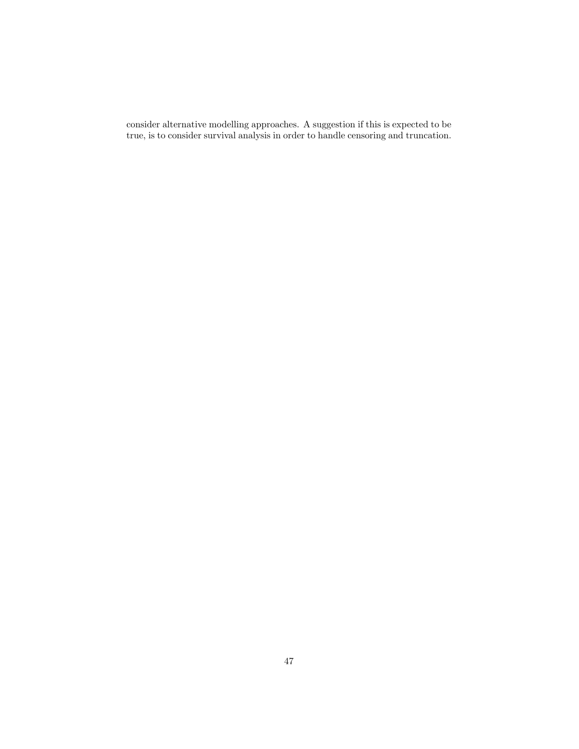consider alternative modelling approaches. A suggestion if this is expected to be true, is to consider survival analysis in order to handle censoring and truncation.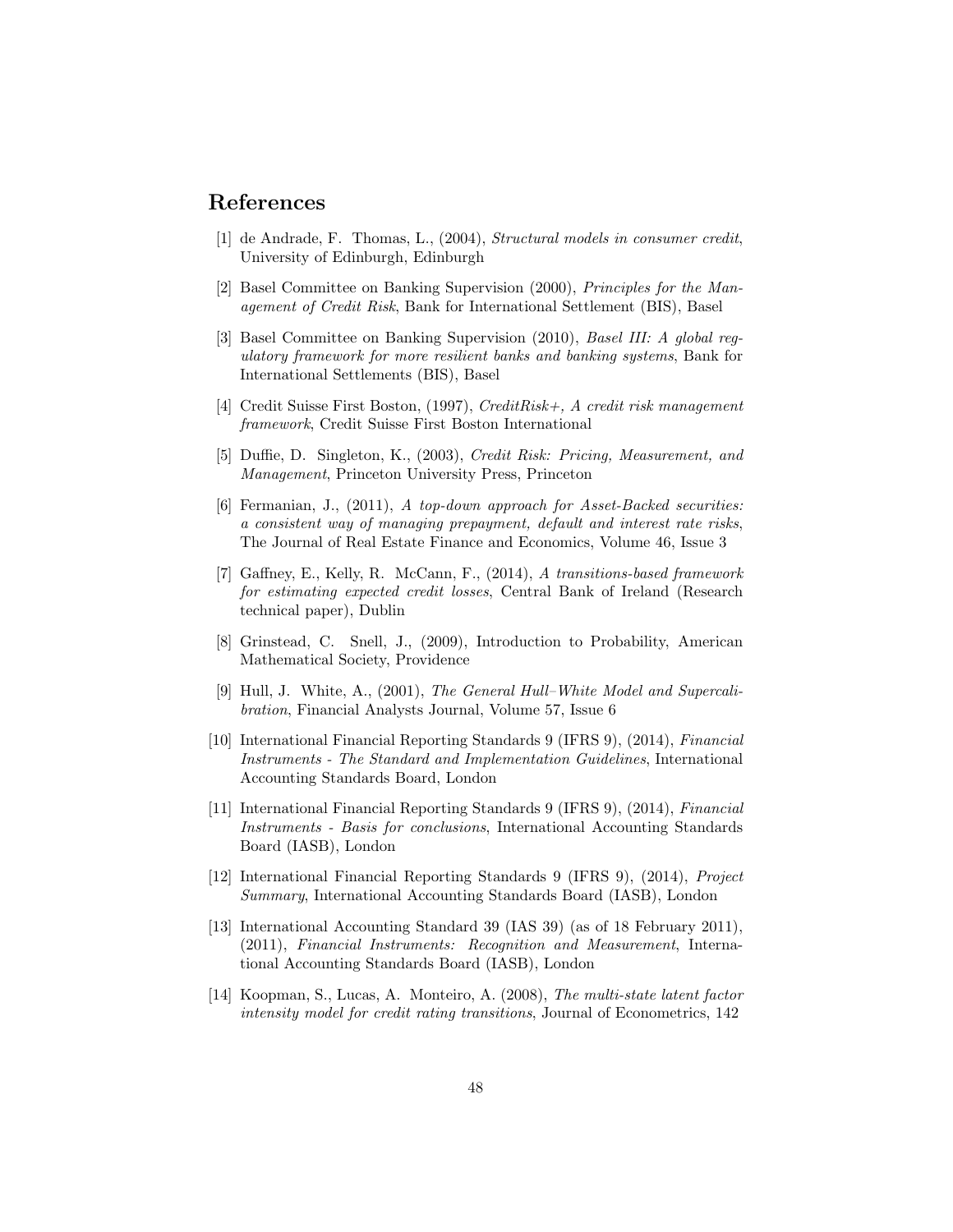## References

[1] de Andrade, F. Thomas, L., (2004), *Structural models in consumer credit*, University of Edinburgh, Edinburgh

[2] Basel Committee on Banking Supervision (2000), *Principles for the Management of Credit Risk*, Bank for International Settlement (BIS), Basel

[3] Basel Committee on Banking Supervision (2010), *Basel III: A global regulatory framework for more resilient banks and banking systems*, Bank for International Settlements (BIS), Basel

[4] Credit Suisse First Boston, (1997), *CreditRisk+, A credit risk management framework*, Credit Suisse First Boston International

[5] Duffie, D. Singleton, K., (2003), *Credit Risk: Pricing, Measurement, and Management*, Princeton University Press, Princeton

[6] Fermanian, J., (2011), *A top-down approach for Asset-Backed securities: a consistent way of managing prepayment, default and interest rate risks*, The Journal of Real Estate Finance and Economics, Volume 46, Issue 3

[7] Gaffney, E., Kelly, R. McCann, F., (2014), *A transitions-based framework for estimating expected credit losses*, Central Bank of Ireland (Research technical paper), Dublin

[8] Grinstead, C. Snell, J., (2009), Introduction to Probability, American Mathematical Society, Providence

[9] Hull, J. White, A., (2001), *The General Hull–White Model and Supercalibration*, Financial Analysts Journal, Volume 57, Issue 6

[10] International Financial Reporting Standards 9 (IFRS 9), (2014), *Financial Instruments - The Standard and Implementation Guidelines*, International Accounting Standards Board, London

[11] International Financial Reporting Standards 9 (IFRS 9), (2014), *Financial Instruments - Basis for conclusions*, International Accounting Standards Board (IASB), London

[12] International Financial Reporting Standards 9 (IFRS 9), (2014), *Project Summary*, International Accounting Standards Board (IASB), London

[13] International Accounting Standard 39 (IAS 39) (as of 18 February 2011), (2011), *Financial Instruments: Recognition and Measurement*, International Accounting Standards Board (IASB), London

[14] Koopman, S., Lucas, A. Monteiro, A. (2008), *The multi-state latent factor intensity model for credit rating transitions*, Journal of Econometrics, 142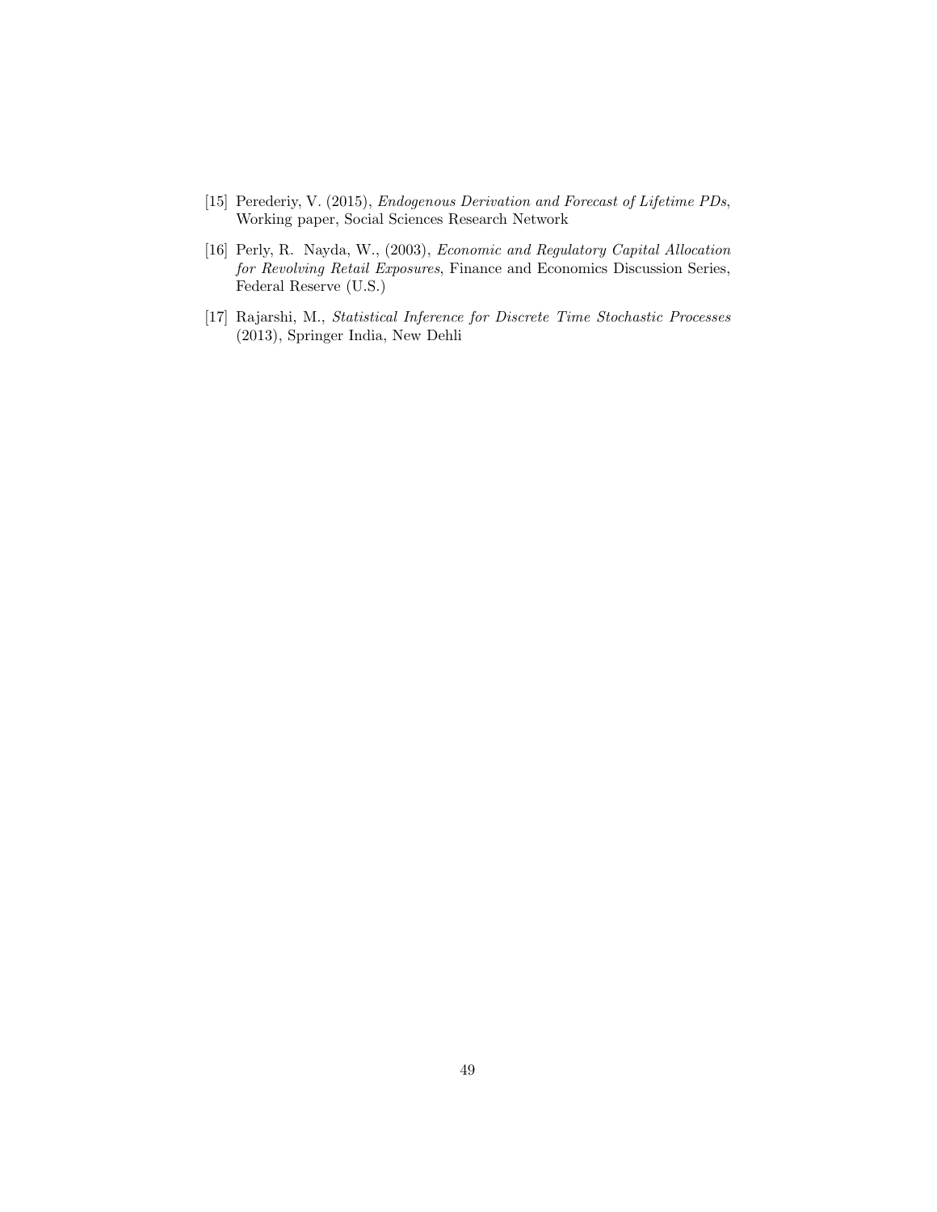[15] Perederiy, V. (2015), *Endogenous Derivation and Forecast of Lifetime PDs*, Working paper, Social Sciences Research Network

[16] Perly, R. Nayda, W., (2003), *Economic and Regulatory Capital Allocation for Revolving Retail Exposures*, Finance and Economics Discussion Series, Federal Reserve (U.S.)

[17] Rajarshi, M., *Statistical Inference for Discrete Time Stochastic Processes* (2013), Springer India, New Dehli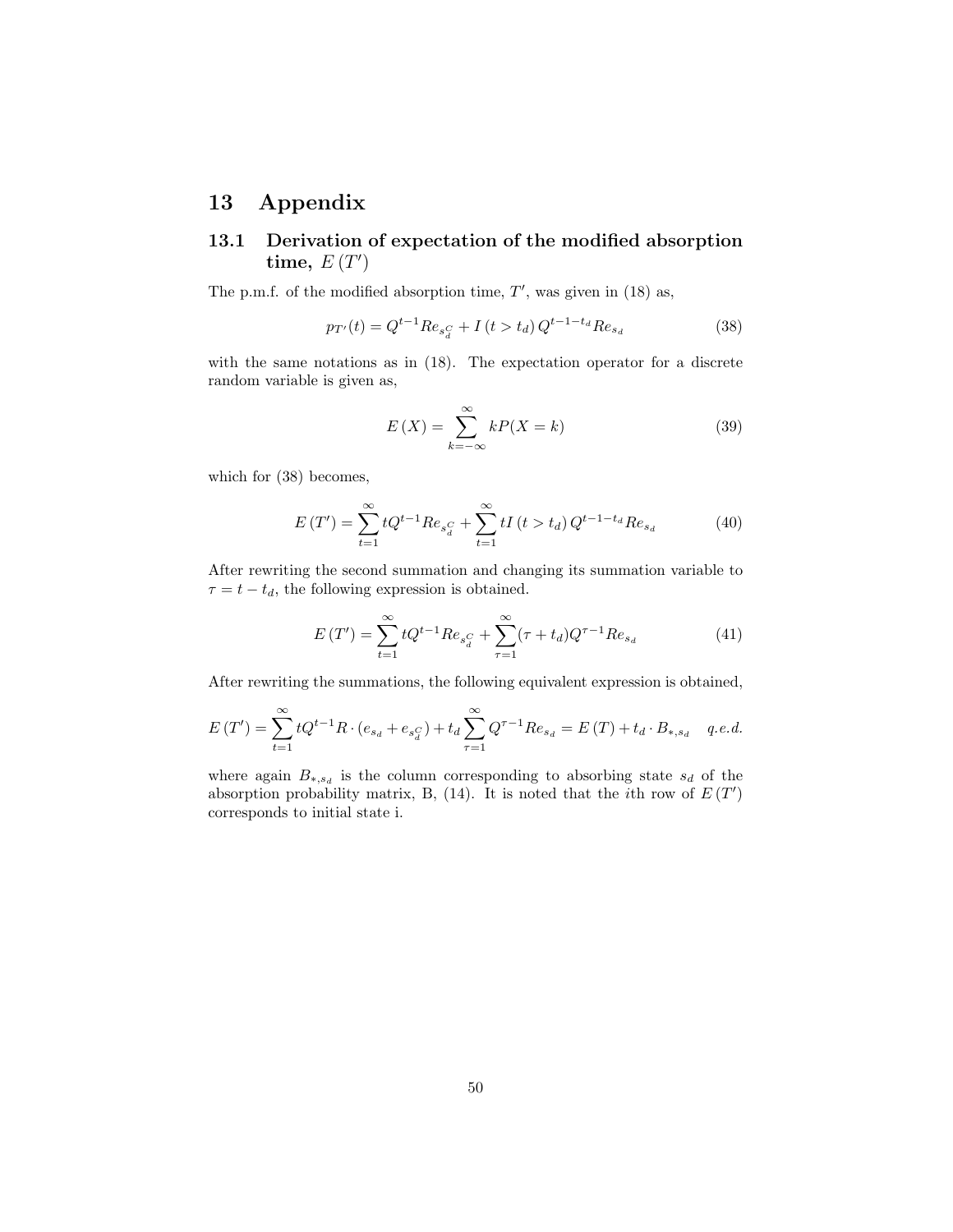# 13 Appendix

## 13.1 Derivation of expectation of the modified absorption time, $E(T')$

The p.m.f. of the modified absorption time, $T'$, was given in (18) as,

$$p_{T'}(t) = Q^{t-1}Re_{s_d^C} + I(t > t_d)\, Q^{t-1-t_d}Re_{s_d} \tag{38}$$

with the same notations as in (18). The expectation operator for a discrete random variable is given as,

$$E(X) = \sum_{k=-\infty}^{\infty} kP(X = k) \tag{39}$$

which for (38) becomes,

$$E(T') = \sum_{t=1}^{\infty} tQ^{t-1}Re_{s_d^C} + \sum_{t=1}^{\infty} tI(t > t_d)\, Q^{t-1-t_d}Re_{s_d} \tag{40}$$

After rewriting the second summation and changing its summation variable to $\tau = t - t_d$, the following expression is obtained.

$$E(T') = \sum_{t=1}^{\infty} tQ^{t-1}Re_{s_d^C} + \sum_{\tau=1}^{\infty} (\tau + t_d)Q^{\tau-1}Re_{s_d} \tag{41}$$

After rewriting the summations, the following equivalent expression is obtained,

$$E(T') = \sum_{t=1}^{\infty} tQ^{t-1}R \cdot (e_{s_d} + e_{s_d^C}) + t_d \sum_{\tau=1}^{\infty} Q^{\tau-1}Re_{s_d} = E(T) + t_d \cdot B_{*,s_d} \quad q.e.d.$$

where again $B_{*,s_d}$ is the column corresponding to absorbing state $s_d$ of the absorption probability matrix, B, (14). It is noted that the $i$th row of $E(T')$ corresponds to initial state i.